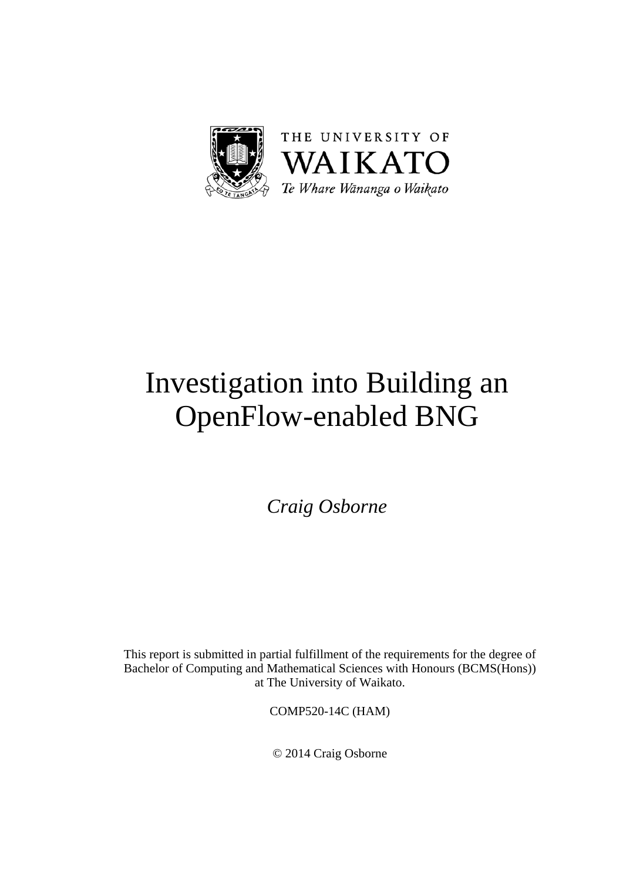THE UNIVERSITY OF WAIKATO

*Te Whare Wānanga o Waikato*

# Investigation into Building an OpenFlow-enabled BNG

*Craig Osborne*

This report is submitted in partial fulfillment of the requirements for the degree of Bachelor of Computing and Mathematical Sciences with Honours (BCMS(Hons)) at The University of Waikato.

COMP520-14C (HAM)

© 2014 Craig Osborne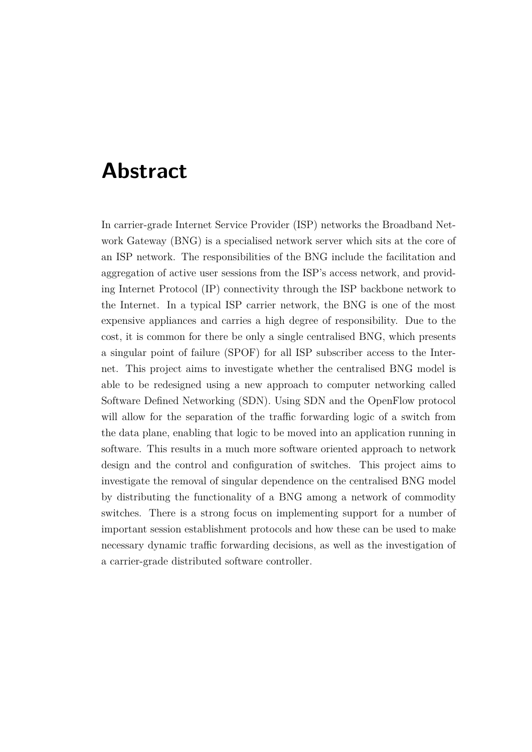# Abstract

In carrier-grade Internet Service Provider (ISP) networks the Broadband Network Gateway (BNG) is a specialised network server which sits at the core of an ISP network. The responsibilities of the BNG include the facilitation and aggregation of active user sessions from the ISP's access network, and providing Internet Protocol (IP) connectivity through the ISP backbone network to the Internet. In a typical ISP carrier network, the BNG is one of the most expensive appliances and carries a high degree of responsibility. Due to the cost, it is common for there be only a single centralised BNG, which presents a singular point of failure (SPOF) for all ISP subscriber access to the Internet. This project aims to investigate whether the centralised BNG model is able to be redesigned using a new approach to computer networking called Software Defined Networking (SDN). Using SDN and the OpenFlow protocol will allow for the separation of the traffic forwarding logic of a switch from the data plane, enabling that logic to be moved into an application running in software. This results in a much more software oriented approach to network design and the control and configuration of switches. This project aims to investigate the removal of singular dependence on the centralised BNG model by distributing the functionality of a BNG among a network of commodity switches. There is a strong focus on implementing support for a number of important session establishment protocols and how these can be used to make necessary dynamic traffic forwarding decisions, as well as the investigation of a carrier-grade distributed software controller.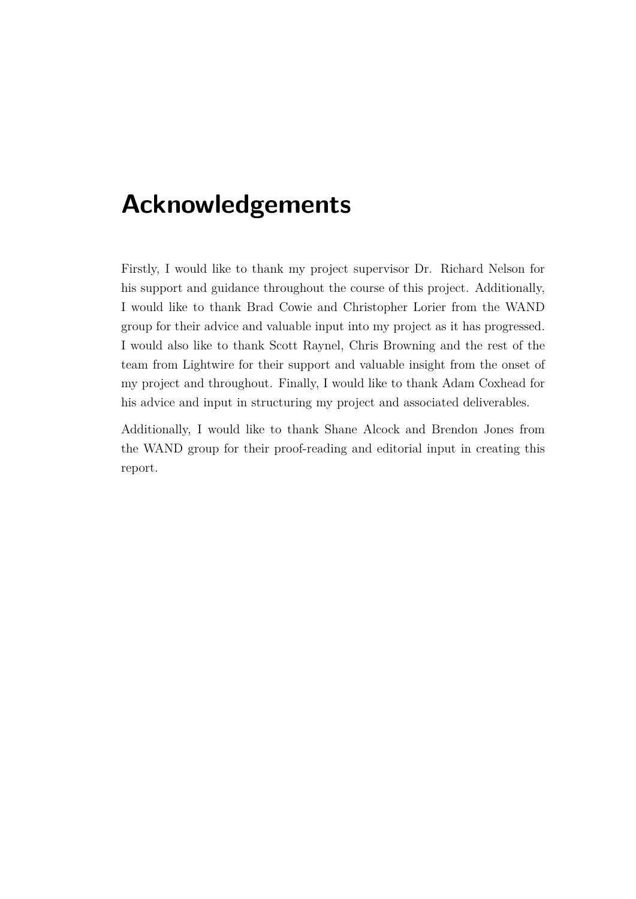# Acknowledgements

Firstly, I would like to thank my project supervisor Dr. Richard Nelson for his support and guidance throughout the course of this project. Additionally, I would like to thank Brad Cowie and Christopher Lorier from the WAND group for their advice and valuable input into my project as it has progressed. I would also like to thank Scott Raynel, Chris Browning and the rest of the team from Lightwire for their support and valuable insight from the onset of my project and throughout. Finally, I would like to thank Adam Coxhead for his advice and input in structuring my project and associated deliverables.

Additionally, I would like to thank Shane Alcock and Brendon Jones from the WAND group for their proof-reading and editorial input in creating this report.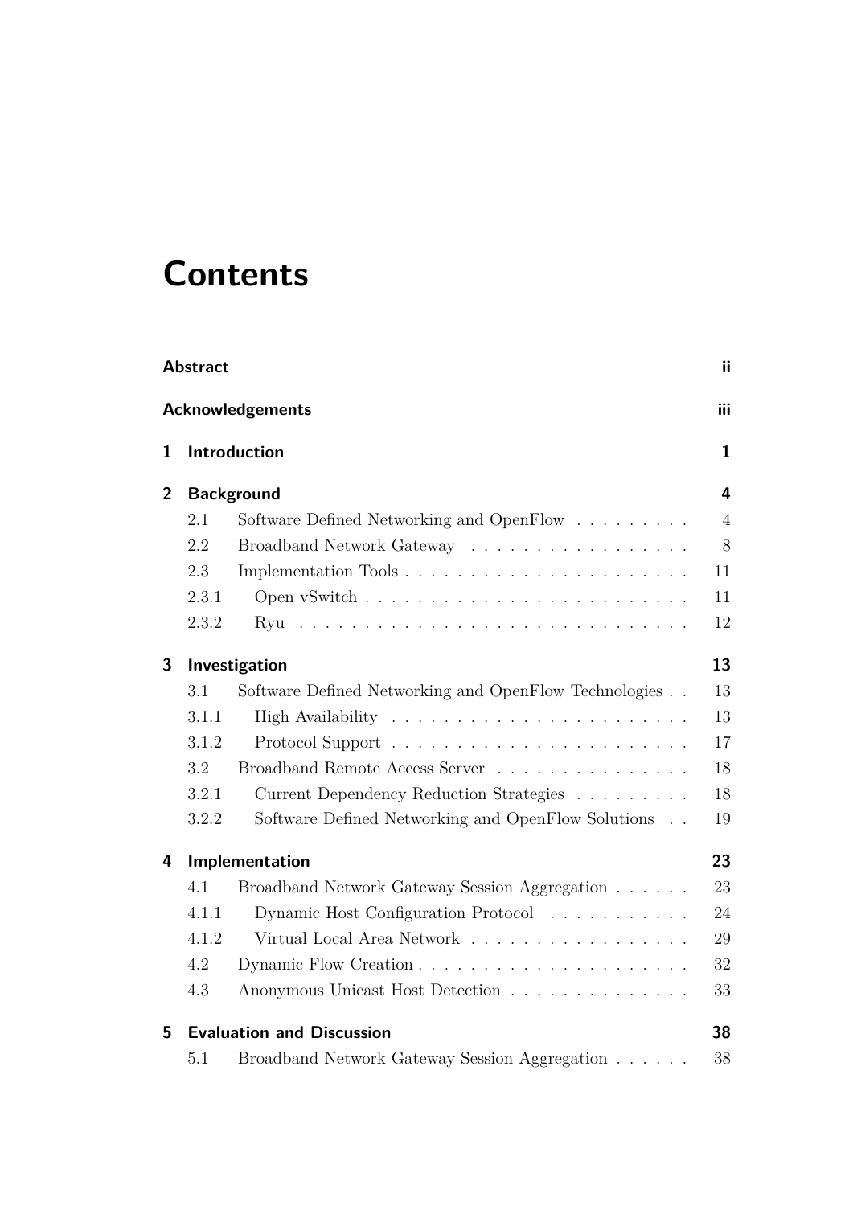# Contents

**Abstract** ii

**Acknowledgements** iii

**1 Introduction** 1

**2 Background** 4

- 2.1 Software Defined Networking and OpenFlow 4
- 2.2 Broadband Network Gateway 8
- 2.3 Implementation Tools 11
  - 2.3.1 Open vSwitch 11
  - 2.3.2 Ryu 12

**3 Investigation** 13

- 3.1 Software Defined Networking and OpenFlow Technologies 13
  - 3.1.1 High Availability 13
  - 3.1.2 Protocol Support 17
- 3.2 Broadband Remote Access Server 18
  - 3.2.1 Current Dependency Reduction Strategies 18
  - 3.2.2 Software Defined Networking and OpenFlow Solutions 19

**4 Implementation** 23

- 4.1 Broadband Network Gateway Session Aggregation 23
  - 4.1.1 Dynamic Host Configuration Protocol 24
  - 4.1.2 Virtual Local Area Network 29
- 4.2 Dynamic Flow Creation 32
- 4.3 Anonymous Unicast Host Detection 33

**5 Evaluation and Discussion** 38

- 5.1 Broadband Network Gateway Session Aggregation 38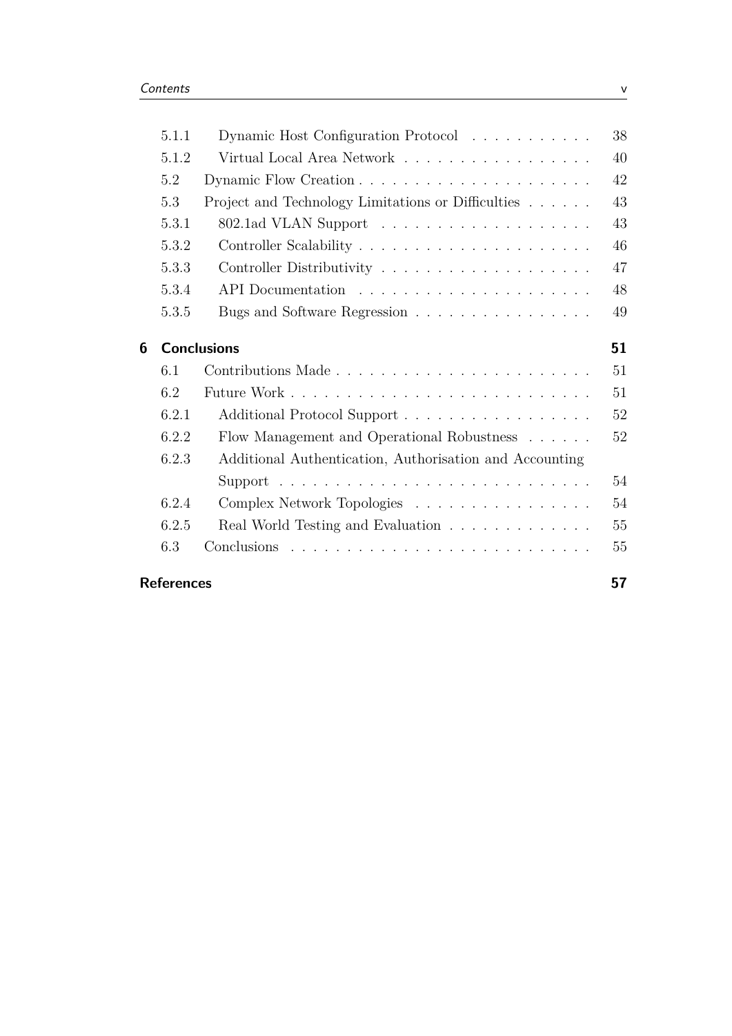5.1.1 Dynamic Host Configuration Protocol . . . . . . . . . . . 38
5.1.2 Virtual Local Area Network . . . . . . . . . . . . . . . . . 40
5.2 Dynamic Flow Creation . . . . . . . . . . . . . . . . . . . . . 42
5.3 Project and Technology Limitations or Difficulties . . . . . . 43
5.3.1 802.1ad VLAN Support . . . . . . . . . . . . . . . . . . . 43
5.3.2 Controller Scalability . . . . . . . . . . . . . . . . . . . . . 46
5.3.3 Controller Distributivity . . . . . . . . . . . . . . . . . . . 47
5.3.4 API Documentation . . . . . . . . . . . . . . . . . . . . . 48
5.3.5 Bugs and Software Regression . . . . . . . . . . . . . . . . 49

**6 Conclusions** **51**

6.1 Contributions Made . . . . . . . . . . . . . . . . . . . . . . . 51
6.2 Future Work . . . . . . . . . . . . . . . . . . . . . . . . . . . 51
6.2.1 Additional Protocol Support . . . . . . . . . . . . . . . . . 52
6.2.2 Flow Management and Operational Robustness . . . . . . 52
6.2.3 Additional Authentication, Authorisation and Accounting Support . . . . . . . . . . . . . . . . . . . . . . . . . . . . 54
6.2.4 Complex Network Topologies . . . . . . . . . . . . . . . . 54
6.2.5 Real World Testing and Evaluation . . . . . . . . . . . . . 55
6.3 Conclusions . . . . . . . . . . . . . . . . . . . . . . . . . . . 55

**References** **57**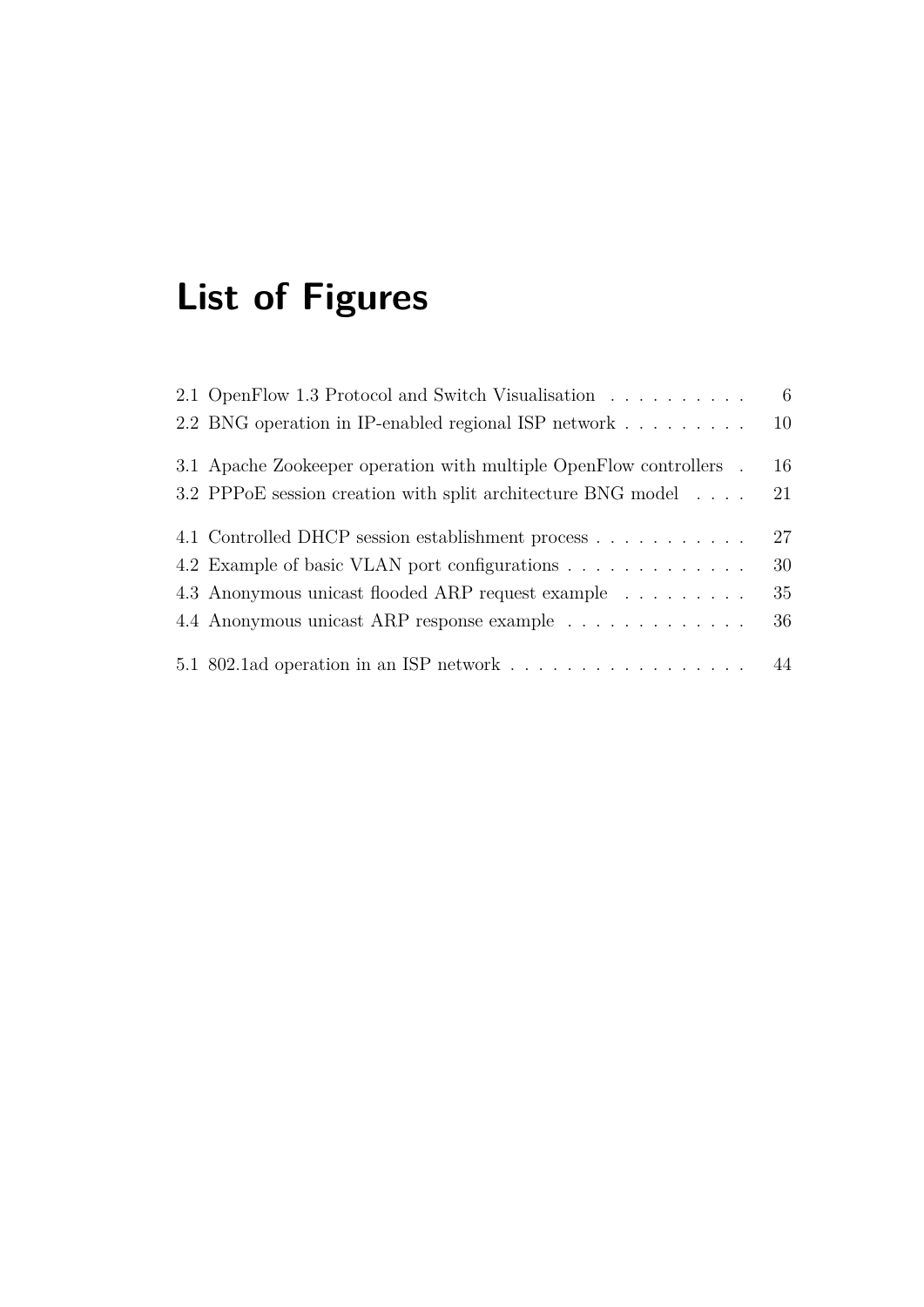# List of Figures

2.1 OpenFlow 1.3 Protocol and Switch Visualisation . . . . . . . . . . 6
2.2 BNG operation in IP-enabled regional ISP network . . . . . . . . . 10

3.1 Apache Zookeeper operation with multiple OpenFlow controllers . 16
3.2 PPPoE session creation with split architecture BNG model . . . . 21

4.1 Controlled DHCP session establishment process . . . . . . . . . . . 27
4.2 Example of basic VLAN port configurations . . . . . . . . . . . . . 30
4.3 Anonymous unicast flooded ARP request example . . . . . . . . . 35
4.4 Anonymous unicast ARP response example . . . . . . . . . . . . . 36

5.1 802.1ad operation in an ISP network . . . . . . . . . . . . . . . . . 44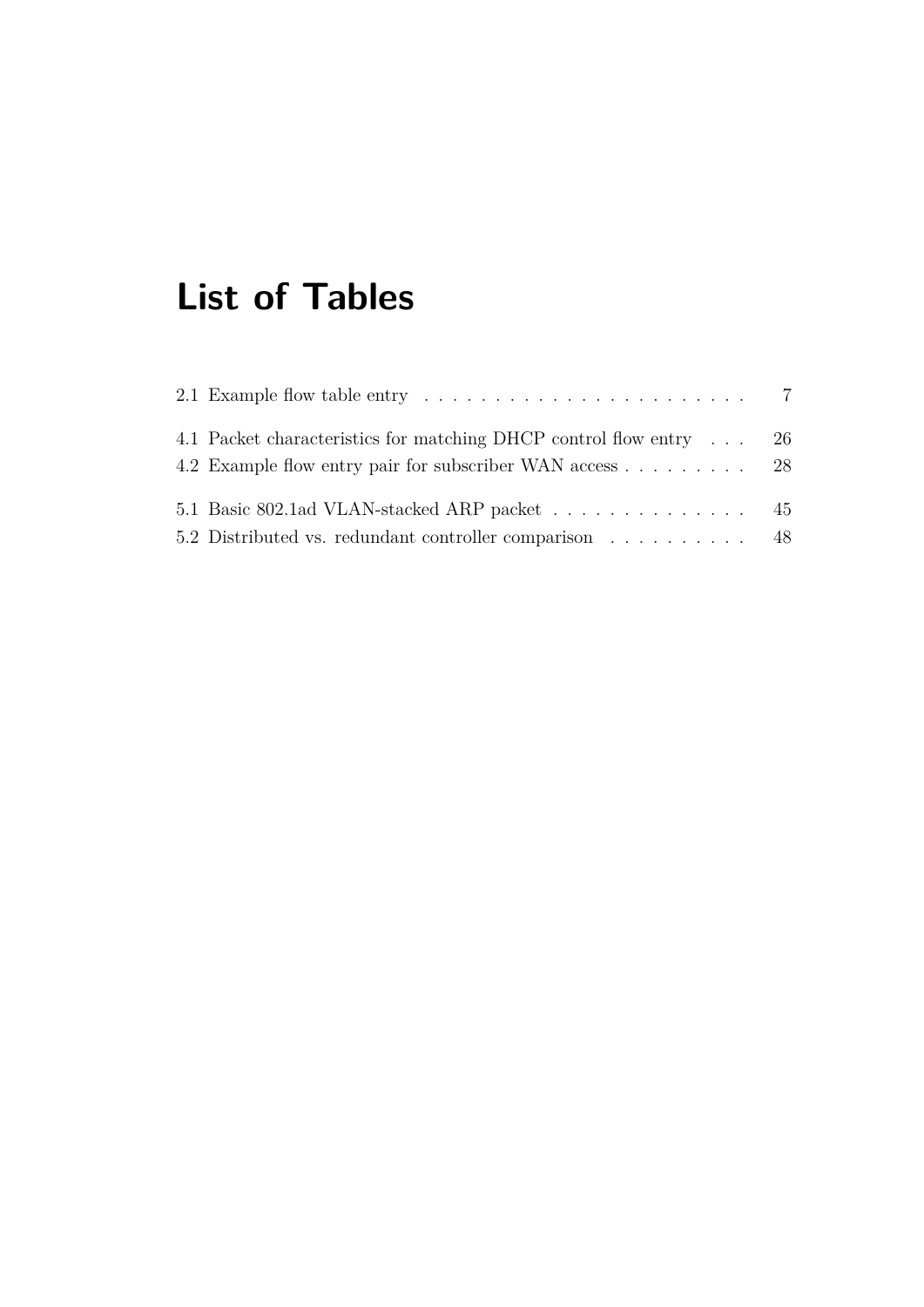# List of Tables

2.1 Example flow table entry . . . . . . . . . . . . . . . . . . . . . . . 7

4.1 Packet characteristics for matching DHCP control flow entry . . . 26
4.2 Example flow entry pair for subscriber WAN access . . . . . . . . . 28

5.1 Basic 802.1ad VLAN-stacked ARP packet . . . . . . . . . . . . . . 45
5.2 Distributed vs. redundant controller comparison . . . . . . . . . . 48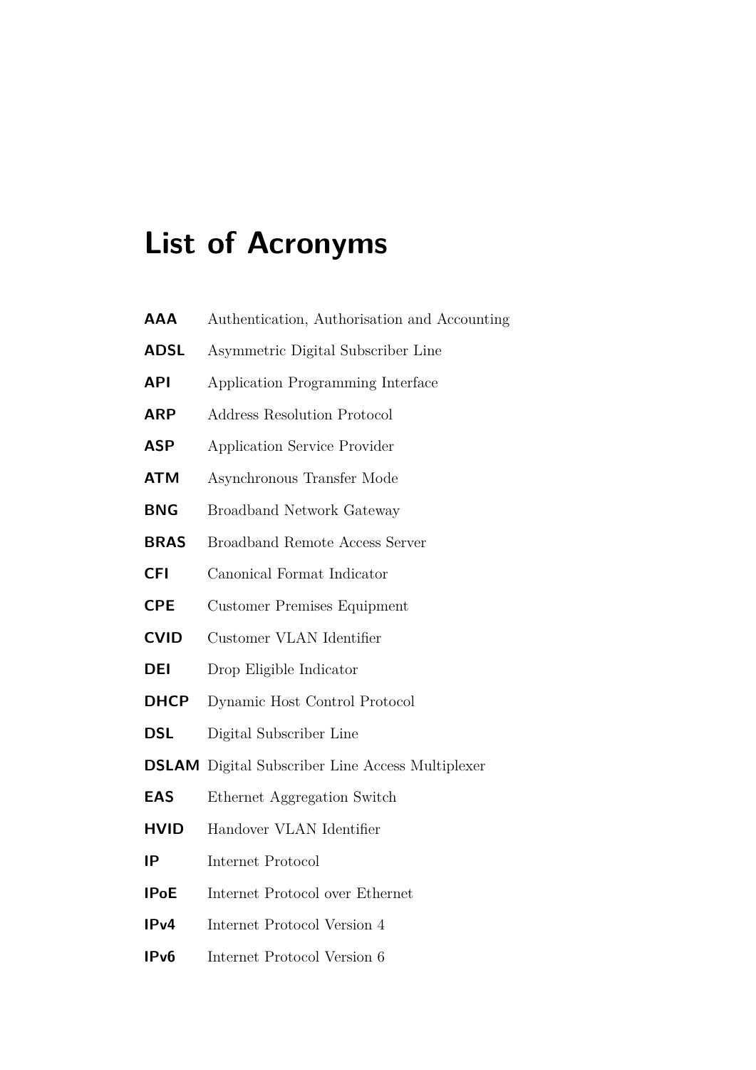# List of Acronyms

**AAA** Authentication, Authorisation and Accounting

**ADSL** Asymmetric Digital Subscriber Line

**API** Application Programming Interface

**ARP** Address Resolution Protocol

**ASP** Application Service Provider

**ATM** Asynchronous Transfer Mode

**BNG** Broadband Network Gateway

**BRAS** Broadband Remote Access Server

**CFI** Canonical Format Indicator

**CPE** Customer Premises Equipment

**CVID** Customer VLAN Identifier

**DEI** Drop Eligible Indicator

**DHCP** Dynamic Host Control Protocol

**DSL** Digital Subscriber Line

**DSLAM** Digital Subscriber Line Access Multiplexer

**EAS** Ethernet Aggregation Switch

**HVID** Handover VLAN Identifier

**IP** Internet Protocol

**IPoE** Internet Protocol over Ethernet

**IPv4** Internet Protocol Version 4

**IPv6** Internet Protocol Version 6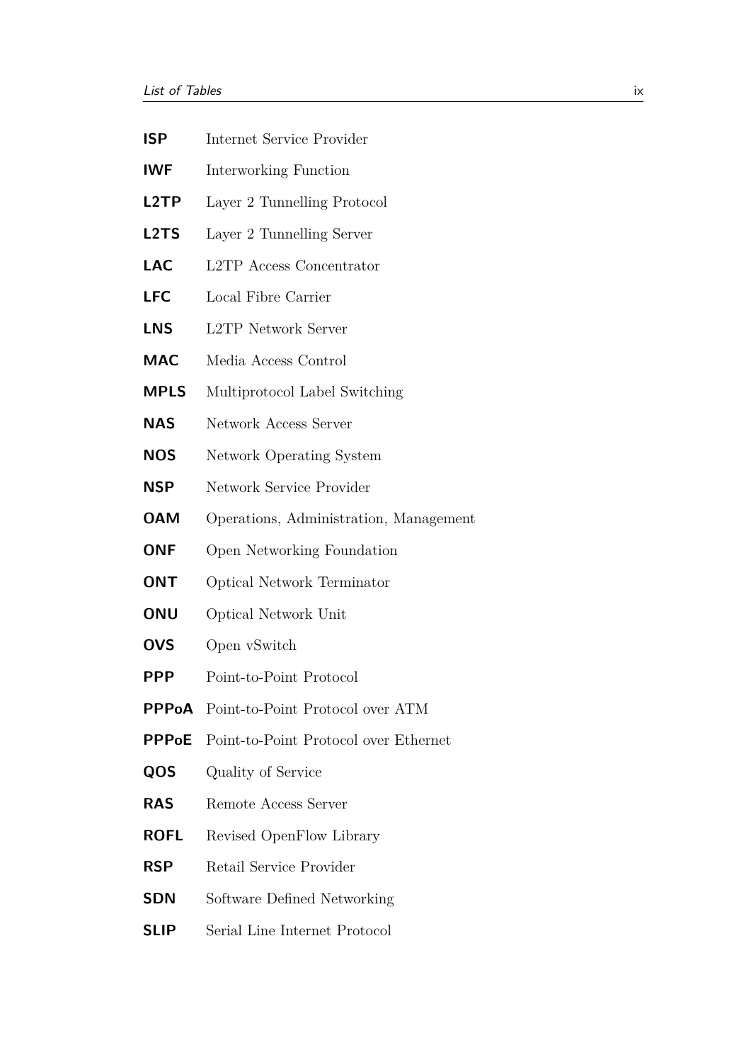**ISP** Internet Service Provider

**IWF** Interworking Function

**L2TP** Layer 2 Tunnelling Protocol

**L2TS** Layer 2 Tunnelling Server

**LAC** L2TP Access Concentrator

**LFC** Local Fibre Carrier

**LNS** L2TP Network Server

**MAC** Media Access Control

**MPLS** Multiprotocol Label Switching

**NAS** Network Access Server

**NOS** Network Operating System

**NSP** Network Service Provider

**OAM** Operations, Administration, Management

**ONF** Open Networking Foundation

**ONT** Optical Network Terminator

**ONU** Optical Network Unit

**OVS** Open vSwitch

**PPP** Point-to-Point Protocol

**PPPoA** Point-to-Point Protocol over ATM

**PPPoE** Point-to-Point Protocol over Ethernet

**QOS** Quality of Service

**RAS** Remote Access Server

**ROFL** Revised OpenFlow Library

**RSP** Retail Service Provider

**SDN** Software Defined Networking

**SLIP** Serial Line Internet Protocol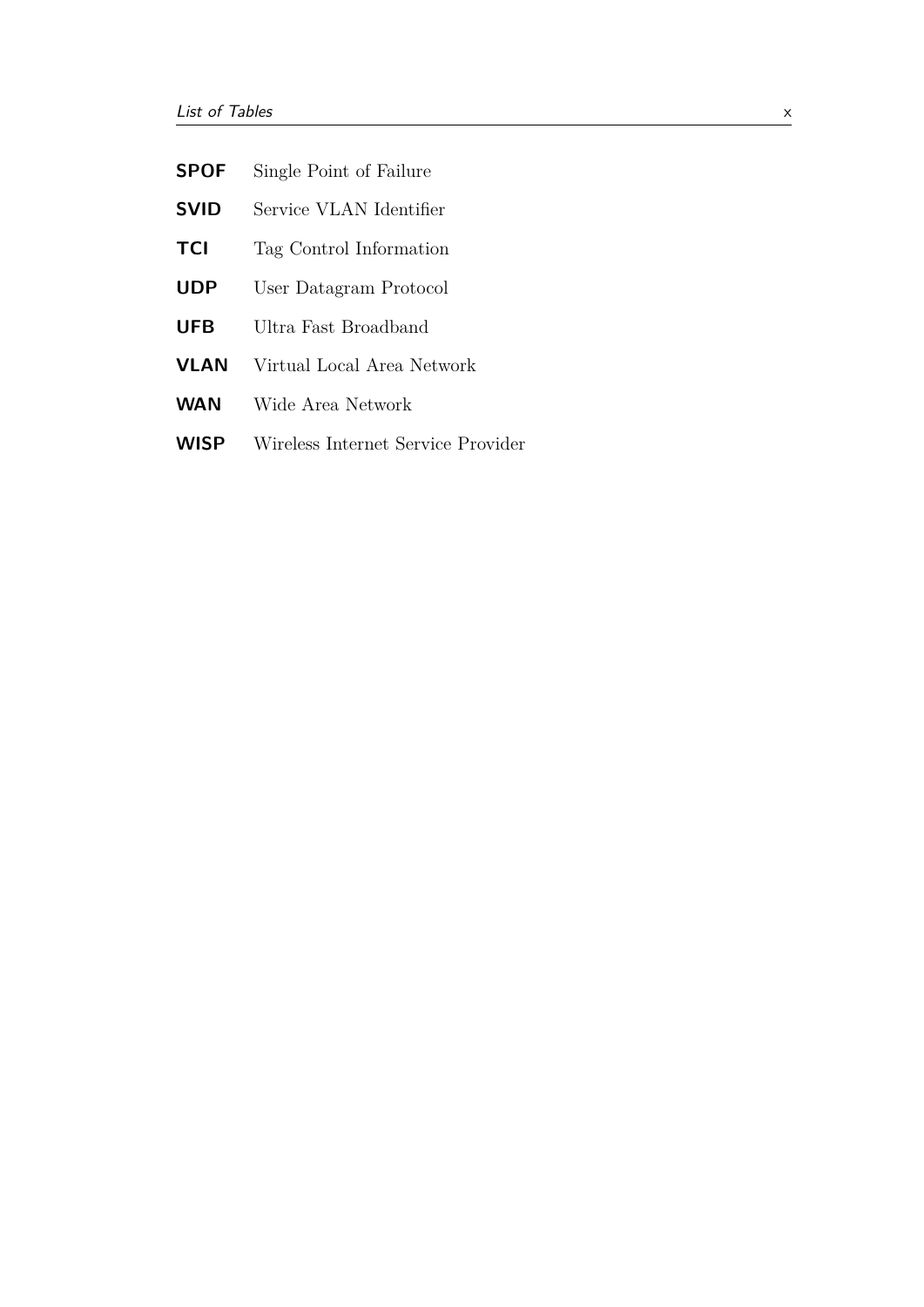**SPOF** Single Point of Failure

**SVID** Service VLAN Identifier

**TCI** Tag Control Information

**UDP** User Datagram Protocol

**UFB** Ultra Fast Broadband

**VLAN** Virtual Local Area Network

**WAN** Wide Area Network

**WISP** Wireless Internet Service Provider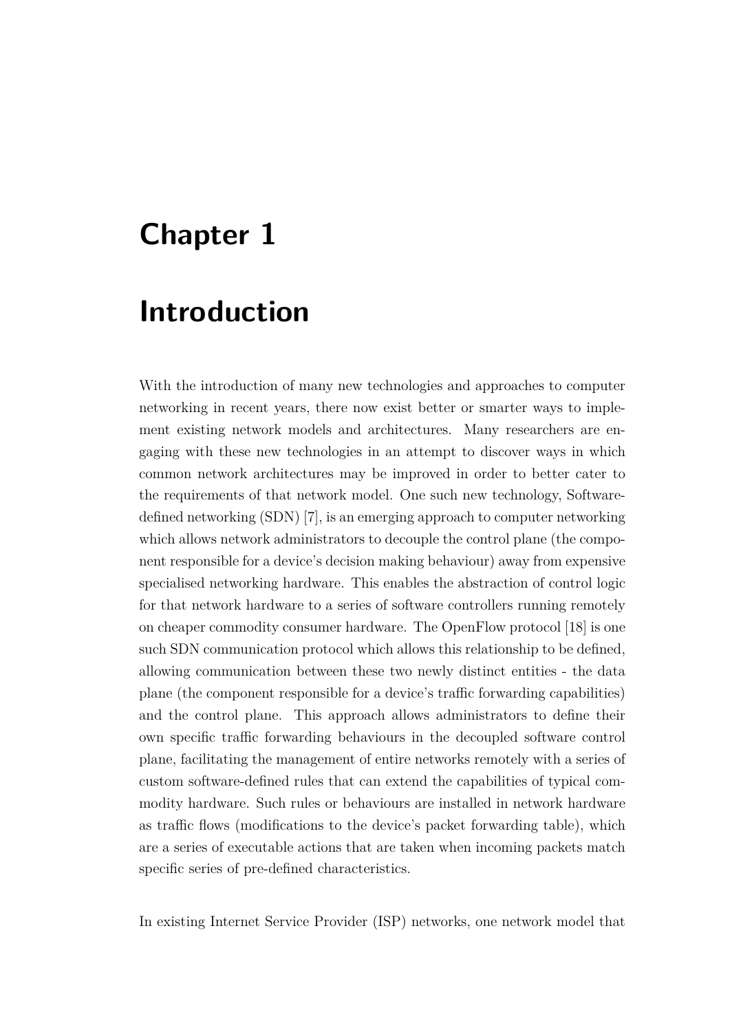# Chapter 1

# Introduction

With the introduction of many new technologies and approaches to computer networking in recent years, there now exist better or smarter ways to implement existing network models and architectures. Many researchers are engaging with these new technologies in an attempt to discover ways in which common network architectures may be improved in order to better cater to the requirements of that network model. One such new technology, Software-defined networking (SDN) [7], is an emerging approach to computer networking which allows network administrators to decouple the control plane (the component responsible for a device's decision making behaviour) away from expensive specialised networking hardware. This enables the abstraction of control logic for that network hardware to a series of software controllers running remotely on cheaper commodity consumer hardware. The OpenFlow protocol [18] is one such SDN communication protocol which allows this relationship to be defined, allowing communication between these two newly distinct entities - the data plane (the component responsible for a device's traffic forwarding capabilities) and the control plane. This approach allows administrators to define their own specific traffic forwarding behaviours in the decoupled software control plane, facilitating the management of entire networks remotely with a series of custom software-defined rules that can extend the capabilities of typical commodity hardware. Such rules or behaviours are installed in network hardware as traffic flows (modifications to the device's packet forwarding table), which are a series of executable actions that are taken when incoming packets match specific series of pre-defined characteristics.

In existing Internet Service Provider (ISP) networks, one network model that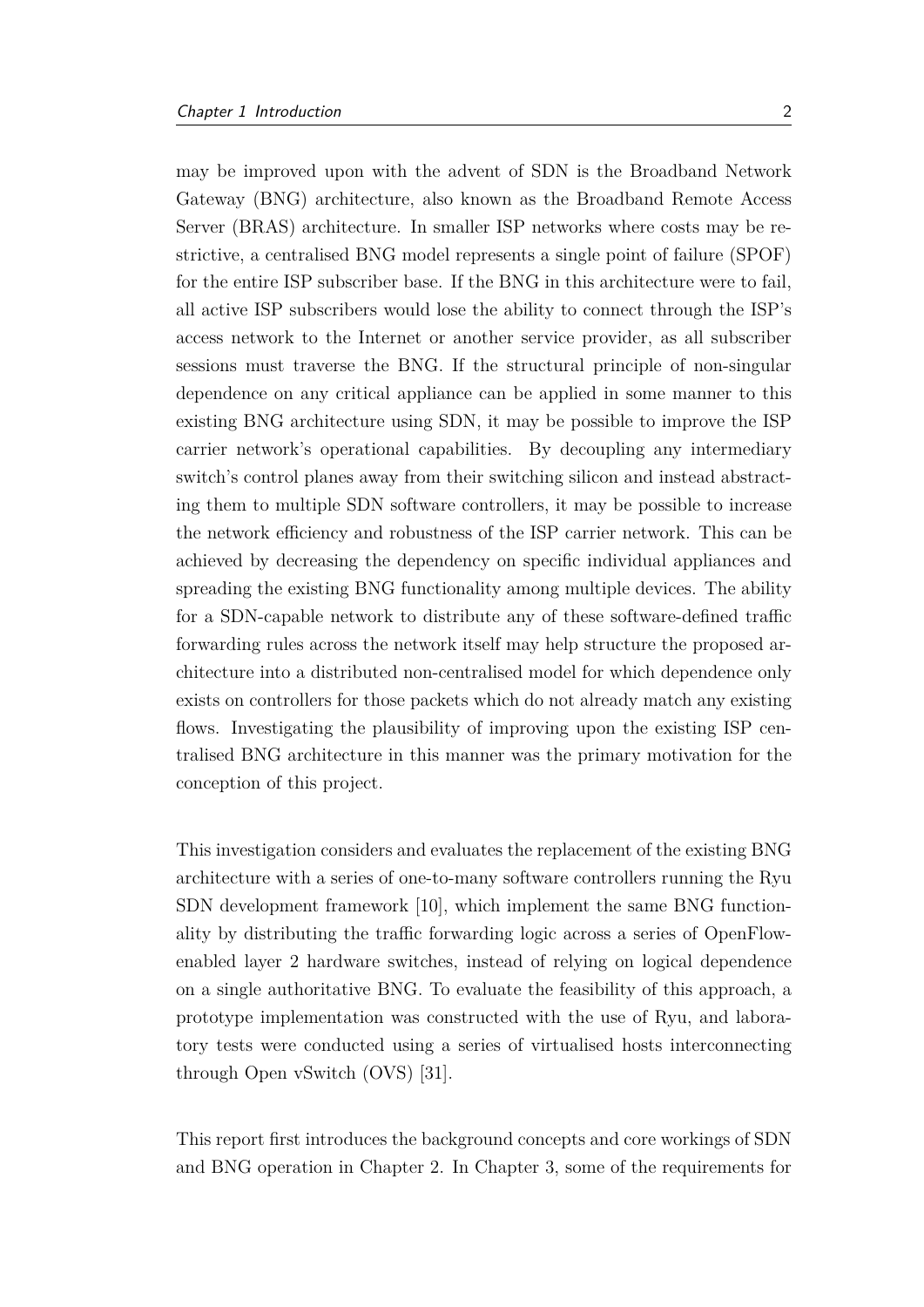may be improved upon with the advent of SDN is the Broadband Network Gateway (BNG) architecture, also known as the Broadband Remote Access Server (BRAS) architecture. In smaller ISP networks where costs may be restrictive, a centralised BNG model represents a single point of failure (SPOF) for the entire ISP subscriber base. If the BNG in this architecture were to fail, all active ISP subscribers would lose the ability to connect through the ISP's access network to the Internet or another service provider, as all subscriber sessions must traverse the BNG. If the structural principle of non-singular dependence on any critical appliance can be applied in some manner to this existing BNG architecture using SDN, it may be possible to improve the ISP carrier network's operational capabilities. By decoupling any intermediary switch's control planes away from their switching silicon and instead abstracting them to multiple SDN software controllers, it may be possible to increase the network efficiency and robustness of the ISP carrier network. This can be achieved by decreasing the dependency on specific individual appliances and spreading the existing BNG functionality among multiple devices. The ability for a SDN-capable network to distribute any of these software-defined traffic forwarding rules across the network itself may help structure the proposed architecture into a distributed non-centralised model for which dependence only exists on controllers for those packets which do not already match any existing flows. Investigating the plausibility of improving upon the existing ISP centralised BNG architecture in this manner was the primary motivation for the conception of this project.

This investigation considers and evaluates the replacement of the existing BNG architecture with a series of one-to-many software controllers running the Ryu SDN development framework [10], which implement the same BNG functionality by distributing the traffic forwarding logic across a series of OpenFlow-enabled layer 2 hardware switches, instead of relying on logical dependence on a single authoritative BNG. To evaluate the feasibility of this approach, a prototype implementation was constructed with the use of Ryu, and laboratory tests were conducted using a series of virtualised hosts interconnecting through Open vSwitch (OVS) [31].

This report first introduces the background concepts and core workings of SDN and BNG operation in Chapter 2. In Chapter 3, some of the requirements for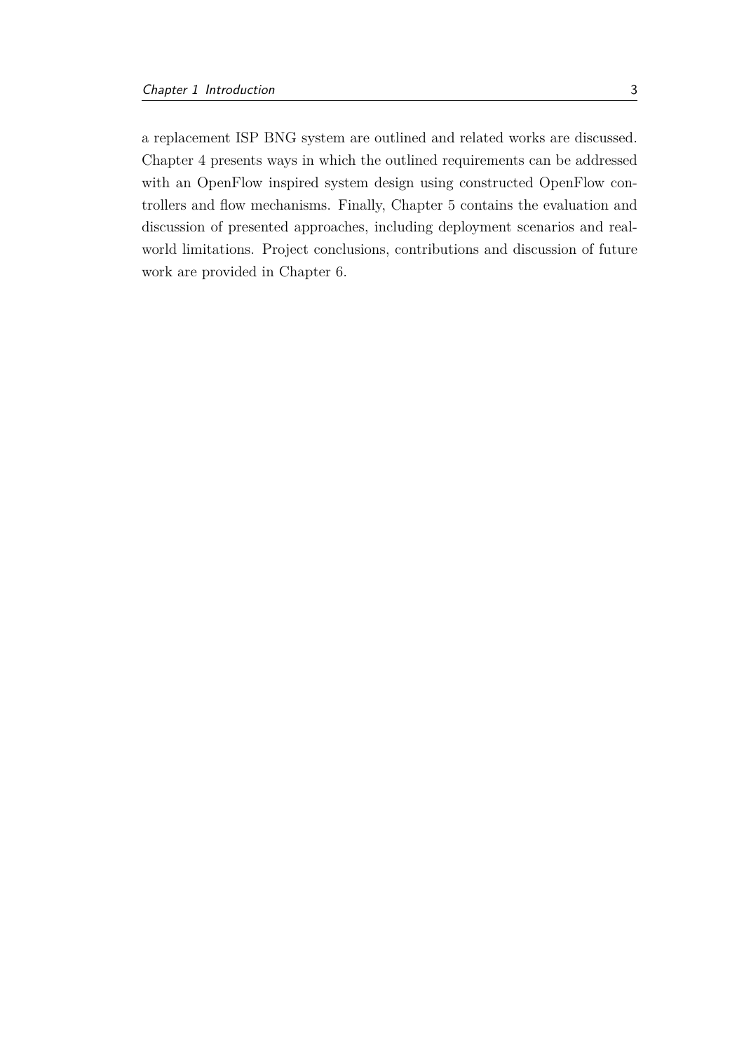a replacement ISP BNG system are outlined and related works are discussed. Chapter 4 presents ways in which the outlined requirements can be addressed with an OpenFlow inspired system design using constructed OpenFlow controllers and flow mechanisms. Finally, Chapter 5 contains the evaluation and discussion of presented approaches, including deployment scenarios and real-world limitations. Project conclusions, contributions and discussion of future work are provided in Chapter 6.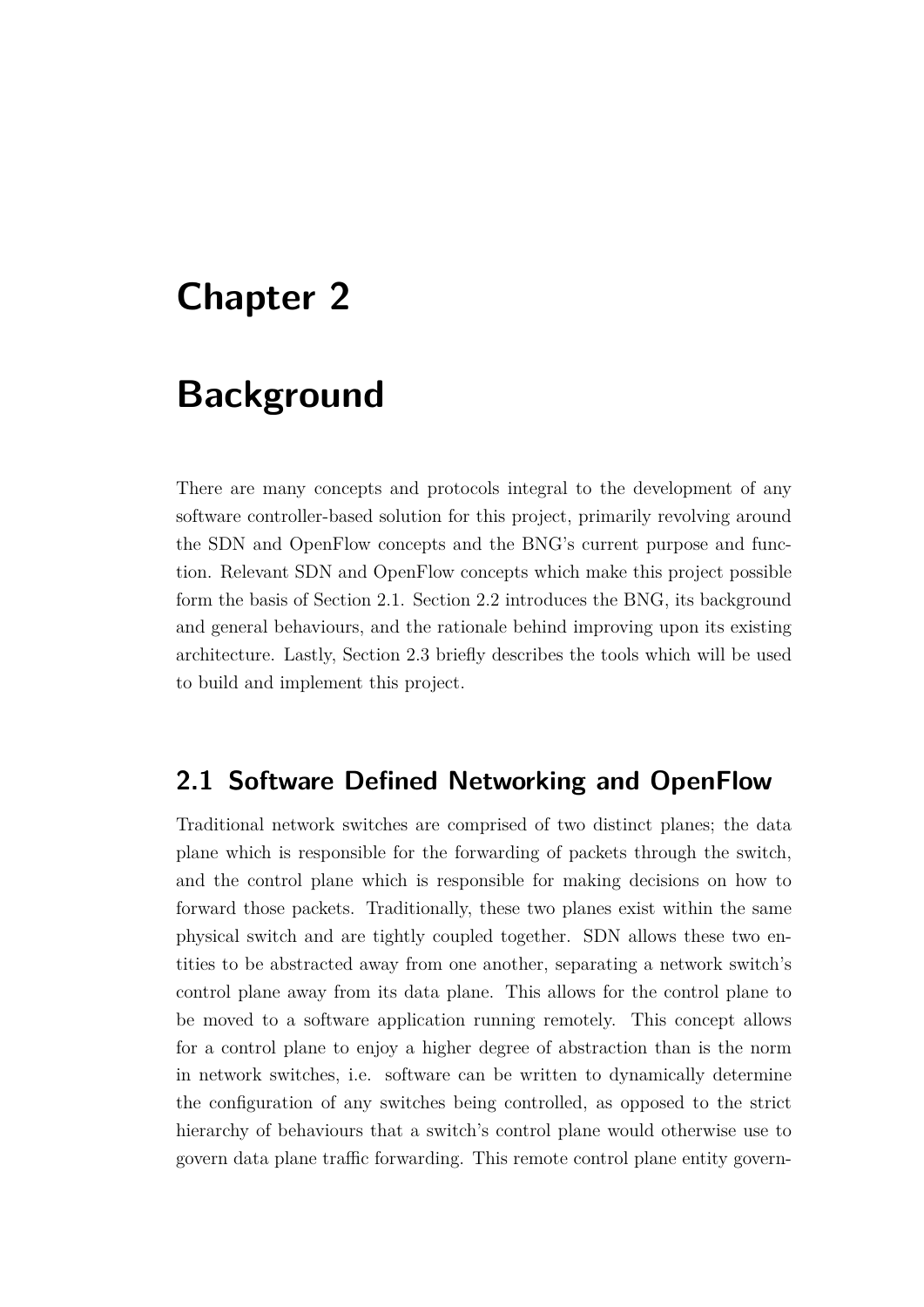# Chapter 2

# Background

There are many concepts and protocols integral to the development of any software controller-based solution for this project, primarily revolving around the SDN and OpenFlow concepts and the BNG's current purpose and function. Relevant SDN and OpenFlow concepts which make this project possible form the basis of Section 2.1. Section 2.2 introduces the BNG, its background and general behaviours, and the rationale behind improving upon its existing architecture. Lastly, Section 2.3 briefly describes the tools which will be used to build and implement this project.

## 2.1 Software Defined Networking and OpenFlow

Traditional network switches are comprised of two distinct planes; the data plane which is responsible for the forwarding of packets through the switch, and the control plane which is responsible for making decisions on how to forward those packets. Traditionally, these two planes exist within the same physical switch and are tightly coupled together. SDN allows these two entities to be abstracted away from one another, separating a network switch's control plane away from its data plane. This allows for the control plane to be moved to a software application running remotely. This concept allows for a control plane to enjoy a higher degree of abstraction than is the norm in network switches, i.e. software can be written to dynamically determine the configuration of any switches being controlled, as opposed to the strict hierarchy of behaviours that a switch's control plane would otherwise use to govern data plane traffic forwarding. This remote control plane entity govern-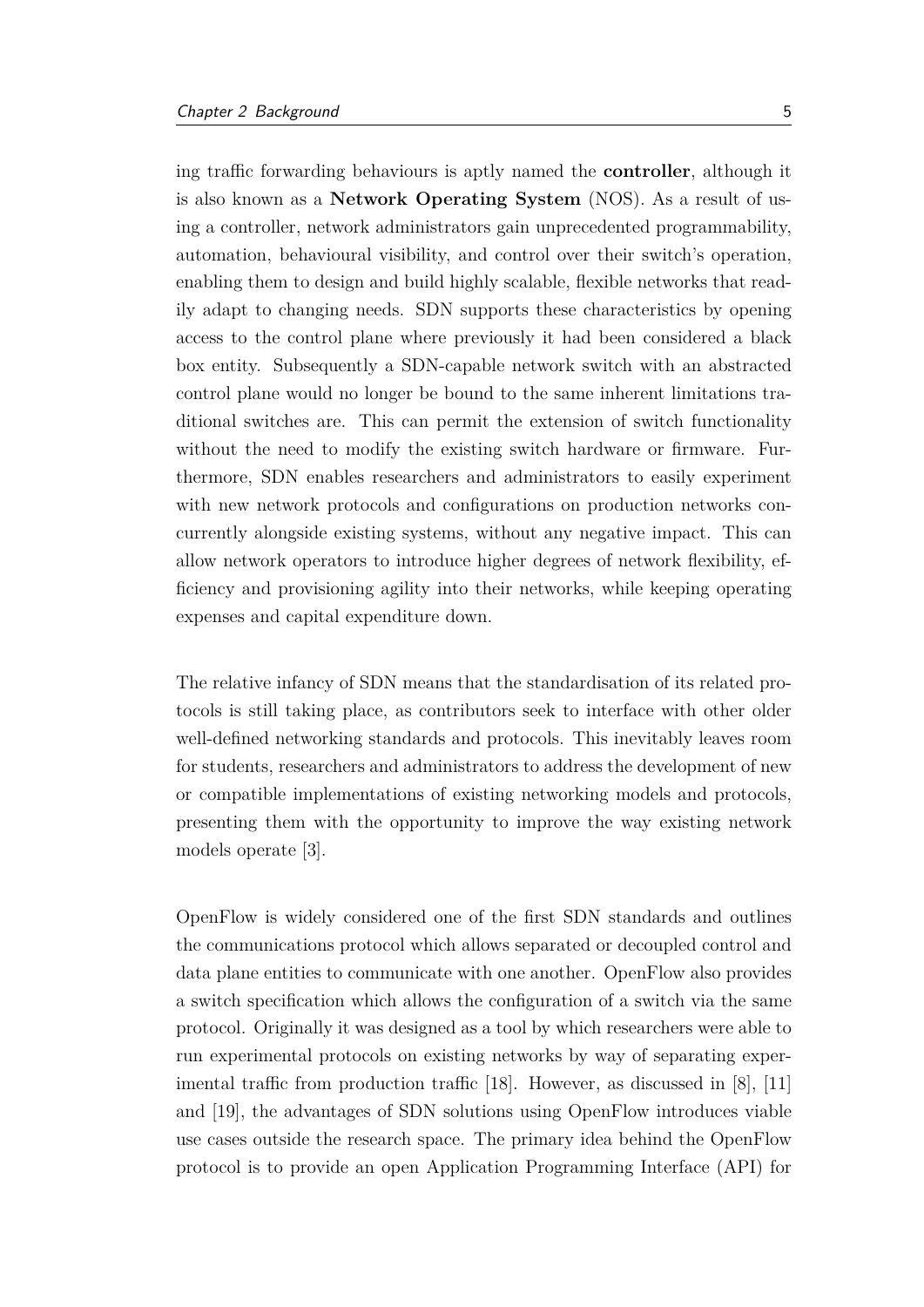ing traffic forwarding behaviours is aptly named the **controller**, although it is also known as a **Network Operating System** (NOS). As a result of using a controller, network administrators gain unprecedented programmability, automation, behavioural visibility, and control over their switch's operation, enabling them to design and build highly scalable, flexible networks that readily adapt to changing needs. SDN supports these characteristics by opening access to the control plane where previously it had been considered a black box entity. Subsequently a SDN-capable network switch with an abstracted control plane would no longer be bound to the same inherent limitations traditional switches are. This can permit the extension of switch functionality without the need to modify the existing switch hardware or firmware. Furthermore, SDN enables researchers and administrators to easily experiment with new network protocols and configurations on production networks concurrently alongside existing systems, without any negative impact. This can allow network operators to introduce higher degrees of network flexibility, efficiency and provisioning agility into their networks, while keeping operating expenses and capital expenditure down.

The relative infancy of SDN means that the standardisation of its related protocols is still taking place, as contributors seek to interface with other older well-defined networking standards and protocols. This inevitably leaves room for students, researchers and administrators to address the development of new or compatible implementations of existing networking models and protocols, presenting them with the opportunity to improve the way existing network models operate [3].

OpenFlow is widely considered one of the first SDN standards and outlines the communications protocol which allows separated or decoupled control and data plane entities to communicate with one another. OpenFlow also provides a switch specification which allows the configuration of a switch via the same protocol. Originally it was designed as a tool by which researchers were able to run experimental protocols on existing networks by way of separating experimental traffic from production traffic [18]. However, as discussed in [8], [11] and [19], the advantages of SDN solutions using OpenFlow introduces viable use cases outside the research space. The primary idea behind the OpenFlow protocol is to provide an open Application Programming Interface (API) for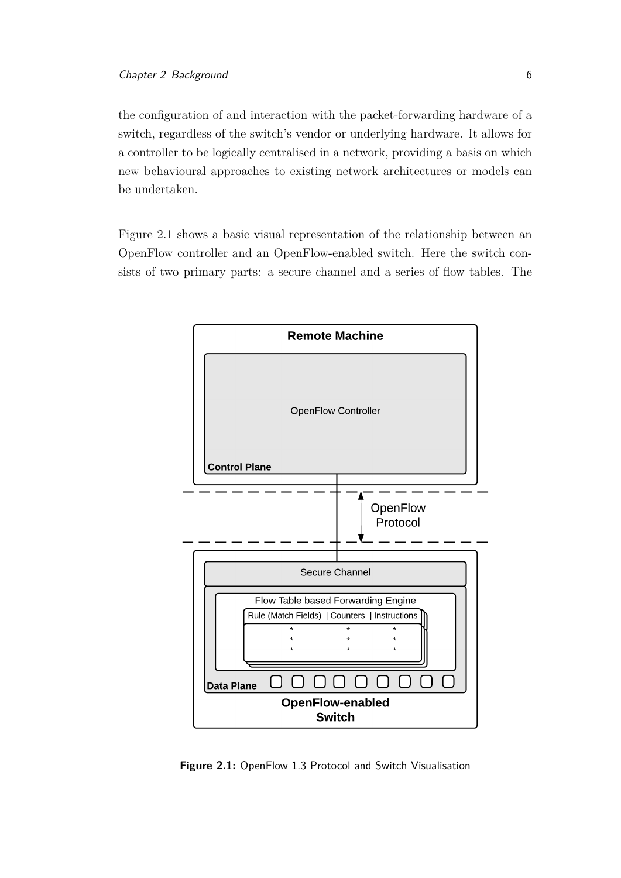the configuration of and interaction with the packet-forwarding hardware of a switch, regardless of the switch's vendor or underlying hardware. It allows for a controller to be logically centralised in a network, providing a basis on which new behavioural approaches to existing network architectures or models can be undertaken.

Figure 2.1 shows a basic visual representation of the relationship between an OpenFlow controller and an OpenFlow-enabled switch. Here the switch consists of two primary parts: a secure channel and a series of flow tables. The

**Figure 2.1:** OpenFlow 1.3 Protocol and Switch Visualisation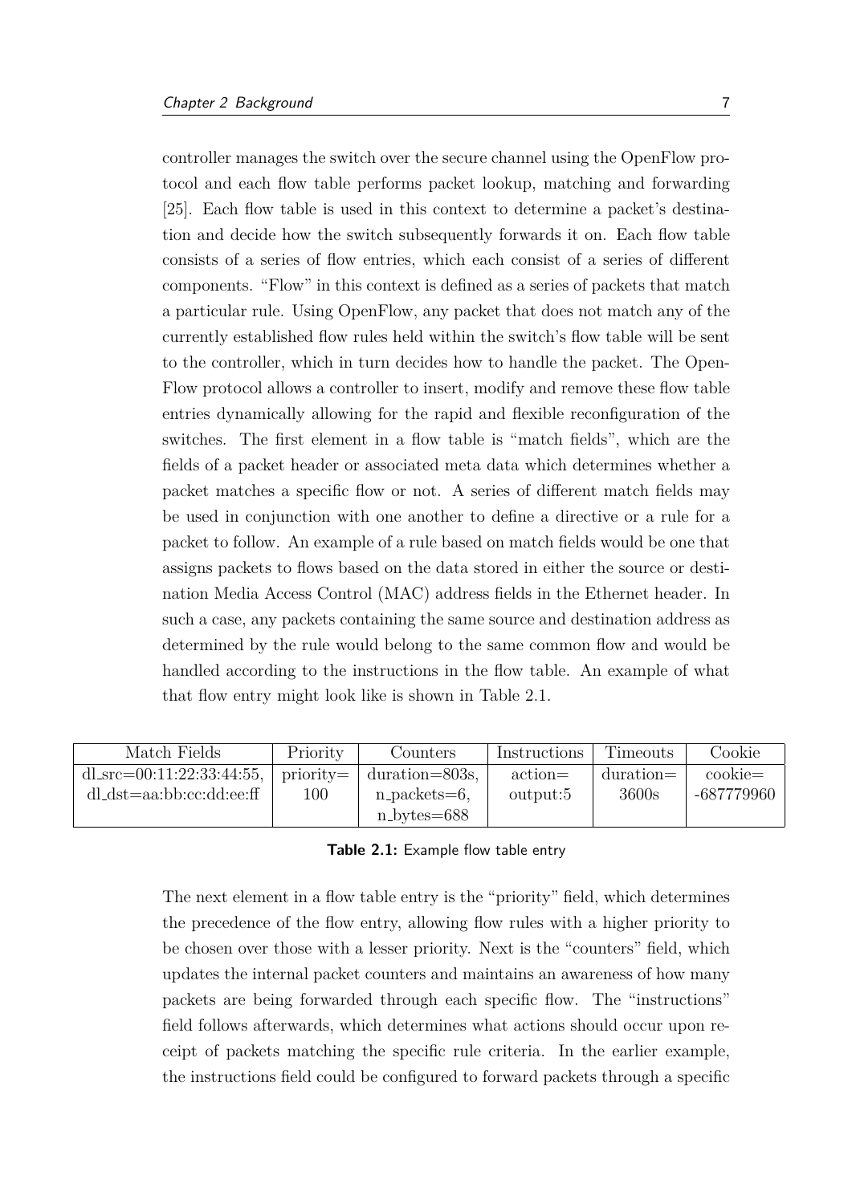controller manages the switch over the secure channel using the OpenFlow protocol and each flow table performs packet lookup, matching and forwarding [25]. Each flow table is used in this context to determine a packet's destination and decide how the switch subsequently forwards it on. Each flow table consists of a series of flow entries, which each consist of a series of different components. "Flow" in this context is defined as a series of packets that match a particular rule. Using OpenFlow, any packet that does not match any of the currently established flow rules held within the switch's flow table will be sent to the controller, which in turn decides how to handle the packet. The OpenFlow protocol allows a controller to insert, modify and remove these flow table entries dynamically allowing for the rapid and flexible reconfiguration of the switches. The first element in a flow table is "match fields", which are the fields of a packet header or associated meta data which determines whether a packet matches a specific flow or not. A series of different match fields may be used in conjunction with one another to define a directive or a rule for a packet to follow. An example of a rule based on match fields would be one that assigns packets to flows based on the data stored in either the source or destination Media Access Control (MAC) address fields in the Ethernet header. In such a case, any packets containing the same source and destination address as determined by the rule would belong to the same common flow and would be handled according to the instructions in the flow table. An example of what that flow entry might look like is shown in Table 2.1.

| Match Fields | Priority | Counters | Instructions | Timeouts | Cookie |
|---|---|---|---|---|---|
| dl_src=00:11:22:33:44:55, dl_dst=aa:bb:cc:dd:ee:ff | priority= 100 | duration=803s, n_packets=6, n_bytes=688 | action= output:5 | duration= 3600s | cookie= -687779960 |

**Table 2.1:** Example flow table entry

The next element in a flow table entry is the "priority" field, which determines the precedence of the flow entry, allowing flow rules with a higher priority to be chosen over those with a lesser priority. Next is the "counters" field, which updates the internal packet counters and maintains an awareness of how many packets are being forwarded through each specific flow. The "instructions" field follows afterwards, which determines what actions should occur upon receipt of packets matching the specific rule criteria. In the earlier example, the instructions field could be configured to forward packets through a specific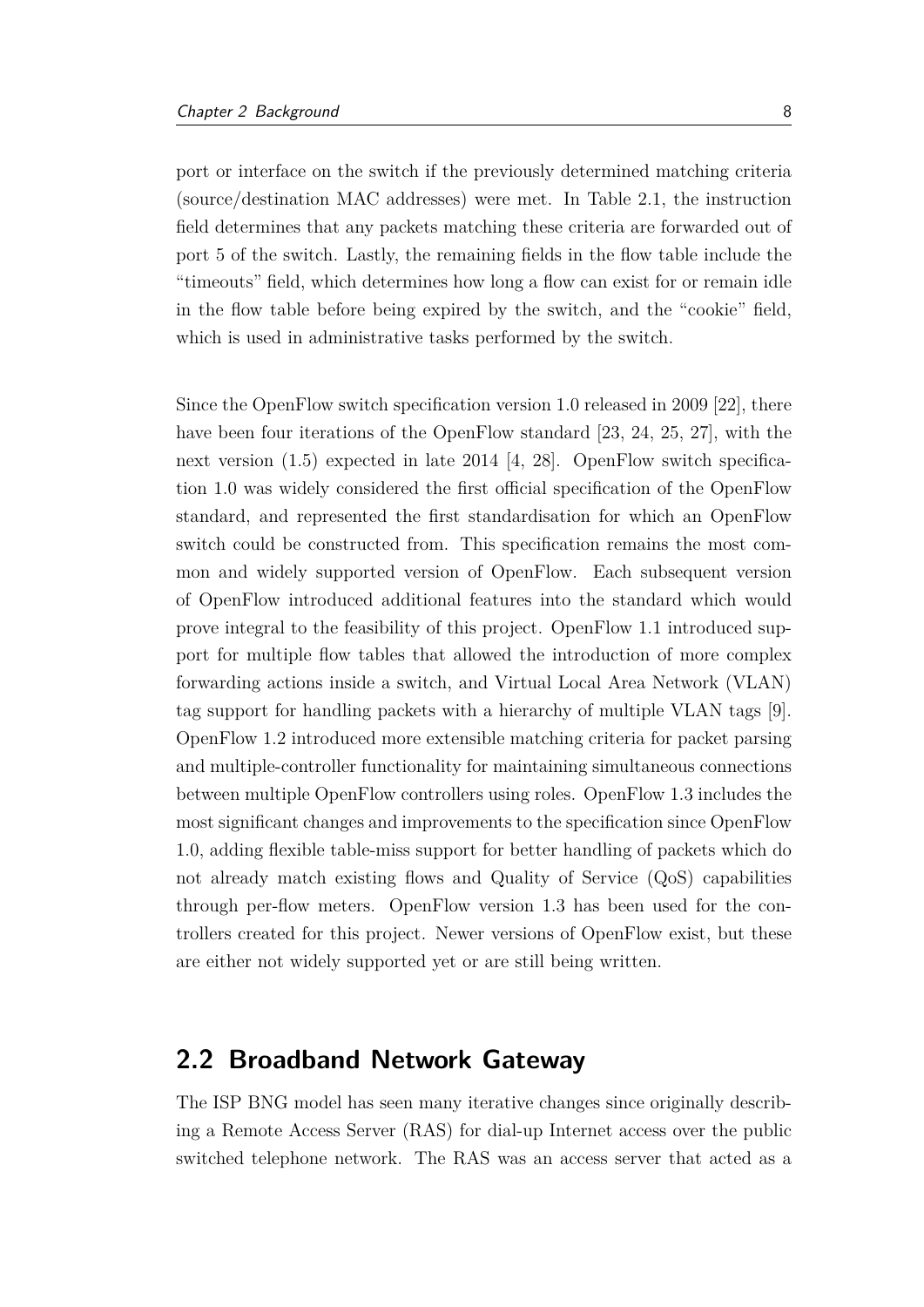port or interface on the switch if the previously determined matching criteria (source/destination MAC addresses) were met. In Table 2.1, the instruction field determines that any packets matching these criteria are forwarded out of port 5 of the switch. Lastly, the remaining fields in the flow table include the "timeouts" field, which determines how long a flow can exist for or remain idle in the flow table before being expired by the switch, and the "cookie" field, which is used in administrative tasks performed by the switch.

Since the OpenFlow switch specification version 1.0 released in 2009 [22], there have been four iterations of the OpenFlow standard [23, 24, 25, 27], with the next version (1.5) expected in late 2014 [4, 28]. OpenFlow switch specification 1.0 was widely considered the first official specification of the OpenFlow standard, and represented the first standardisation for which an OpenFlow switch could be constructed from. This specification remains the most common and widely supported version of OpenFlow. Each subsequent version of OpenFlow introduced additional features into the standard which would prove integral to the feasibility of this project. OpenFlow 1.1 introduced support for multiple flow tables that allowed the introduction of more complex forwarding actions inside a switch, and Virtual Local Area Network (VLAN) tag support for handling packets with a hierarchy of multiple VLAN tags [9]. OpenFlow 1.2 introduced more extensible matching criteria for packet parsing and multiple-controller functionality for maintaining simultaneous connections between multiple OpenFlow controllers using roles. OpenFlow 1.3 includes the most significant changes and improvements to the specification since OpenFlow 1.0, adding flexible table-miss support for better handling of packets which do not already match existing flows and Quality of Service (QoS) capabilities through per-flow meters. OpenFlow version 1.3 has been used for the controllers created for this project. Newer versions of OpenFlow exist, but these are either not widely supported yet or are still being written.

## 2.2 Broadband Network Gateway

The ISP BNG model has seen many iterative changes since originally describing a Remote Access Server (RAS) for dial-up Internet access over the public switched telephone network. The RAS was an access server that acted as a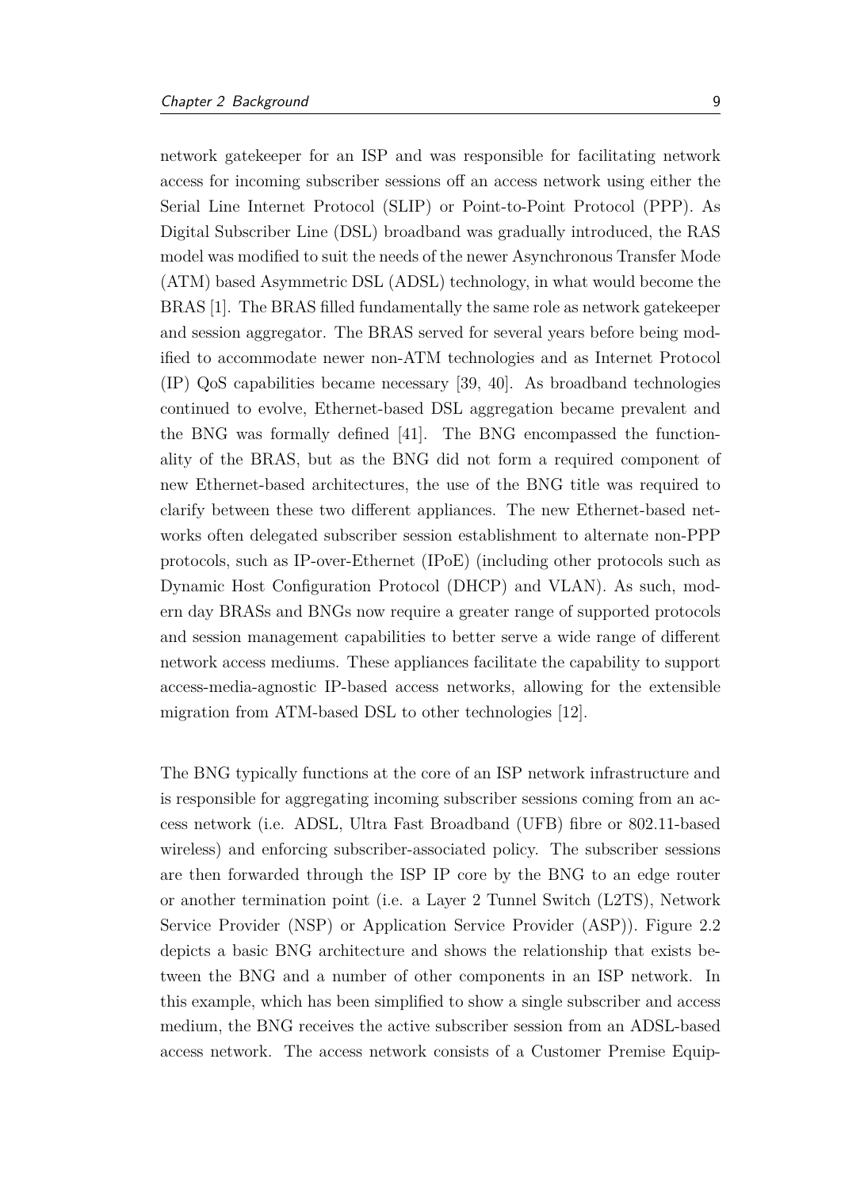network gatekeeper for an ISP and was responsible for facilitating network access for incoming subscriber sessions off an access network using either the Serial Line Internet Protocol (SLIP) or Point-to-Point Protocol (PPP). As Digital Subscriber Line (DSL) broadband was gradually introduced, the RAS model was modified to suit the needs of the newer Asynchronous Transfer Mode (ATM) based Asymmetric DSL (ADSL) technology, in what would become the BRAS [1]. The BRAS filled fundamentally the same role as network gatekeeper and session aggregator. The BRAS served for several years before being modified to accommodate newer non-ATM technologies and as Internet Protocol (IP) QoS capabilities became necessary [39, 40]. As broadband technologies continued to evolve, Ethernet-based DSL aggregation became prevalent and the BNG was formally defined [41]. The BNG encompassed the functionality of the BRAS, but as the BNG did not form a required component of new Ethernet-based architectures, the use of the BNG title was required to clarify between these two different appliances. The new Ethernet-based networks often delegated subscriber session establishment to alternate non-PPP protocols, such as IP-over-Ethernet (IPoE) (including other protocols such as Dynamic Host Configuration Protocol (DHCP) and VLAN). As such, modern day BRASs and BNGs now require a greater range of supported protocols and session management capabilities to better serve a wide range of different network access mediums. These appliances facilitate the capability to support access-media-agnostic IP-based access networks, allowing for the extensible migration from ATM-based DSL to other technologies [12].

The BNG typically functions at the core of an ISP network infrastructure and is responsible for aggregating incoming subscriber sessions coming from an access network (i.e. ADSL, Ultra Fast Broadband (UFB) fibre or 802.11-based wireless) and enforcing subscriber-associated policy. The subscriber sessions are then forwarded through the ISP IP core by the BNG to an edge router or another termination point (i.e. a Layer 2 Tunnel Switch (L2TS), Network Service Provider (NSP) or Application Service Provider (ASP)). Figure 2.2 depicts a basic BNG architecture and shows the relationship that exists between the BNG and a number of other components in an ISP network. In this example, which has been simplified to show a single subscriber and access medium, the BNG receives the active subscriber session from an ADSL-based access network. The access network consists of a Customer Premise Equip-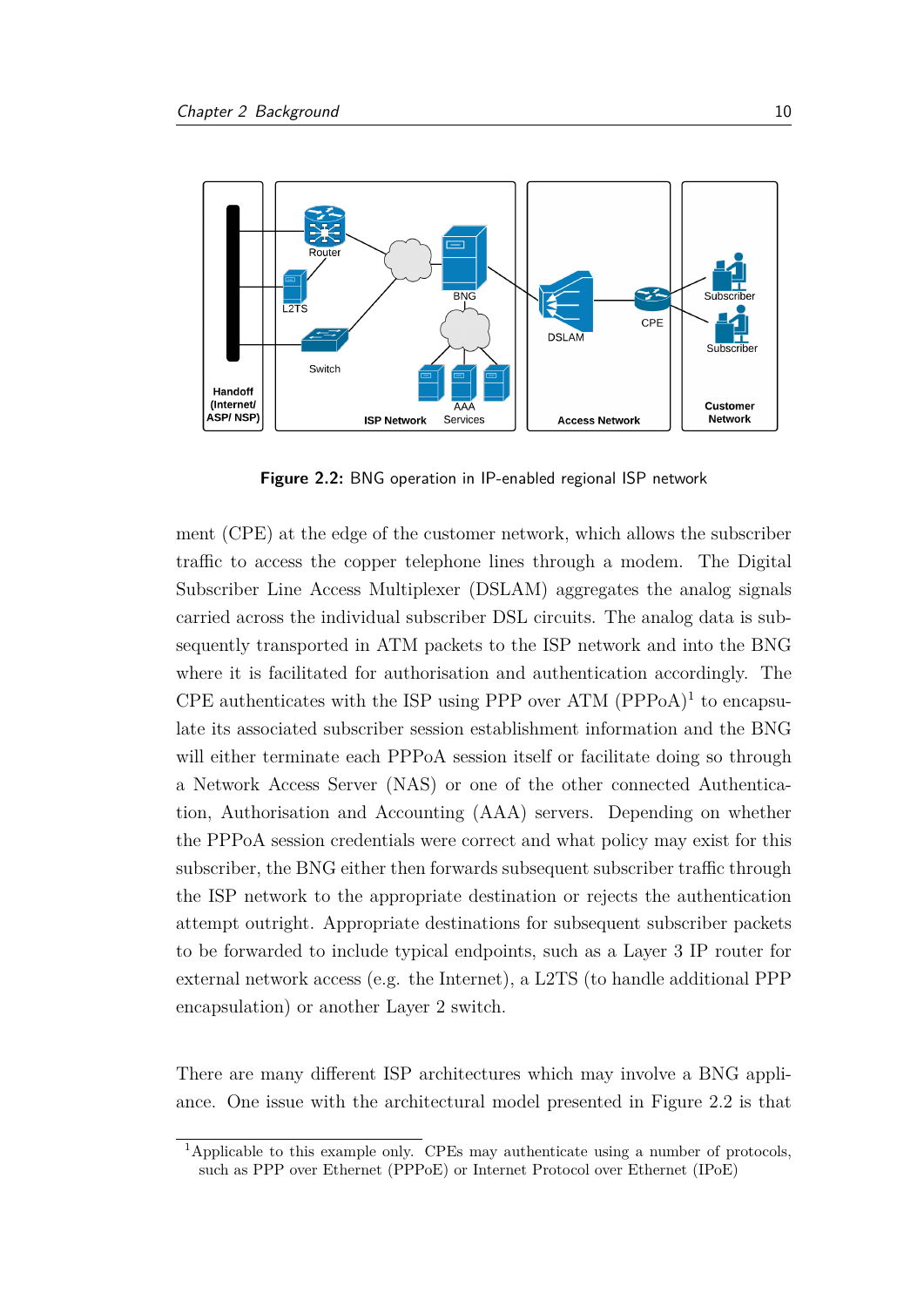**Figure 2.2:** BNG operation in IP-enabled regional ISP network

ment (CPE) at the edge of the customer network, which allows the subscriber traffic to access the copper telephone lines through a modem. The Digital Subscriber Line Access Multiplexer (DSLAM) aggregates the analog signals carried across the individual subscriber DSL circuits. The analog data is subsequently transported in ATM packets to the ISP network and into the BNG where it is facilitated for authorisation and authentication accordingly. The CPE authenticates with the ISP using PPP over ATM (PPPoA)[1] to encapsulate its associated subscriber session establishment information and the BNG will either terminate each PPPoA session itself or facilitate doing so through a Network Access Server (NAS) or one of the other connected Authentication, Authorisation and Accounting (AAA) servers. Depending on whether the PPPoA session credentials were correct and what policy may exist for this subscriber, the BNG either then forwards subsequent subscriber traffic through the ISP network to the appropriate destination or rejects the authentication attempt outright. Appropriate destinations for subsequent subscriber packets to be forwarded to include typical endpoints, such as a Layer 3 IP router for external network access (e.g. the Internet), a L2TS (to handle additional PPP encapsulation) or another Layer 2 switch.

There are many different ISP architectures which may involve a BNG appliance. One issue with the architectural model presented in Figure 2.2 is that

[1] Applicable to this example only. CPEs may authenticate using a number of protocols, such as PPP over Ethernet (PPPoE) or Internet Protocol over Ethernet (IPoE)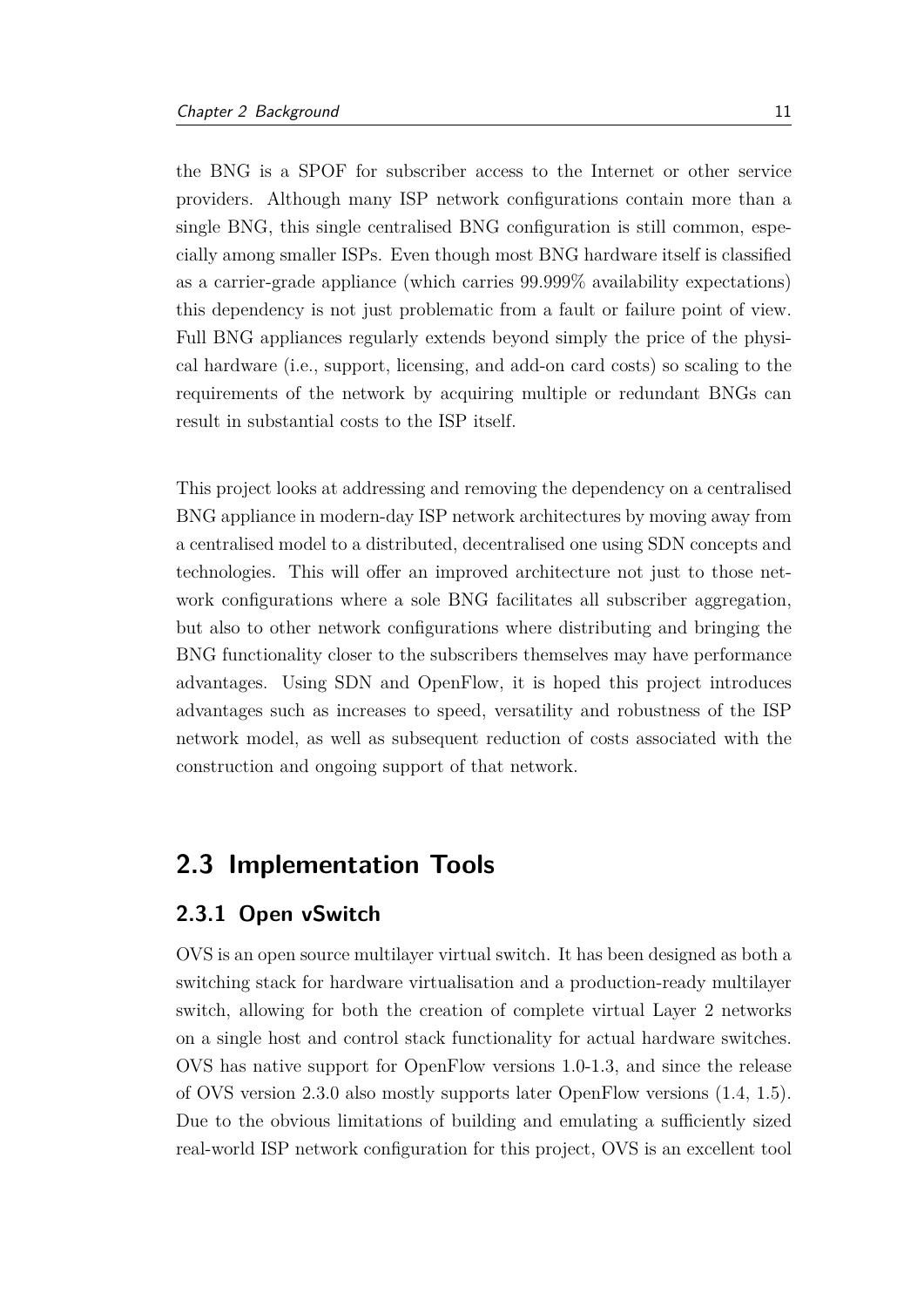the BNG is a SPOF for subscriber access to the Internet or other service providers. Although many ISP network configurations contain more than a single BNG, this single centralised BNG configuration is still common, especially among smaller ISPs. Even though most BNG hardware itself is classified as a carrier-grade appliance (which carries 99.999% availability expectations) this dependency is not just problematic from a fault or failure point of view. Full BNG appliances regularly extends beyond simply the price of the physical hardware (i.e., support, licensing, and add-on card costs) so scaling to the requirements of the network by acquiring multiple or redundant BNGs can result in substantial costs to the ISP itself.

This project looks at addressing and removing the dependency on a centralised BNG appliance in modern-day ISP network architectures by moving away from a centralised model to a distributed, decentralised one using SDN concepts and technologies. This will offer an improved architecture not just to those network configurations where a sole BNG facilitates all subscriber aggregation, but also to other network configurations where distributing and bringing the BNG functionality closer to the subscribers themselves may have performance advantages. Using SDN and OpenFlow, it is hoped this project introduces advantages such as increases to speed, versatility and robustness of the ISP network model, as well as subsequent reduction of costs associated with the construction and ongoing support of that network.

## 2.3 Implementation Tools

### 2.3.1 Open vSwitch

OVS is an open source multilayer virtual switch. It has been designed as both a switching stack for hardware virtualisation and a production-ready multilayer switch, allowing for both the creation of complete virtual Layer 2 networks on a single host and control stack functionality for actual hardware switches. OVS has native support for OpenFlow versions 1.0-1.3, and since the release of OVS version 2.3.0 also mostly supports later OpenFlow versions (1.4, 1.5). Due to the obvious limitations of building and emulating a sufficiently sized real-world ISP network configuration for this project, OVS is an excellent tool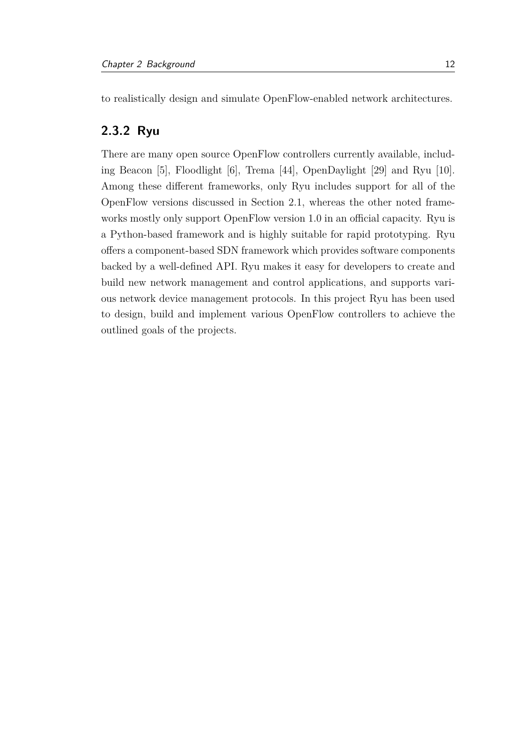to realistically design and simulate OpenFlow-enabled network architectures.

### 2.3.2 Ryu

There are many open source OpenFlow controllers currently available, including Beacon [5], Floodlight [6], Trema [44], OpenDaylight [29] and Ryu [10]. Among these different frameworks, only Ryu includes support for all of the OpenFlow versions discussed in Section 2.1, whereas the other noted frameworks mostly only support OpenFlow version 1.0 in an official capacity. Ryu is a Python-based framework and is highly suitable for rapid prototyping. Ryu offers a component-based SDN framework which provides software components backed by a well-defined API. Ryu makes it easy for developers to create and build new network management and control applications, and supports various network device management protocols. In this project Ryu has been used to design, build and implement various OpenFlow controllers to achieve the outlined goals of the projects.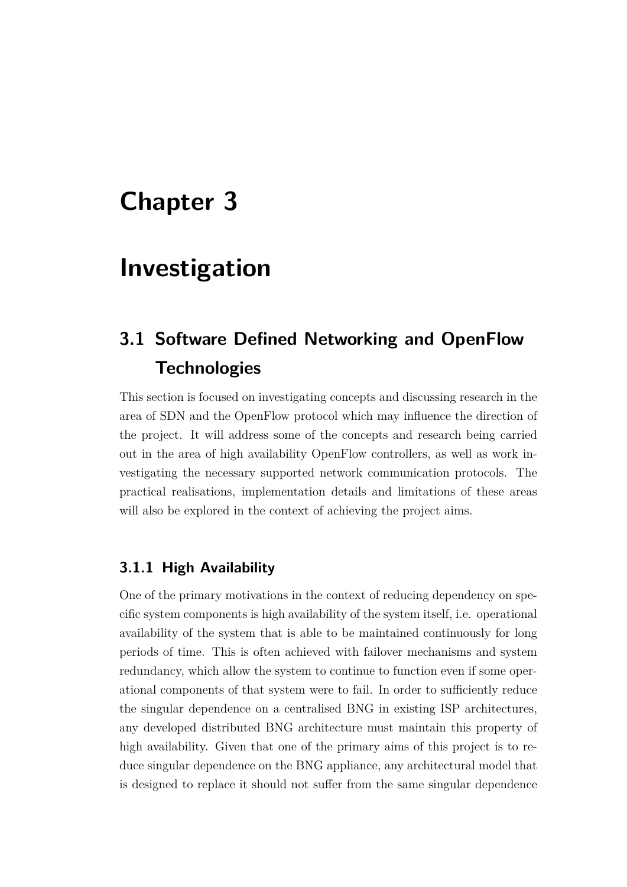# Chapter 3

# Investigation

## 3.1 Software Defined Networking and OpenFlow Technologies

This section is focused on investigating concepts and discussing research in the area of SDN and the OpenFlow protocol which may influence the direction of the project. It will address some of the concepts and research being carried out in the area of high availability OpenFlow controllers, as well as work investigating the necessary supported network communication protocols. The practical realisations, implementation details and limitations of these areas will also be explored in the context of achieving the project aims.

### 3.1.1 High Availability

One of the primary motivations in the context of reducing dependency on specific system components is high availability of the system itself, i.e. operational availability of the system that is able to be maintained continuously for long periods of time. This is often achieved with failover mechanisms and system redundancy, which allow the system to continue to function even if some operational components of that system were to fail. In order to sufficiently reduce the singular dependence on a centralised BNG in existing ISP architectures, any developed distributed BNG architecture must maintain this property of high availability. Given that one of the primary aims of this project is to reduce singular dependence on the BNG appliance, any architectural model that is designed to replace it should not suffer from the same singular dependence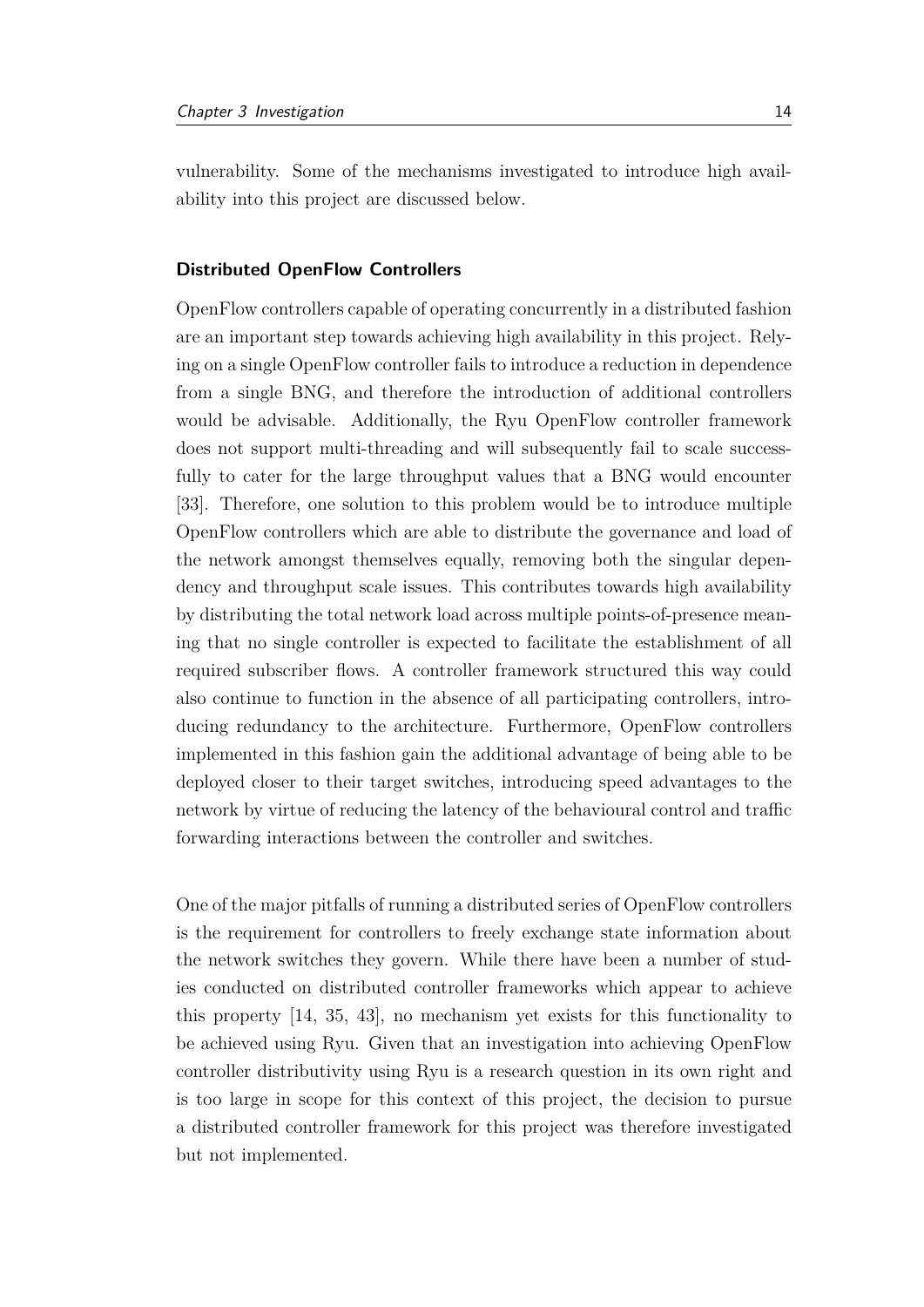vulnerability. Some of the mechanisms investigated to introduce high availability into this project are discussed below.

### Distributed OpenFlow Controllers

OpenFlow controllers capable of operating concurrently in a distributed fashion are an important step towards achieving high availability in this project. Relying on a single OpenFlow controller fails to introduce a reduction in dependence from a single BNG, and therefore the introduction of additional controllers would be advisable. Additionally, the Ryu OpenFlow controller framework does not support multi-threading and will subsequently fail to scale successfully to cater for the large throughput values that a BNG would encounter [33]. Therefore, one solution to this problem would be to introduce multiple OpenFlow controllers which are able to distribute the governance and load of the network amongst themselves equally, removing both the singular dependency and throughput scale issues. This contributes towards high availability by distributing the total network load across multiple points-of-presence meaning that no single controller is expected to facilitate the establishment of all required subscriber flows. A controller framework structured this way could also continue to function in the absence of all participating controllers, introducing redundancy to the architecture. Furthermore, OpenFlow controllers implemented in this fashion gain the additional advantage of being able to be deployed closer to their target switches, introducing speed advantages to the network by virtue of reducing the latency of the behavioural control and traffic forwarding interactions between the controller and switches.

One of the major pitfalls of running a distributed series of OpenFlow controllers is the requirement for controllers to freely exchange state information about the network switches they govern. While there have been a number of studies conducted on distributed controller frameworks which appear to achieve this property [14, 35, 43], no mechanism yet exists for this functionality to be achieved using Ryu. Given that an investigation into achieving OpenFlow controller distributivity using Ryu is a research question in its own right and is too large in scope for this context of this project, the decision to pursue a distributed controller framework for this project was therefore investigated but not implemented.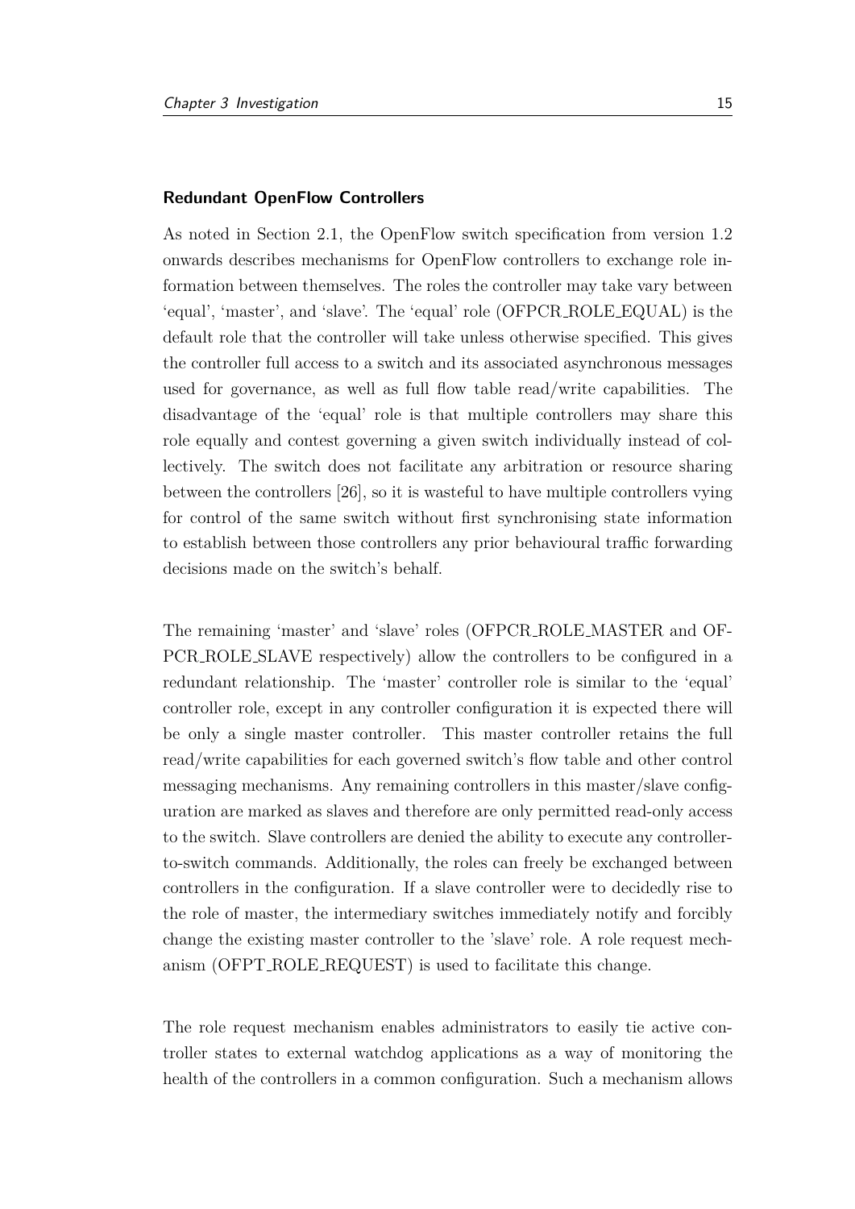#### Redundant OpenFlow Controllers

As noted in Section 2.1, the OpenFlow switch specification from version 1.2 onwards describes mechanisms for OpenFlow controllers to exchange role information between themselves. The roles the controller may take vary between 'equal', 'master', and 'slave'. The 'equal' role (OFPCR_ROLE_EQUAL) is the default role that the controller will take unless otherwise specified. This gives the controller full access to a switch and its associated asynchronous messages used for governance, as well as full flow table read/write capabilities. The disadvantage of the 'equal' role is that multiple controllers may share this role equally and contest governing a given switch individually instead of collectively. The switch does not facilitate any arbitration or resource sharing between the controllers [26], so it is wasteful to have multiple controllers vying for control of the same switch without first synchronising state information to establish between those controllers any prior behavioural traffic forwarding decisions made on the switch's behalf.

The remaining 'master' and 'slave' roles (OFPCR_ROLE_MASTER and OFPCR_ROLE_SLAVE respectively) allow the controllers to be configured in a redundant relationship. The 'master' controller role is similar to the 'equal' controller role, except in any controller configuration it is expected there will be only a single master controller. This master controller retains the full read/write capabilities for each governed switch's flow table and other control messaging mechanisms. Any remaining controllers in this master/slave configuration are marked as slaves and therefore are only permitted read-only access to the switch. Slave controllers are denied the ability to execute any controller-to-switch commands. Additionally, the roles can freely be exchanged between controllers in the configuration. If a slave controller were to decidedly rise to the role of master, the intermediary switches immediately notify and forcibly change the existing master controller to the 'slave' role. A role request mechanism (OFPT_ROLE_REQUEST) is used to facilitate this change.

The role request mechanism enables administrators to easily tie active controller states to external watchdog applications as a way of monitoring the health of the controllers in a common configuration. Such a mechanism allows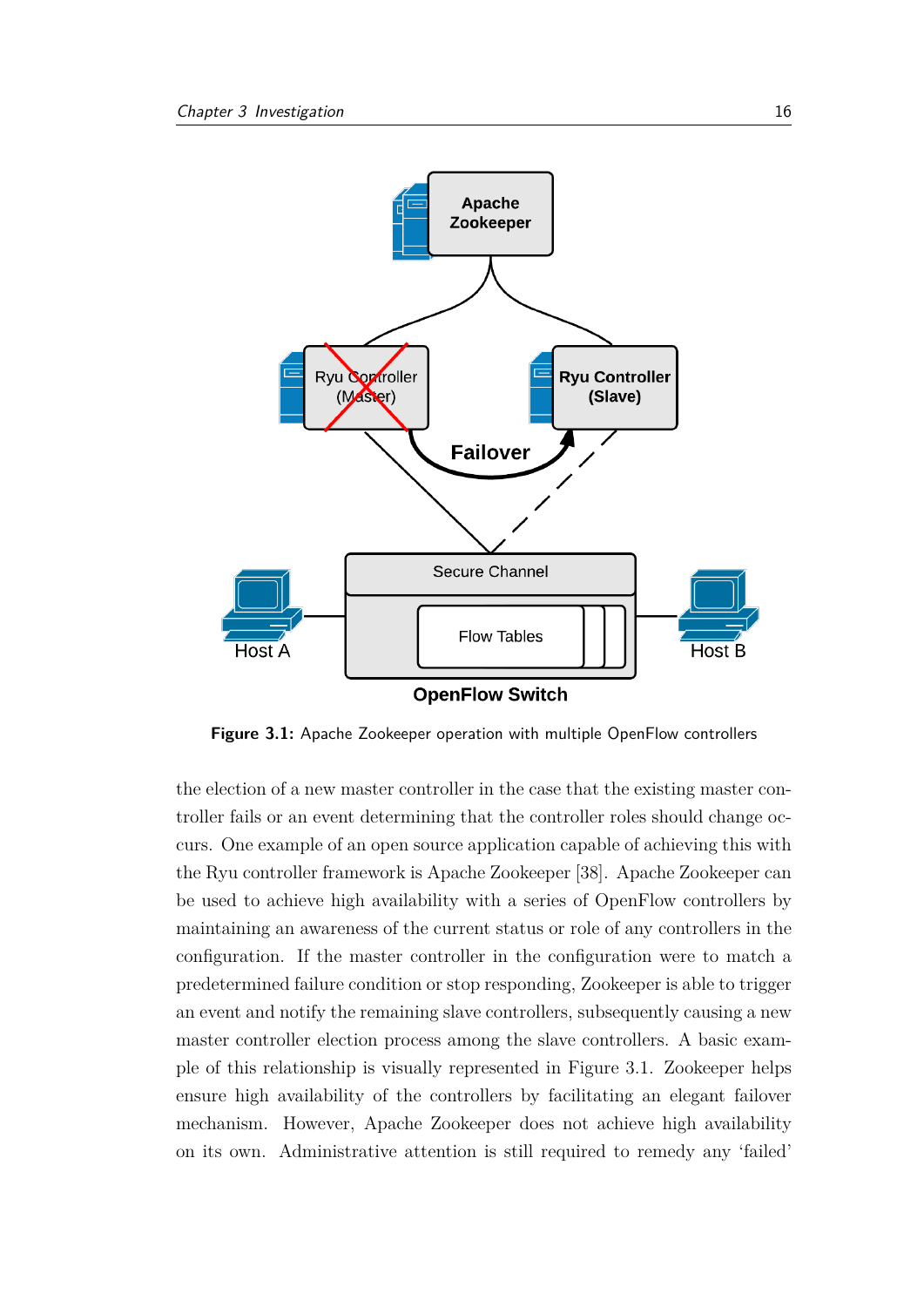Figure 3.1: Apache Zookeeper operation with multiple OpenFlow controllers

the election of a new master controller in the case that the existing master controller fails or an event determining that the controller roles should change occurs. One example of an open source application capable of achieving this with the Ryu controller framework is Apache Zookeeper [38]. Apache Zookeeper can be used to achieve high availability with a series of OpenFlow controllers by maintaining an awareness of the current status or role of any controllers in the configuration. If the master controller in the configuration were to match a predetermined failure condition or stop responding, Zookeeper is able to trigger an event and notify the remaining slave controllers, subsequently causing a new master controller election process among the slave controllers. A basic example of this relationship is visually represented in Figure 3.1. Zookeeper helps ensure high availability of the controllers by facilitating an elegant failover mechanism. However, Apache Zookeeper does not achieve high availability on its own. Administrative attention is still required to remedy any 'failed'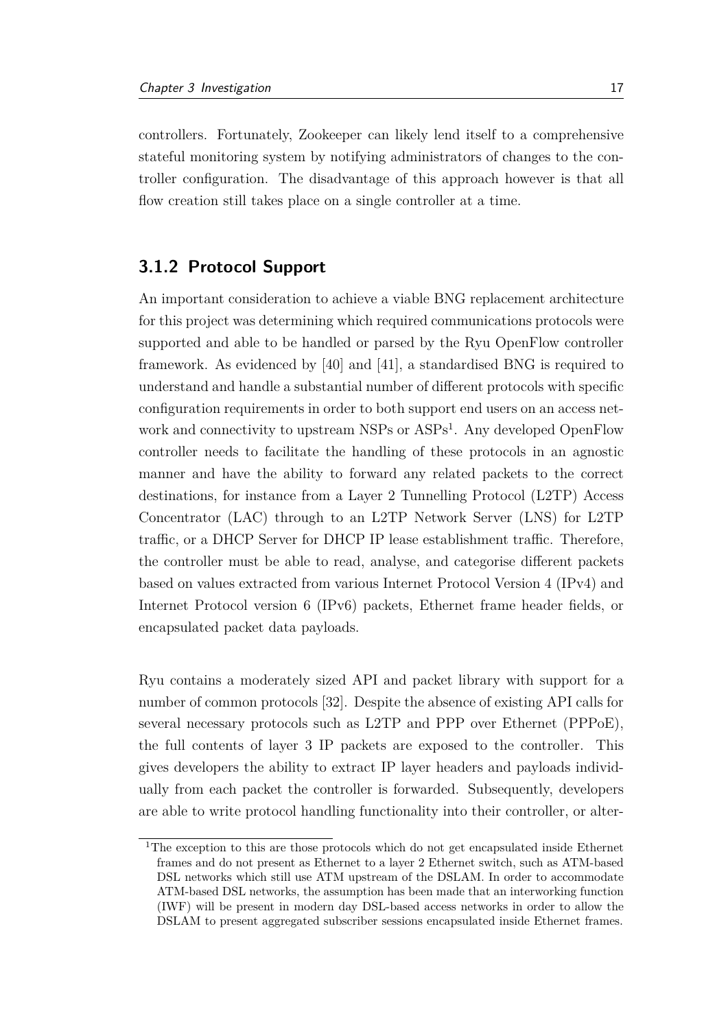controllers. Fortunately, Zookeeper can likely lend itself to a comprehensive stateful monitoring system by notifying administrators of changes to the controller configuration. The disadvantage of this approach however is that all flow creation still takes place on a single controller at a time.

### 3.1.2 Protocol Support

An important consideration to achieve a viable BNG replacement architecture for this project was determining which required communications protocols were supported and able to be handled or parsed by the Ryu OpenFlow controller framework. As evidenced by [40] and [41], a standardised BNG is required to understand and handle a substantial number of different protocols with specific configuration requirements in order to both support end users on an access network and connectivity to upstream NSPs or ASPs[1]. Any developed OpenFlow controller needs to facilitate the handling of these protocols in an agnostic manner and have the ability to forward any related packets to the correct destinations, for instance from a Layer 2 Tunnelling Protocol (L2TP) Access Concentrator (LAC) through to an L2TP Network Server (LNS) for L2TP traffic, or a DHCP Server for DHCP IP lease establishment traffic. Therefore, the controller must be able to read, analyse, and categorise different packets based on values extracted from various Internet Protocol Version 4 (IPv4) and Internet Protocol version 6 (IPv6) packets, Ethernet frame header fields, or encapsulated packet data payloads.

Ryu contains a moderately sized API and packet library with support for a number of common protocols [32]. Despite the absence of existing API calls for several necessary protocols such as L2TP and PPP over Ethernet (PPPoE), the full contents of layer 3 IP packets are exposed to the controller. This gives developers the ability to extract IP layer headers and payloads individually from each packet the controller is forwarded. Subsequently, developers are able to write protocol handling functionality into their controller, or alter-

[1] The exception to this are those protocols which do not get encapsulated inside Ethernet frames and do not present as Ethernet to a layer 2 Ethernet switch, such as ATM-based DSL networks which still use ATM upstream of the DSLAM. In order to accommodate ATM-based DSL networks, the assumption has been made that an interworking function (IWF) will be present in modern day DSL-based access networks in order to allow the DSLAM to present aggregated subscriber sessions encapsulated inside Ethernet frames.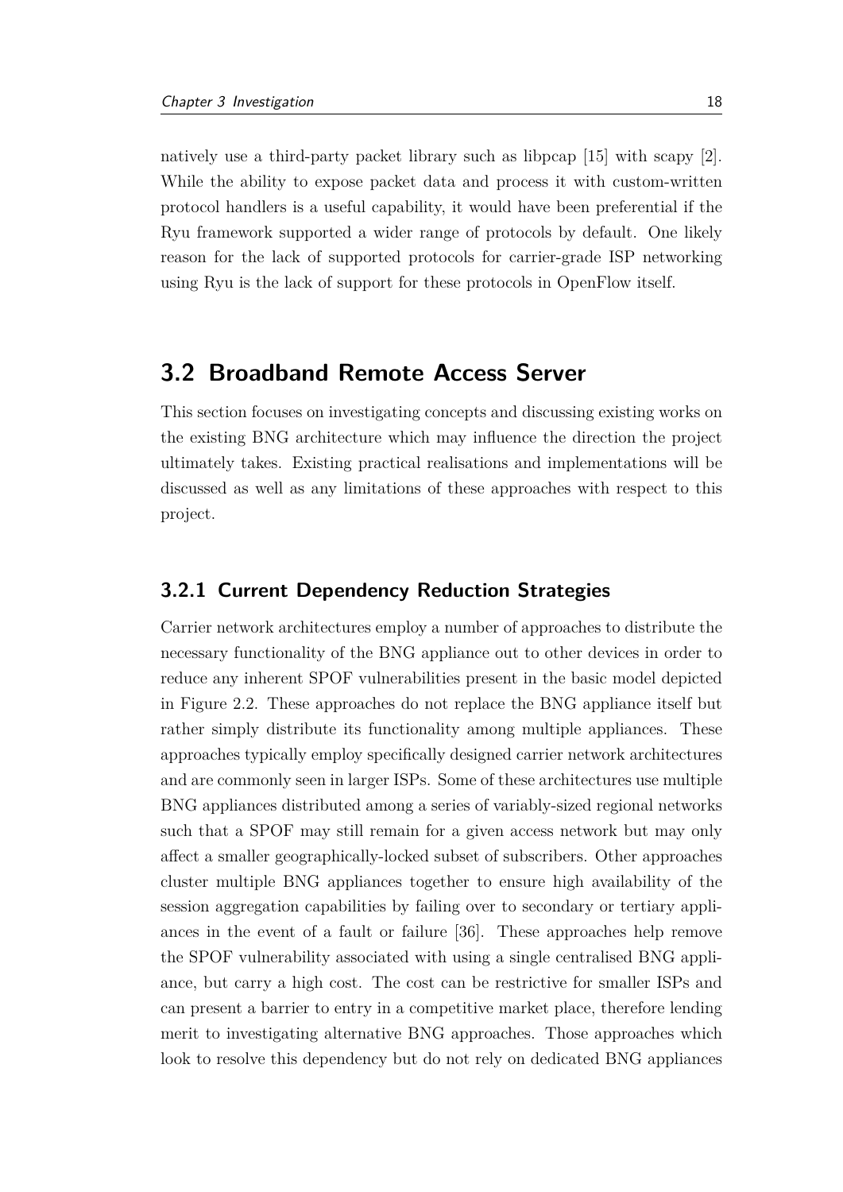natively use a third-party packet library such as libpcap [15] with scapy [2]. While the ability to expose packet data and process it with custom-written protocol handlers is a useful capability, it would have been preferential if the Ryu framework supported a wider range of protocols by default. One likely reason for the lack of supported protocols for carrier-grade ISP networking using Ryu is the lack of support for these protocols in OpenFlow itself.

## 3.2 Broadband Remote Access Server

This section focuses on investigating concepts and discussing existing works on the existing BNG architecture which may influence the direction the project ultimately takes. Existing practical realisations and implementations will be discussed as well as any limitations of these approaches with respect to this project.

### 3.2.1 Current Dependency Reduction Strategies

Carrier network architectures employ a number of approaches to distribute the necessary functionality of the BNG appliance out to other devices in order to reduce any inherent SPOF vulnerabilities present in the basic model depicted in Figure 2.2. These approaches do not replace the BNG appliance itself but rather simply distribute its functionality among multiple appliances. These approaches typically employ specifically designed carrier network architectures and are commonly seen in larger ISPs. Some of these architectures use multiple BNG appliances distributed among a series of variably-sized regional networks such that a SPOF may still remain for a given access network but may only affect a smaller geographically-locked subset of subscribers. Other approaches cluster multiple BNG appliances together to ensure high availability of the session aggregation capabilities by failing over to secondary or tertiary appliances in the event of a fault or failure [36]. These approaches help remove the SPOF vulnerability associated with using a single centralised BNG appliance, but carry a high cost. The cost can be restrictive for smaller ISPs and can present a barrier to entry in a competitive market place, therefore lending merit to investigating alternative BNG approaches. Those approaches which look to resolve this dependency but do not rely on dedicated BNG appliances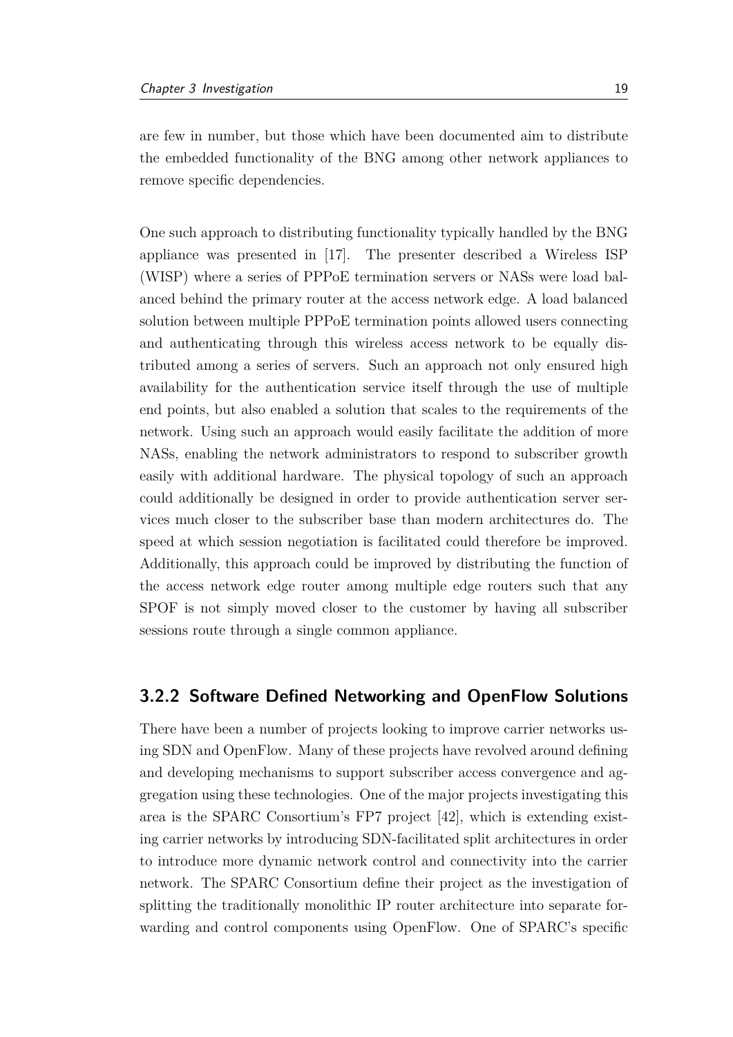are few in number, but those which have been documented aim to distribute the embedded functionality of the BNG among other network appliances to remove specific dependencies.

One such approach to distributing functionality typically handled by the BNG appliance was presented in [17]. The presenter described a Wireless ISP (WISP) where a series of PPPoE termination servers or NASs were load balanced behind the primary router at the access network edge. A load balanced solution between multiple PPPoE termination points allowed users connecting and authenticating through this wireless access network to be equally distributed among a series of servers. Such an approach not only ensured high availability for the authentication service itself through the use of multiple end points, but also enabled a solution that scales to the requirements of the network. Using such an approach would easily facilitate the addition of more NASs, enabling the network administrators to respond to subscriber growth easily with additional hardware. The physical topology of such an approach could additionally be designed in order to provide authentication server services much closer to the subscriber base than modern architectures do. The speed at which session negotiation is facilitated could therefore be improved. Additionally, this approach could be improved by distributing the function of the access network edge router among multiple edge routers such that any SPOF is not simply moved closer to the customer by having all subscriber sessions route through a single common appliance.

### 3.2.2 Software Defined Networking and OpenFlow Solutions

There have been a number of projects looking to improve carrier networks using SDN and OpenFlow. Many of these projects have revolved around defining and developing mechanisms to support subscriber access convergence and aggregation using these technologies. One of the major projects investigating this area is the SPARC Consortium's FP7 project [42], which is extending existing carrier networks by introducing SDN-facilitated split architectures in order to introduce more dynamic network control and connectivity into the carrier network. The SPARC Consortium define their project as the investigation of splitting the traditionally monolithic IP router architecture into separate forwarding and control components using OpenFlow. One of SPARC's specific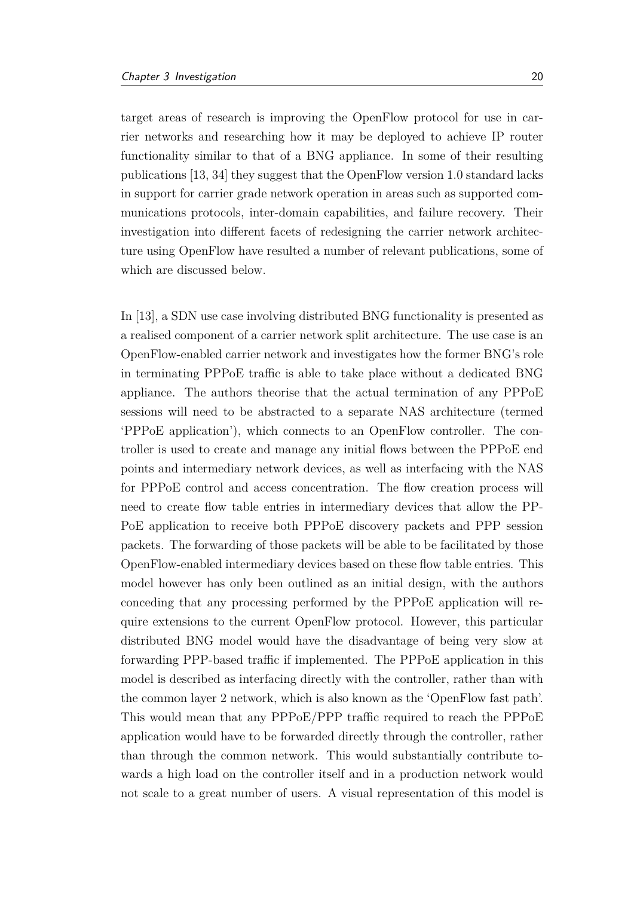target areas of research is improving the OpenFlow protocol for use in carrier networks and researching how it may be deployed to achieve IP router functionality similar to that of a BNG appliance. In some of their resulting publications [13, 34] they suggest that the OpenFlow version 1.0 standard lacks in support for carrier grade network operation in areas such as supported communications protocols, inter-domain capabilities, and failure recovery. Their investigation into different facets of redesigning the carrier network architecture using OpenFlow have resulted a number of relevant publications, some of which are discussed below.

In [13], a SDN use case involving distributed BNG functionality is presented as a realised component of a carrier network split architecture. The use case is an OpenFlow-enabled carrier network and investigates how the former BNG's role in terminating PPPoE traffic is able to take place without a dedicated BNG appliance. The authors theorise that the actual termination of any PPPoE sessions will need to be abstracted to a separate NAS architecture (termed 'PPPoE application'), which connects to an OpenFlow controller. The controller is used to create and manage any initial flows between the PPPoE end points and intermediary network devices, as well as interfacing with the NAS for PPPoE control and access concentration. The flow creation process will need to create flow table entries in intermediary devices that allow the PPPoE application to receive both PPPoE discovery packets and PPP session packets. The forwarding of those packets will be able to be facilitated by those OpenFlow-enabled intermediary devices based on these flow table entries. This model however has only been outlined as an initial design, with the authors conceding that any processing performed by the PPPoE application will require extensions to the current OpenFlow protocol. However, this particular distributed BNG model would have the disadvantage of being very slow at forwarding PPP-based traffic if implemented. The PPPoE application in this model is described as interfacing directly with the controller, rather than with the common layer 2 network, which is also known as the 'OpenFlow fast path'. This would mean that any PPPoE/PPP traffic required to reach the PPPoE application would have to be forwarded directly through the controller, rather than through the common network. This would substantially contribute towards a high load on the controller itself and in a production network would not scale to a great number of users. A visual representation of this model is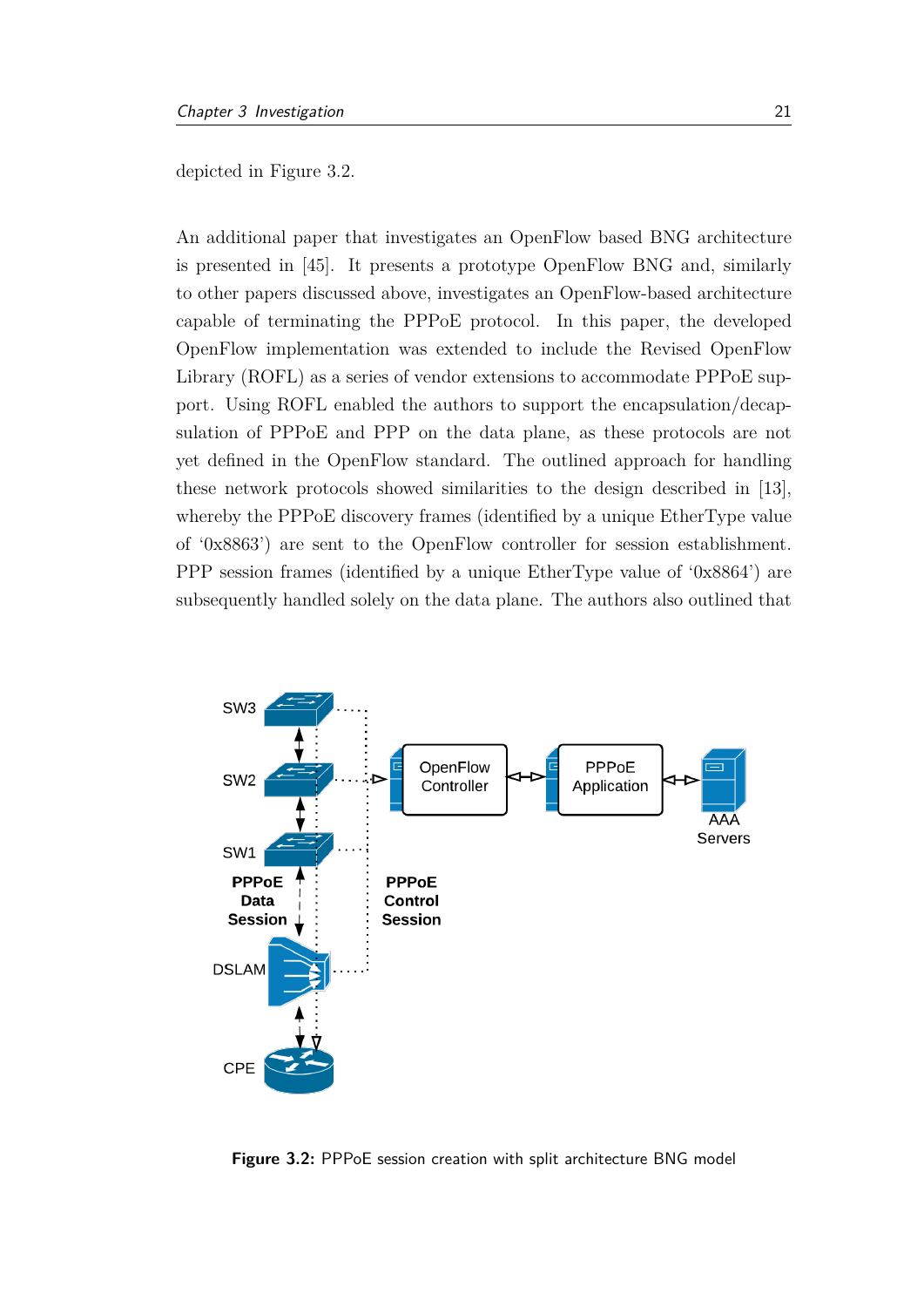depicted in Figure 3.2.

An additional paper that investigates an OpenFlow based BNG architecture is presented in [45]. It presents a prototype OpenFlow BNG and, similarly to other papers discussed above, investigates an OpenFlow-based architecture capable of terminating the PPPoE protocol. In this paper, the developed OpenFlow implementation was extended to include the Revised OpenFlow Library (ROFL) as a series of vendor extensions to accommodate PPPoE support. Using ROFL enabled the authors to support the encapsulation/decapsulation of PPPoE and PPP on the data plane, as these protocols are not yet defined in the OpenFlow standard. The outlined approach for handling these network protocols showed similarities to the design described in [13], whereby the PPPoE discovery frames (identified by a unique EtherType value of '0x8863') are sent to the OpenFlow controller for session establishment. PPP session frames (identified by a unique EtherType value of '0x8864') are subsequently handled solely on the data plane. The authors also outlined that

**Figure 3.2:** PPPoE session creation with split architecture BNG model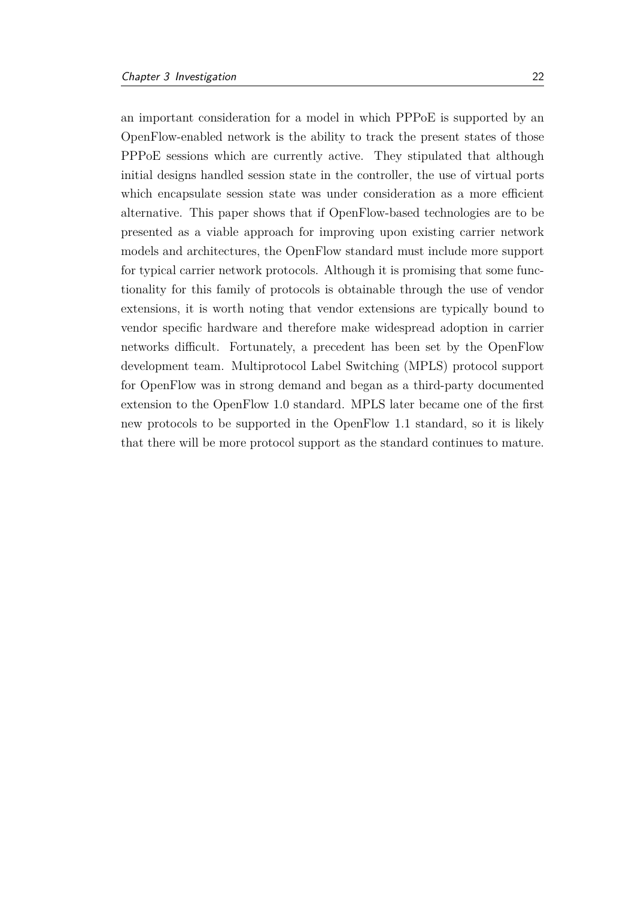an important consideration for a model in which PPPoE is supported by an OpenFlow-enabled network is the ability to track the present states of those PPPoE sessions which are currently active. They stipulated that although initial designs handled session state in the controller, the use of virtual ports which encapsulate session state was under consideration as a more efficient alternative. This paper shows that if OpenFlow-based technologies are to be presented as a viable approach for improving upon existing carrier network models and architectures, the OpenFlow standard must include more support for typical carrier network protocols. Although it is promising that some functionality for this family of protocols is obtainable through the use of vendor extensions, it is worth noting that vendor extensions are typically bound to vendor specific hardware and therefore make widespread adoption in carrier networks difficult. Fortunately, a precedent has been set by the OpenFlow development team. Multiprotocol Label Switching (MPLS) protocol support for OpenFlow was in strong demand and began as a third-party documented extension to the OpenFlow 1.0 standard. MPLS later became one of the first new protocols to be supported in the OpenFlow 1.1 standard, so it is likely that there will be more protocol support as the standard continues to mature.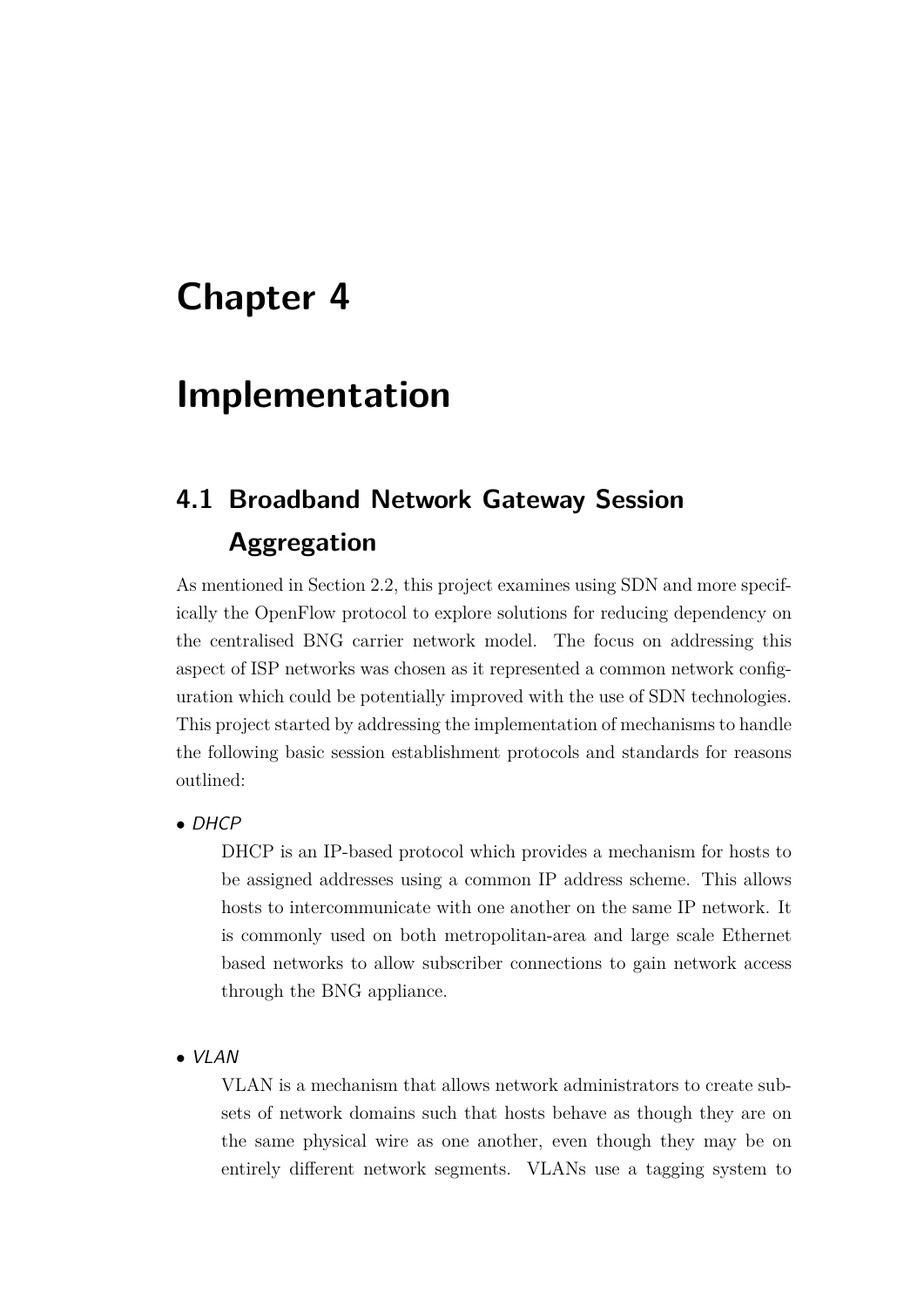# Chapter 4

# Implementation

## 4.1 Broadband Network Gateway Session Aggregation

As mentioned in Section 2.2, this project examines using SDN and more specifically the OpenFlow protocol to explore solutions for reducing dependency on the centralised BNG carrier network model. The focus on addressing this aspect of ISP networks was chosen as it represented a common network configuration which could be potentially improved with the use of SDN technologies. This project started by addressing the implementation of mechanisms to handle the following basic session establishment protocols and standards for reasons outlined:

- *DHCP*

  DHCP is an IP-based protocol which provides a mechanism for hosts to be assigned addresses using a common IP address scheme. This allows hosts to intercommunicate with one another on the same IP network. It is commonly used on both metropolitan-area and large scale Ethernet based networks to allow subscriber connections to gain network access through the BNG appliance.

- *VLAN*

  VLAN is a mechanism that allows network administrators to create subsets of network domains such that hosts behave as though they are on the same physical wire as one another, even though they may be on entirely different network segments. VLANs use a tagging system to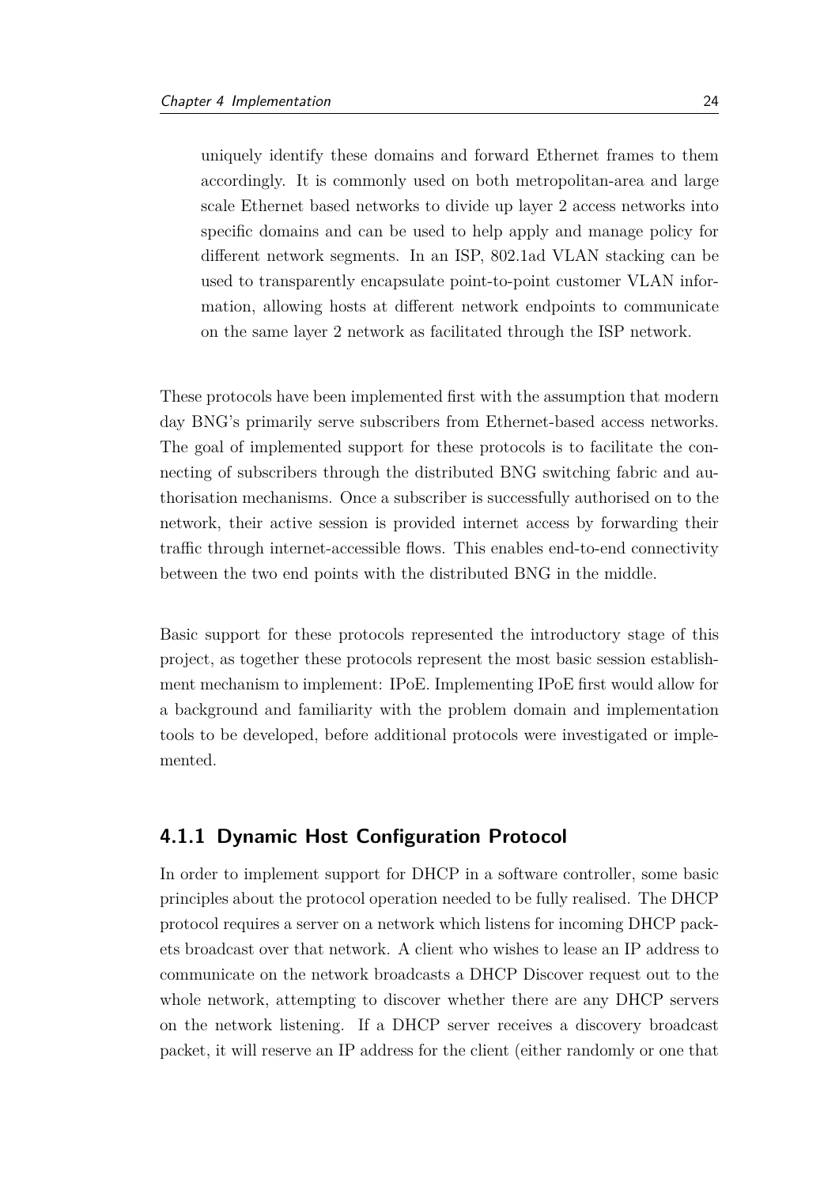uniquely identify these domains and forward Ethernet frames to them accordingly. It is commonly used on both metropolitan-area and large scale Ethernet based networks to divide up layer 2 access networks into specific domains and can be used to help apply and manage policy for different network segments. In an ISP, 802.1ad VLAN stacking can be used to transparently encapsulate point-to-point customer VLAN information, allowing hosts at different network endpoints to communicate on the same layer 2 network as facilitated through the ISP network.

These protocols have been implemented first with the assumption that modern day BNG's primarily serve subscribers from Ethernet-based access networks. The goal of implemented support for these protocols is to facilitate the connecting of subscribers through the distributed BNG switching fabric and authorisation mechanisms. Once a subscriber is successfully authorised on to the network, their active session is provided internet access by forwarding their traffic through internet-accessible flows. This enables end-to-end connectivity between the two end points with the distributed BNG in the middle.

Basic support for these protocols represented the introductory stage of this project, as together these protocols represent the most basic session establishment mechanism to implement: IPoE. Implementing IPoE first would allow for a background and familiarity with the problem domain and implementation tools to be developed, before additional protocols were investigated or implemented.

### 4.1.1 Dynamic Host Configuration Protocol

In order to implement support for DHCP in a software controller, some basic principles about the protocol operation needed to be fully realised. The DHCP protocol requires a server on a network which listens for incoming DHCP packets broadcast over that network. A client who wishes to lease an IP address to communicate on the network broadcasts a DHCP Discover request out to the whole network, attempting to discover whether there are any DHCP servers on the network listening. If a DHCP server receives a discovery broadcast packet, it will reserve an IP address for the client (either randomly or one that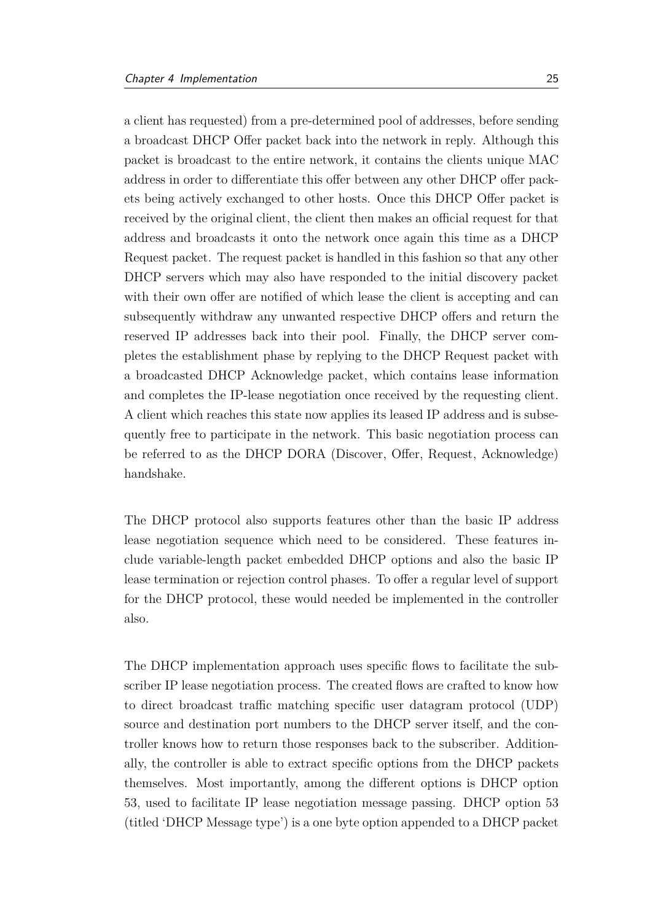a client has requested) from a pre-determined pool of addresses, before sending a broadcast DHCP Offer packet back into the network in reply. Although this packet is broadcast to the entire network, it contains the clients unique MAC address in order to differentiate this offer between any other DHCP offer packets being actively exchanged to other hosts. Once this DHCP Offer packet is received by the original client, the client then makes an official request for that address and broadcasts it onto the network once again this time as a DHCP Request packet. The request packet is handled in this fashion so that any other DHCP servers which may also have responded to the initial discovery packet with their own offer are notified of which lease the client is accepting and can subsequently withdraw any unwanted respective DHCP offers and return the reserved IP addresses back into their pool. Finally, the DHCP server completes the establishment phase by replying to the DHCP Request packet with a broadcasted DHCP Acknowledge packet, which contains lease information and completes the IP-lease negotiation once received by the requesting client. A client which reaches this state now applies its leased IP address and is subsequently free to participate in the network. This basic negotiation process can be referred to as the DHCP DORA (Discover, Offer, Request, Acknowledge) handshake.

The DHCP protocol also supports features other than the basic IP address lease negotiation sequence which need to be considered. These features include variable-length packet embedded DHCP options and also the basic IP lease termination or rejection control phases. To offer a regular level of support for the DHCP protocol, these would needed be implemented in the controller also.

The DHCP implementation approach uses specific flows to facilitate the subscriber IP lease negotiation process. The created flows are crafted to know how to direct broadcast traffic matching specific user datagram protocol (UDP) source and destination port numbers to the DHCP server itself, and the controller knows how to return those responses back to the subscriber. Additionally, the controller is able to extract specific options from the DHCP packets themselves. Most importantly, among the different options is DHCP option 53, used to facilitate IP lease negotiation message passing. DHCP option 53 (titled 'DHCP Message type') is a one byte option appended to a DHCP packet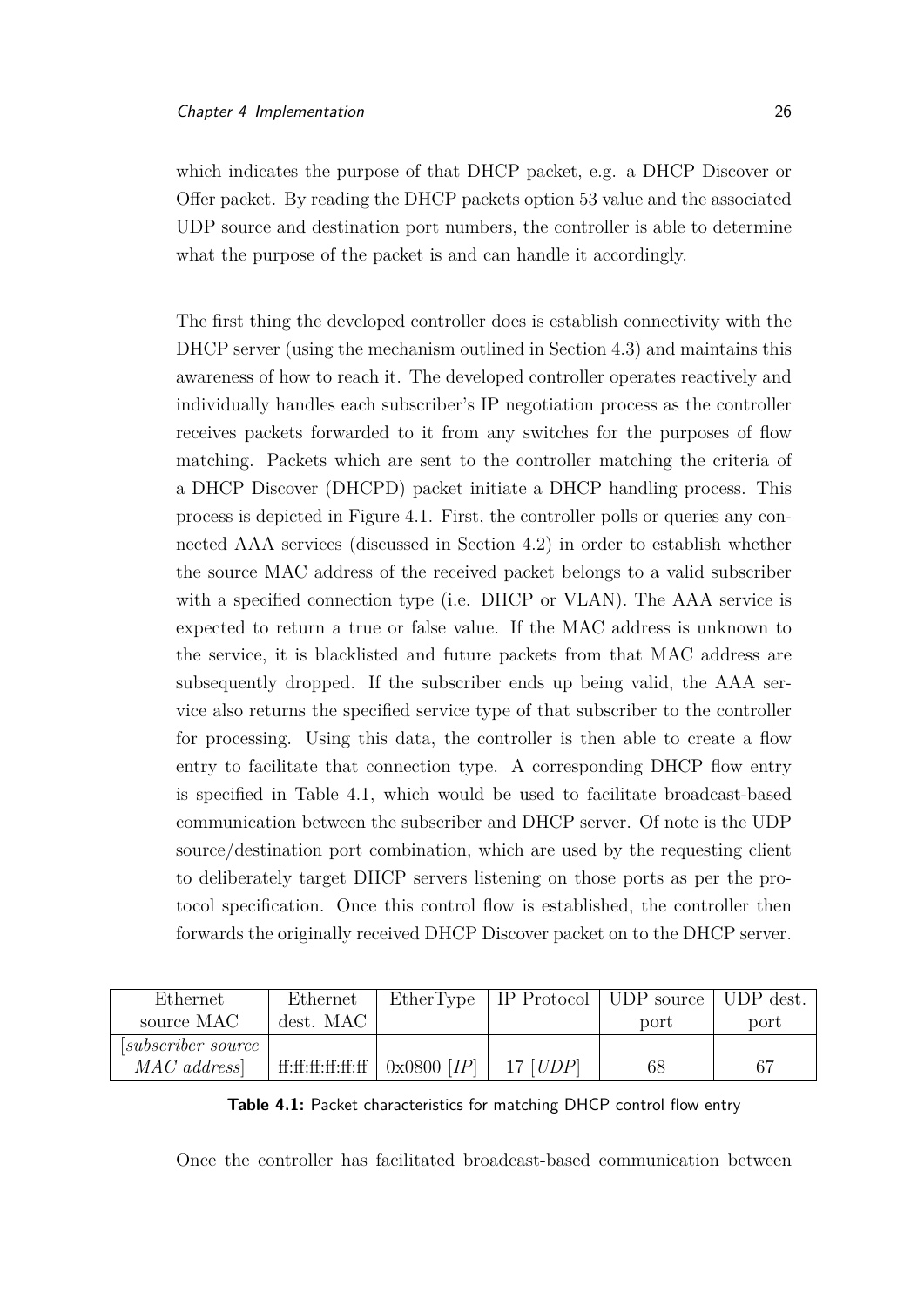which indicates the purpose of that DHCP packet, e.g. a DHCP Discover or Offer packet. By reading the DHCP packets option 53 value and the associated UDP source and destination port numbers, the controller is able to determine what the purpose of the packet is and can handle it accordingly.

The first thing the developed controller does is establish connectivity with the DHCP server (using the mechanism outlined in Section 4.3) and maintains this awareness of how to reach it. The developed controller operates reactively and individually handles each subscriber's IP negotiation process as the controller receives packets forwarded to it from any switches for the purposes of flow matching. Packets which are sent to the controller matching the criteria of a DHCP Discover (DHCPD) packet initiate a DHCP handling process. This process is depicted in Figure 4.1. First, the controller polls or queries any connected AAA services (discussed in Section 4.2) in order to establish whether the source MAC address of the received packet belongs to a valid subscriber with a specified connection type (i.e. DHCP or VLAN). The AAA service is expected to return a true or false value. If the MAC address is unknown to the service, it is blacklisted and future packets from that MAC address are subsequently dropped. If the subscriber ends up being valid, the AAA service also returns the specified service type of that subscriber to the controller for processing. Using this data, the controller is then able to create a flow entry to facilitate that connection type. A corresponding DHCP flow entry is specified in Table 4.1, which would be used to facilitate broadcast-based communication between the subscriber and DHCP server. Of note is the UDP source/destination port combination, which are used by the requesting client to deliberately target DHCP servers listening on those ports as per the protocol specification. Once this control flow is established, the controller then forwards the originally received DHCP Discover packet on to the DHCP server.

| Ethernet source MAC | Ethernet dest. MAC | EtherType | IP Protocol | UDP source port | UDP dest. port |
|---|---|---|---|---|---|
| [*subscriber source MAC address*] | ff:ff:ff:ff:ff:ff | 0x0800 [*IP*] | 17 [*UDP*] | 68 | 67 |

**Table 4.1:** Packet characteristics for matching DHCP control flow entry

Once the controller has facilitated broadcast-based communication between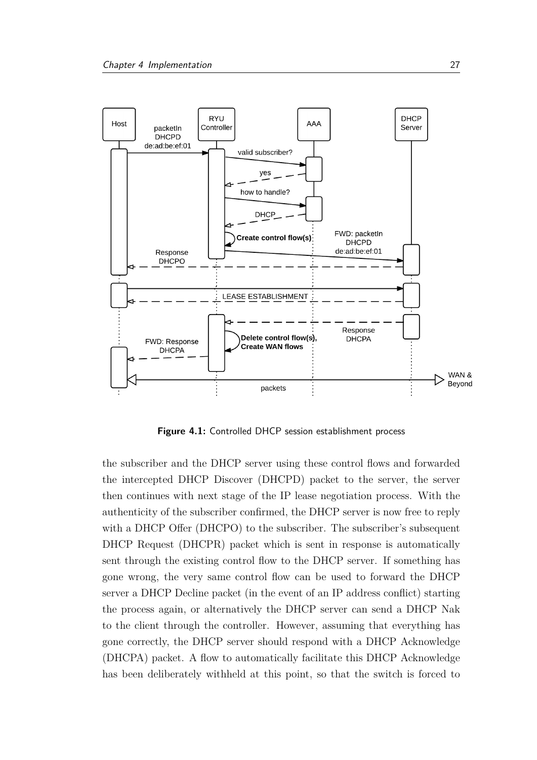**Figure 4.1:** Controlled DHCP session establishment process

the subscriber and the DHCP server using these control flows and forwarded the intercepted DHCP Discover (DHCPD) packet to the server, the server then continues with next stage of the IP lease negotiation process. With the authenticity of the subscriber confirmed, the DHCP server is now free to reply with a DHCP Offer (DHCPO) to the subscriber. The subscriber's subsequent DHCP Request (DHCPR) packet which is sent in response is automatically sent through the existing control flow to the DHCP server. If something has gone wrong, the very same control flow can be used to forward the DHCP server a DHCP Decline packet (in the event of an IP address conflict) starting the process again, or alternatively the DHCP server can send a DHCP Nak to the client through the controller. However, assuming that everything has gone correctly, the DHCP server should respond with a DHCP Acknowledge (DHCPA) packet. A flow to automatically facilitate this DHCP Acknowledge has been deliberately withheld at this point, so that the switch is forced to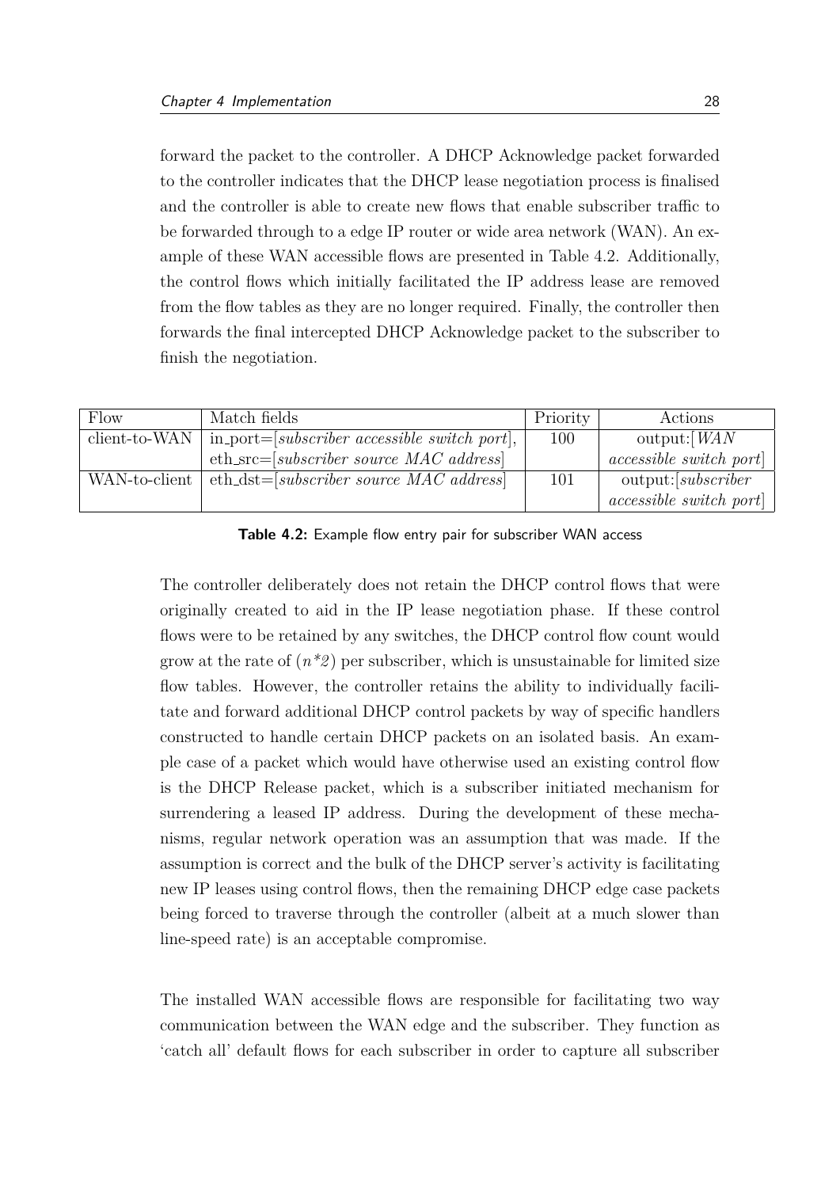forward the packet to the controller. A DHCP Acknowledge packet forwarded to the controller indicates that the DHCP lease negotiation process is finalised and the controller is able to create new flows that enable subscriber traffic to be forwarded through to a edge IP router or wide area network (WAN). An example of these WAN accessible flows are presented in Table 4.2. Additionally, the control flows which initially facilitated the IP address lease are removed from the flow tables as they are no longer required. Finally, the controller then forwards the final intercepted DHCP Acknowledge packet to the subscriber to finish the negotiation.

| Flow | Match fields | Priority | Actions |
|---|---|---|---|
| client-to-WAN | in_port=[*subscriber accessible switch port*], eth_src=[*subscriber source MAC address*] | 100 | output:[*WAN accessible switch port*] |
| WAN-to-client | eth_dst=[*subscriber source MAC address*] | 101 | output:[*subscriber accessible switch port*] |

**Table 4.2:** Example flow entry pair for subscriber WAN access

The controller deliberately does not retain the DHCP control flows that were originally created to aid in the IP lease negotiation phase. If these control flows were to be retained by any switches, the DHCP control flow count would grow at the rate of ($n*2$) per subscriber, which is unsustainable for limited size flow tables. However, the controller retains the ability to individually facilitate and forward additional DHCP control packets by way of specific handlers constructed to handle certain DHCP packets on an isolated basis. An example case of a packet which would have otherwise used an existing control flow is the DHCP Release packet, which is a subscriber initiated mechanism for surrendering a leased IP address. During the development of these mechanisms, regular network operation was an assumption that was made. If the assumption is correct and the bulk of the DHCP server's activity is facilitating new IP leases using control flows, then the remaining DHCP edge case packets being forced to traverse through the controller (albeit at a much slower than line-speed rate) is an acceptable compromise.

The installed WAN accessible flows are responsible for facilitating two way communication between the WAN edge and the subscriber. They function as 'catch all' default flows for each subscriber in order to capture all subscriber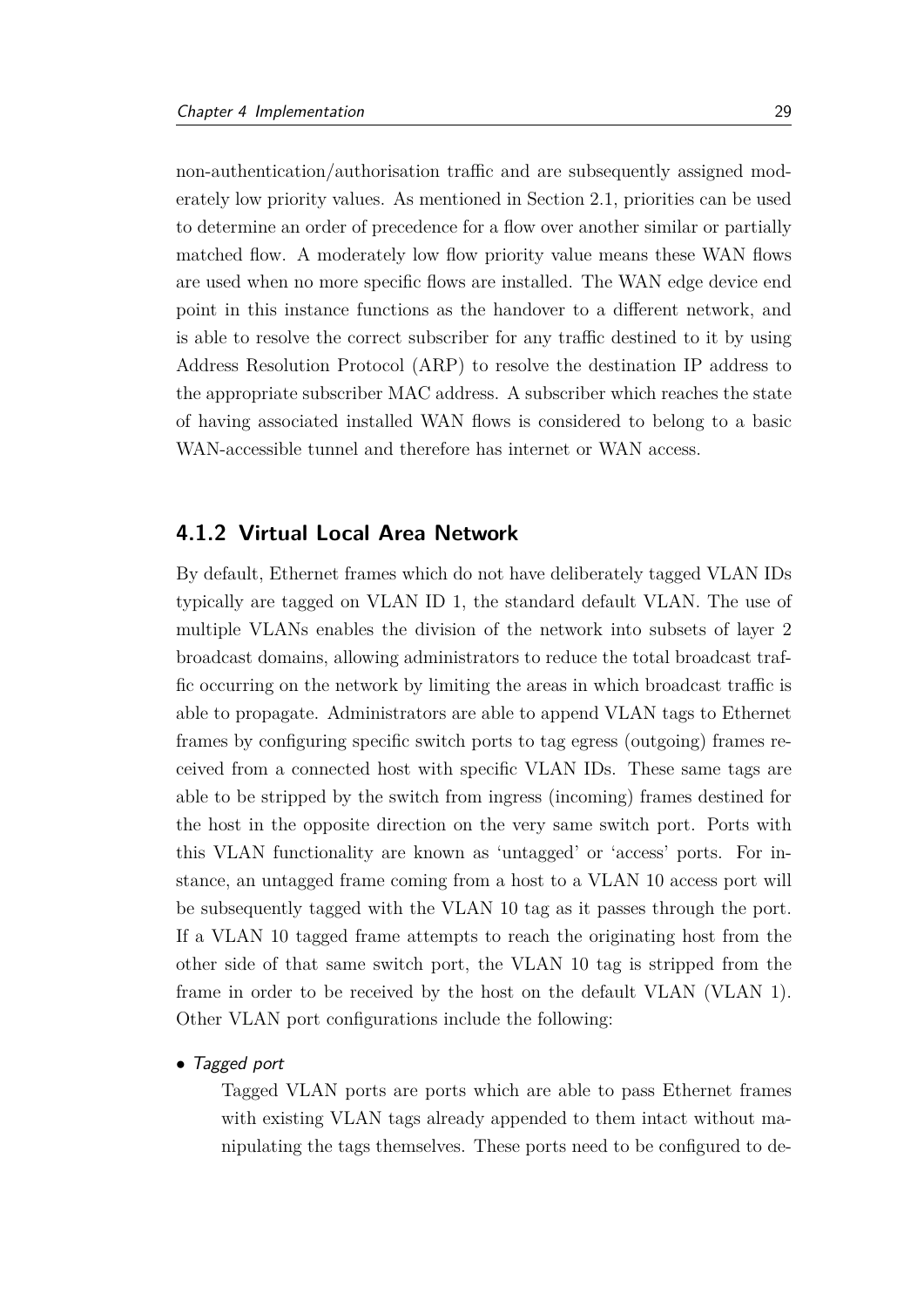non-authentication/authorisation traffic and are subsequently assigned moderately low priority values. As mentioned in Section 2.1, priorities can be used to determine an order of precedence for a flow over another similar or partially matched flow. A moderately low flow priority value means these WAN flows are used when no more specific flows are installed. The WAN edge device end point in this instance functions as the handover to a different network, and is able to resolve the correct subscriber for any traffic destined to it by using Address Resolution Protocol (ARP) to resolve the destination IP address to the appropriate subscriber MAC address. A subscriber which reaches the state of having associated installed WAN flows is considered to belong to a basic WAN-accessible tunnel and therefore has internet or WAN access.

### 4.1.2 Virtual Local Area Network

By default, Ethernet frames which do not have deliberately tagged VLAN IDs typically are tagged on VLAN ID 1, the standard default VLAN. The use of multiple VLANs enables the division of the network into subsets of layer 2 broadcast domains, allowing administrators to reduce the total broadcast traffic occurring on the network by limiting the areas in which broadcast traffic is able to propagate. Administrators are able to append VLAN tags to Ethernet frames by configuring specific switch ports to tag egress (outgoing) frames received from a connected host with specific VLAN IDs. These same tags are able to be stripped by the switch from ingress (incoming) frames destined for the host in the opposite direction on the very same switch port. Ports with this VLAN functionality are known as 'untagged' or 'access' ports. For instance, an untagged frame coming from a host to a VLAN 10 access port will be subsequently tagged with the VLAN 10 tag as it passes through the port. If a VLAN 10 tagged frame attempts to reach the originating host from the other side of that same switch port, the VLAN 10 tag is stripped from the frame in order to be received by the host on the default VLAN (VLAN 1). Other VLAN port configurations include the following:

- *Tagged port*

  Tagged VLAN ports are ports which are able to pass Ethernet frames with existing VLAN tags already appended to them intact without manipulating the tags themselves. These ports need to be configured to de-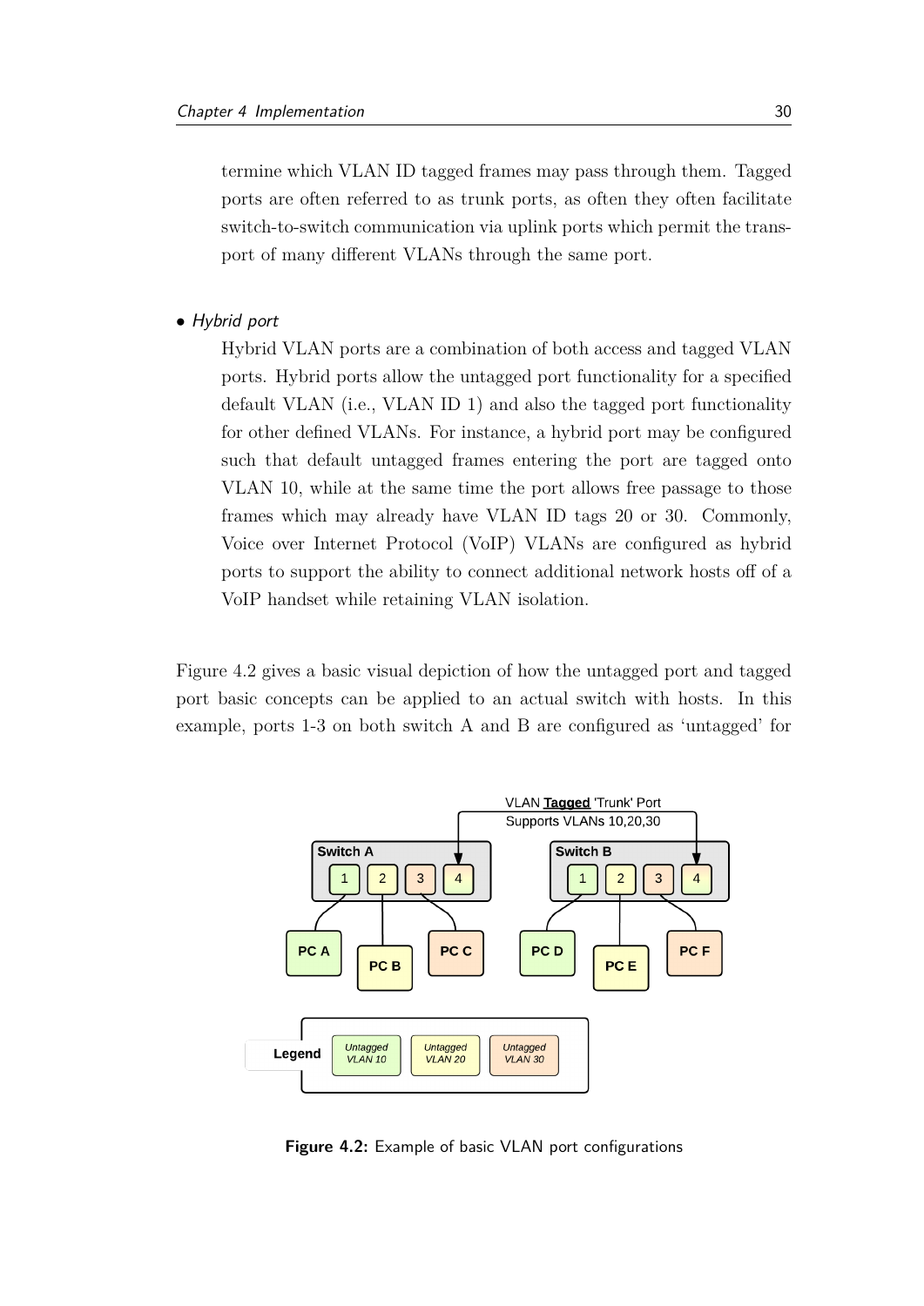termine which VLAN ID tagged frames may pass through them. Tagged ports are often referred to as trunk ports, as often they often facilitate switch-to-switch communication via uplink ports which permit the transport of many different VLANs through the same port.

- *Hybrid port*

  Hybrid VLAN ports are a combination of both access and tagged VLAN ports. Hybrid ports allow the untagged port functionality for a specified default VLAN (i.e., VLAN ID 1) and also the tagged port functionality for other defined VLANs. For instance, a hybrid port may be configured such that default untagged frames entering the port are tagged onto VLAN 10, while at the same time the port allows free passage to those frames which may already have VLAN ID tags 20 or 30. Commonly, Voice over Internet Protocol (VoIP) VLANs are configured as hybrid ports to support the ability to connect additional network hosts off of a VoIP handset while retaining VLAN isolation.

Figure 4.2 gives a basic visual depiction of how the untagged port and tagged port basic concepts can be applied to an actual switch with hosts. In this example, ports 1-3 on both switch A and B are configured as 'untagged' for

**Figure 4.2:** Example of basic VLAN port configurations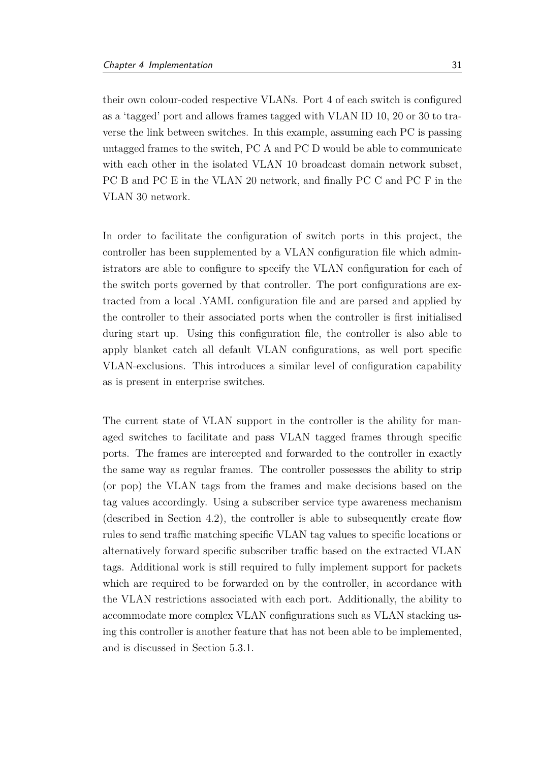their own colour-coded respective VLANs. Port 4 of each switch is configured as a 'tagged' port and allows frames tagged with VLAN ID 10, 20 or 30 to traverse the link between switches. In this example, assuming each PC is passing untagged frames to the switch, PC A and PC D would be able to communicate with each other in the isolated VLAN 10 broadcast domain network subset, PC B and PC E in the VLAN 20 network, and finally PC C and PC F in the VLAN 30 network.

In order to facilitate the configuration of switch ports in this project, the controller has been supplemented by a VLAN configuration file which administrators are able to configure to specify the VLAN configuration for each of the switch ports governed by that controller. The port configurations are extracted from a local .YAML configuration file and are parsed and applied by the controller to their associated ports when the controller is first initialised during start up. Using this configuration file, the controller is also able to apply blanket catch all default VLAN configurations, as well port specific VLAN-exclusions. This introduces a similar level of configuration capability as is present in enterprise switches.

The current state of VLAN support in the controller is the ability for managed switches to facilitate and pass VLAN tagged frames through specific ports. The frames are intercepted and forwarded to the controller in exactly the same way as regular frames. The controller possesses the ability to strip (or pop) the VLAN tags from the frames and make decisions based on the tag values accordingly. Using a subscriber service type awareness mechanism (described in Section 4.2), the controller is able to subsequently create flow rules to send traffic matching specific VLAN tag values to specific locations or alternatively forward specific subscriber traffic based on the extracted VLAN tags. Additional work is still required to fully implement support for packets which are required to be forwarded on by the controller, in accordance with the VLAN restrictions associated with each port. Additionally, the ability to accommodate more complex VLAN configurations such as VLAN stacking using this controller is another feature that has not been able to be implemented, and is discussed in Section 5.3.1.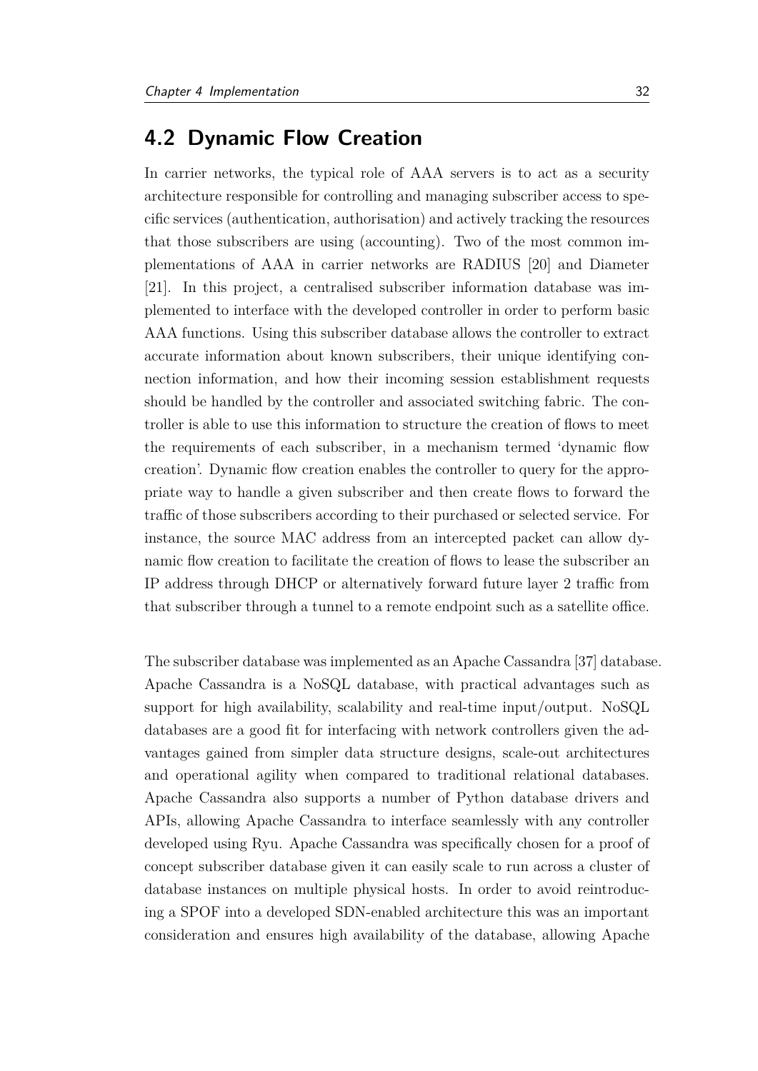## 4.2 Dynamic Flow Creation

In carrier networks, the typical role of AAA servers is to act as a security architecture responsible for controlling and managing subscriber access to specific services (authentication, authorisation) and actively tracking the resources that those subscribers are using (accounting). Two of the most common implementations of AAA in carrier networks are RADIUS [20] and Diameter [21]. In this project, a centralised subscriber information database was implemented to interface with the developed controller in order to perform basic AAA functions. Using this subscriber database allows the controller to extract accurate information about known subscribers, their unique identifying connection information, and how their incoming session establishment requests should be handled by the controller and associated switching fabric. The controller is able to use this information to structure the creation of flows to meet the requirements of each subscriber, in a mechanism termed 'dynamic flow creation'. Dynamic flow creation enables the controller to query for the appropriate way to handle a given subscriber and then create flows to forward the traffic of those subscribers according to their purchased or selected service. For instance, the source MAC address from an intercepted packet can allow dynamic flow creation to facilitate the creation of flows to lease the subscriber an IP address through DHCP or alternatively forward future layer 2 traffic from that subscriber through a tunnel to a remote endpoint such as a satellite office.

The subscriber database was implemented as an Apache Cassandra [37] database. Apache Cassandra is a NoSQL database, with practical advantages such as support for high availability, scalability and real-time input/output. NoSQL databases are a good fit for interfacing with network controllers given the advantages gained from simpler data structure designs, scale-out architectures and operational agility when compared to traditional relational databases. Apache Cassandra also supports a number of Python database drivers and APIs, allowing Apache Cassandra to interface seamlessly with any controller developed using Ryu. Apache Cassandra was specifically chosen for a proof of concept subscriber database given it can easily scale to run across a cluster of database instances on multiple physical hosts. In order to avoid reintroducing a SPOF into a developed SDN-enabled architecture this was an important consideration and ensures high availability of the database, allowing Apache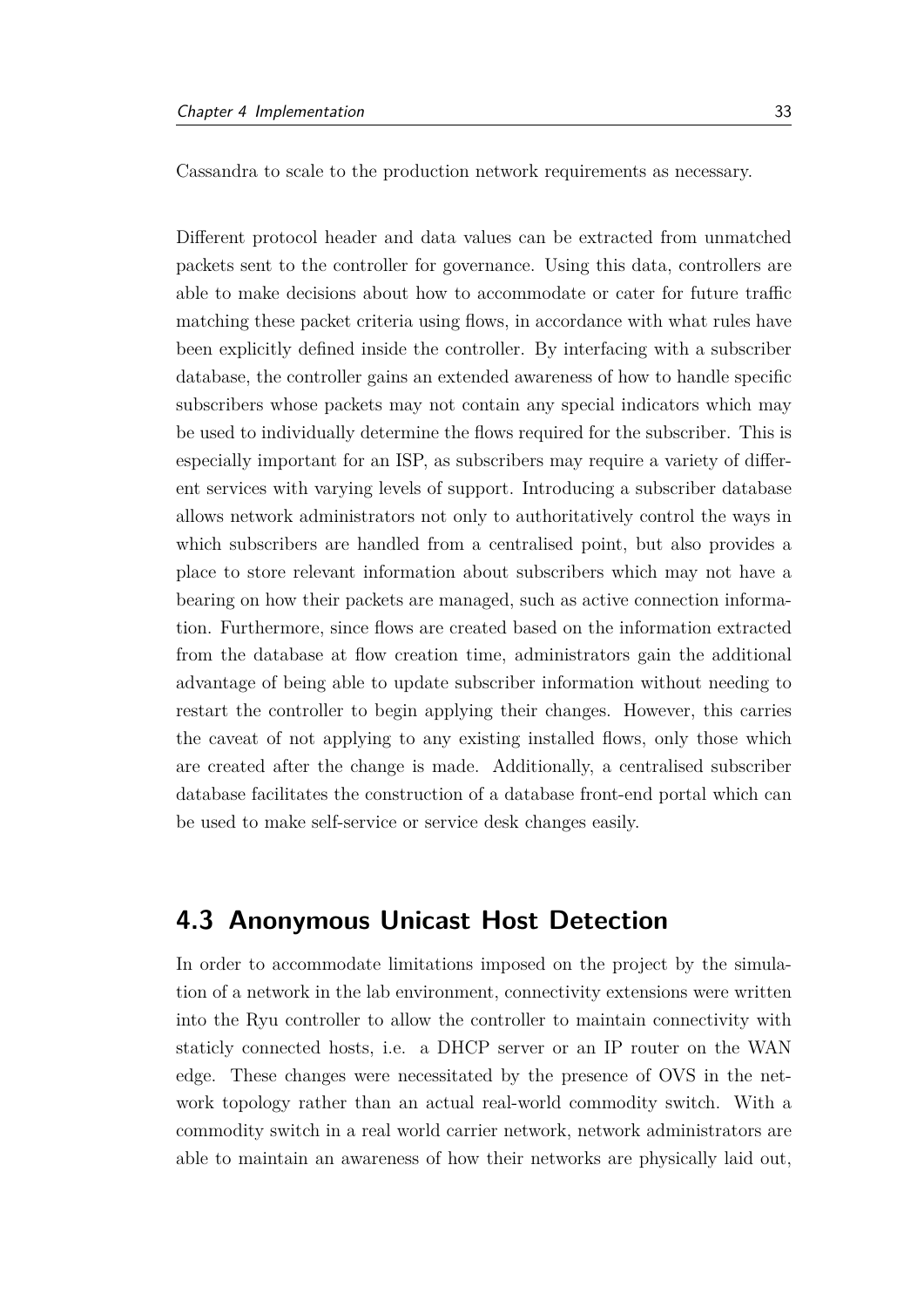Cassandra to scale to the production network requirements as necessary.

Different protocol header and data values can be extracted from unmatched packets sent to the controller for governance. Using this data, controllers are able to make decisions about how to accommodate or cater for future traffic matching these packet criteria using flows, in accordance with what rules have been explicitly defined inside the controller. By interfacing with a subscriber database, the controller gains an extended awareness of how to handle specific subscribers whose packets may not contain any special indicators which may be used to individually determine the flows required for the subscriber. This is especially important for an ISP, as subscribers may require a variety of different services with varying levels of support. Introducing a subscriber database allows network administrators not only to authoritatively control the ways in which subscribers are handled from a centralised point, but also provides a place to store relevant information about subscribers which may not have a bearing on how their packets are managed, such as active connection information. Furthermore, since flows are created based on the information extracted from the database at flow creation time, administrators gain the additional advantage of being able to update subscriber information without needing to restart the controller to begin applying their changes. However, this carries the caveat of not applying to any existing installed flows, only those which are created after the change is made. Additionally, a centralised subscriber database facilitates the construction of a database front-end portal which can be used to make self-service or service desk changes easily.

## 4.3 Anonymous Unicast Host Detection

In order to accommodate limitations imposed on the project by the simulation of a network in the lab environment, connectivity extensions were written into the Ryu controller to allow the controller to maintain connectivity with staticly connected hosts, i.e. a DHCP server or an IP router on the WAN edge. These changes were necessitated by the presence of OVS in the network topology rather than an actual real-world commodity switch. With a commodity switch in a real world carrier network, network administrators are able to maintain an awareness of how their networks are physically laid out,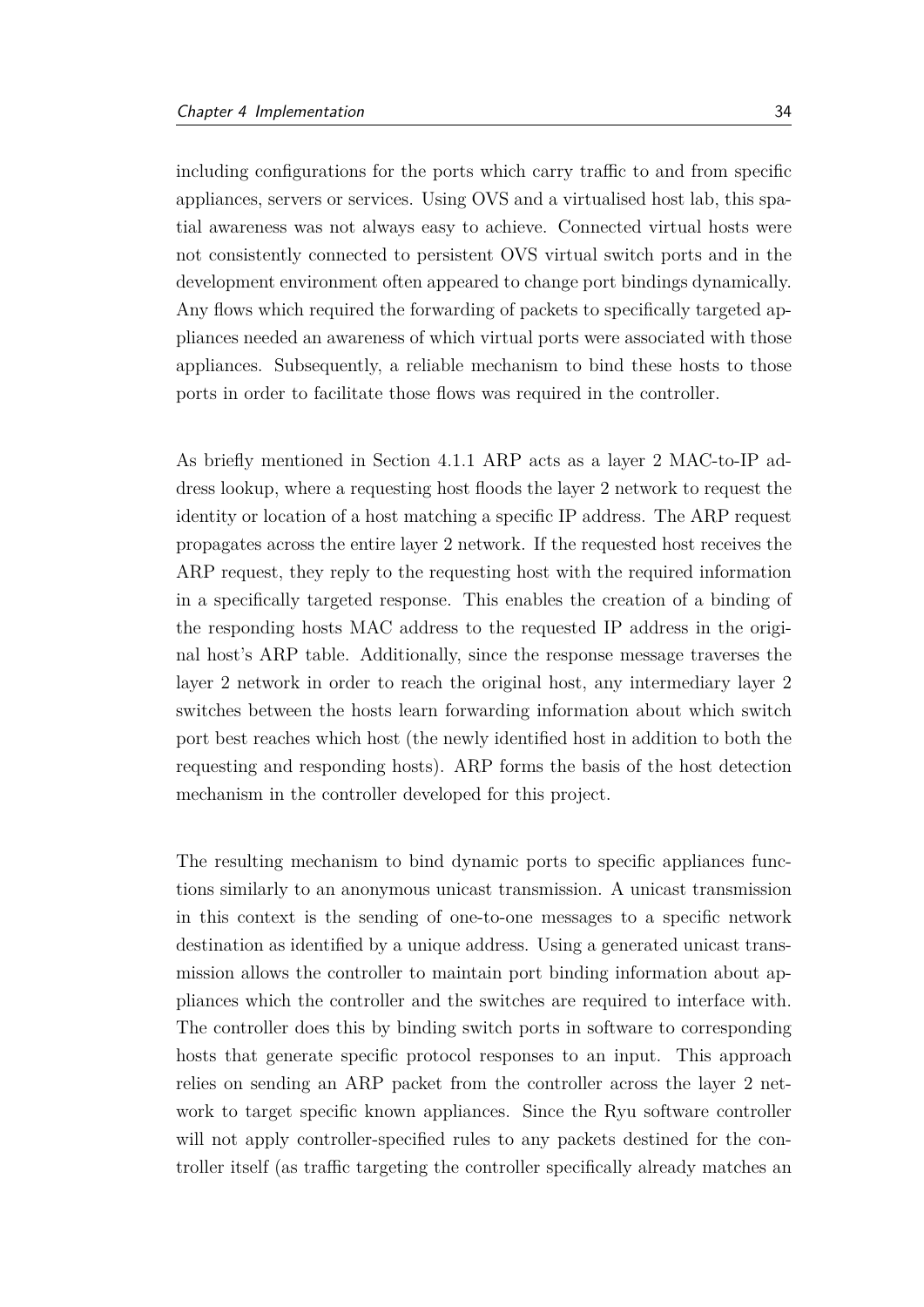including configurations for the ports which carry traffic to and from specific appliances, servers or services. Using OVS and a virtualised host lab, this spatial awareness was not always easy to achieve. Connected virtual hosts were not consistently connected to persistent OVS virtual switch ports and in the development environment often appeared to change port bindings dynamically. Any flows which required the forwarding of packets to specifically targeted appliances needed an awareness of which virtual ports were associated with those appliances. Subsequently, a reliable mechanism to bind these hosts to those ports in order to facilitate those flows was required in the controller.

As briefly mentioned in Section 4.1.1 ARP acts as a layer 2 MAC-to-IP address lookup, where a requesting host floods the layer 2 network to request the identity or location of a host matching a specific IP address. The ARP request propagates across the entire layer 2 network. If the requested host receives the ARP request, they reply to the requesting host with the required information in a specifically targeted response. This enables the creation of a binding of the responding hosts MAC address to the requested IP address in the original host's ARP table. Additionally, since the response message traverses the layer 2 network in order to reach the original host, any intermediary layer 2 switches between the hosts learn forwarding information about which switch port best reaches which host (the newly identified host in addition to both the requesting and responding hosts). ARP forms the basis of the host detection mechanism in the controller developed for this project.

The resulting mechanism to bind dynamic ports to specific appliances functions similarly to an anonymous unicast transmission. A unicast transmission in this context is the sending of one-to-one messages to a specific network destination as identified by a unique address. Using a generated unicast transmission allows the controller to maintain port binding information about appliances which the controller and the switches are required to interface with. The controller does this by binding switch ports in software to corresponding hosts that generate specific protocol responses to an input. This approach relies on sending an ARP packet from the controller across the layer 2 network to target specific known appliances. Since the Ryu software controller will not apply controller-specified rules to any packets destined for the controller itself (as traffic targeting the controller specifically already matches an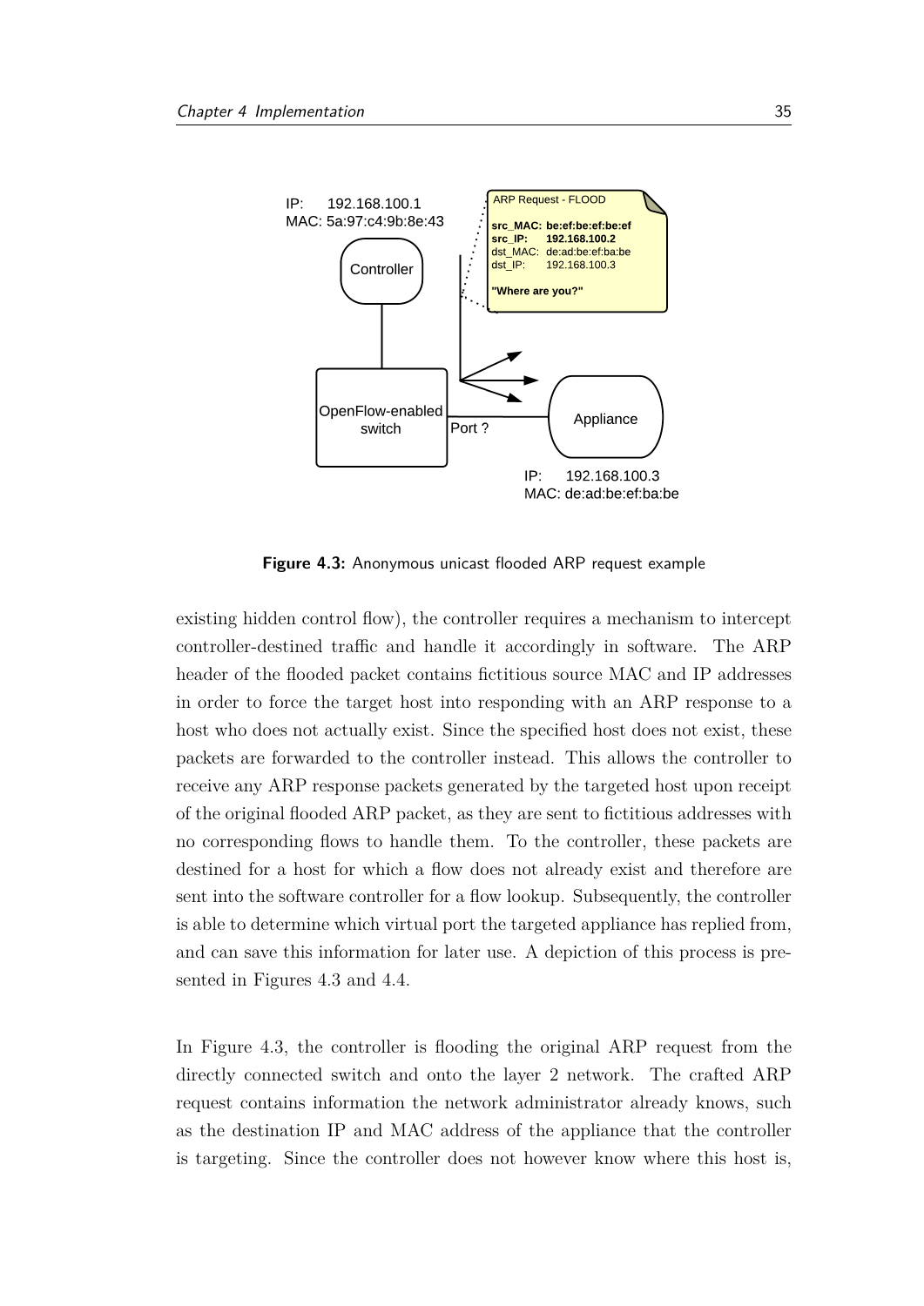Figure 4.3: Anonymous unicast flooded ARP request example

existing hidden control flow), the controller requires a mechanism to intercept controller-destined traffic and handle it accordingly in software. The ARP header of the flooded packet contains fictitious source MAC and IP addresses in order to force the target host into responding with an ARP response to a host who does not actually exist. Since the specified host does not exist, these packets are forwarded to the controller instead. This allows the controller to receive any ARP response packets generated by the targeted host upon receipt of the original flooded ARP packet, as they are sent to fictitious addresses with no corresponding flows to handle them. To the controller, these packets are destined for a host for which a flow does not already exist and therefore are sent into the software controller for a flow lookup. Subsequently, the controller is able to determine which virtual port the targeted appliance has replied from, and can save this information for later use. A depiction of this process is presented in Figures 4.3 and 4.4.

In Figure 4.3, the controller is flooding the original ARP request from the directly connected switch and onto the layer 2 network. The crafted ARP request contains information the network administrator already knows, such as the destination IP and MAC address of the appliance that the controller is targeting. Since the controller does not however know where this host is,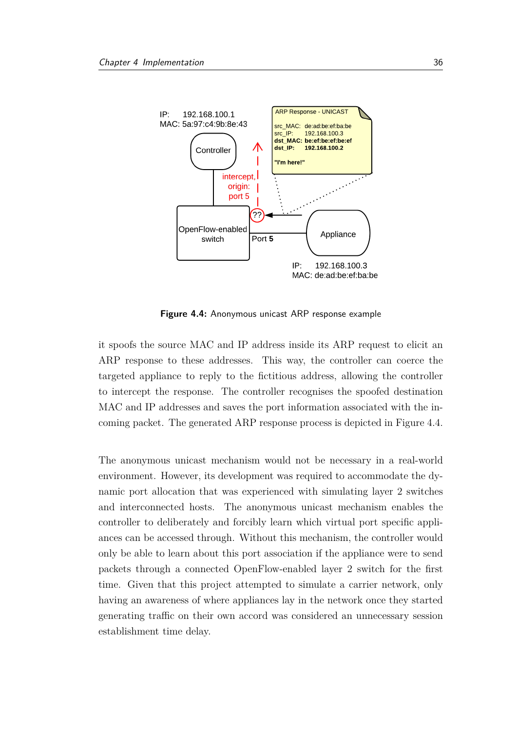**Figure 4.4:** Anonymous unicast ARP response example

it spoofs the source MAC and IP address inside its ARP request to elicit an ARP response to these addresses. This way, the controller can coerce the targeted appliance to reply to the fictitious address, allowing the controller to intercept the response. The controller recognises the spoofed destination MAC and IP addresses and saves the port information associated with the incoming packet. The generated ARP response process is depicted in Figure 4.4.

The anonymous unicast mechanism would not be necessary in a real-world environment. However, its development was required to accommodate the dynamic port allocation that was experienced with simulating layer 2 switches and interconnected hosts. The anonymous unicast mechanism enables the controller to deliberately and forcibly learn which virtual port specific appliances can be accessed through. Without this mechanism, the controller would only be able to learn about this port association if the appliance were to send packets through a connected OpenFlow-enabled layer 2 switch for the first time. Given that this project attempted to simulate a carrier network, only having an awareness of where appliances lay in the network once they started generating traffic on their own accord was considered an unnecessary session establishment time delay.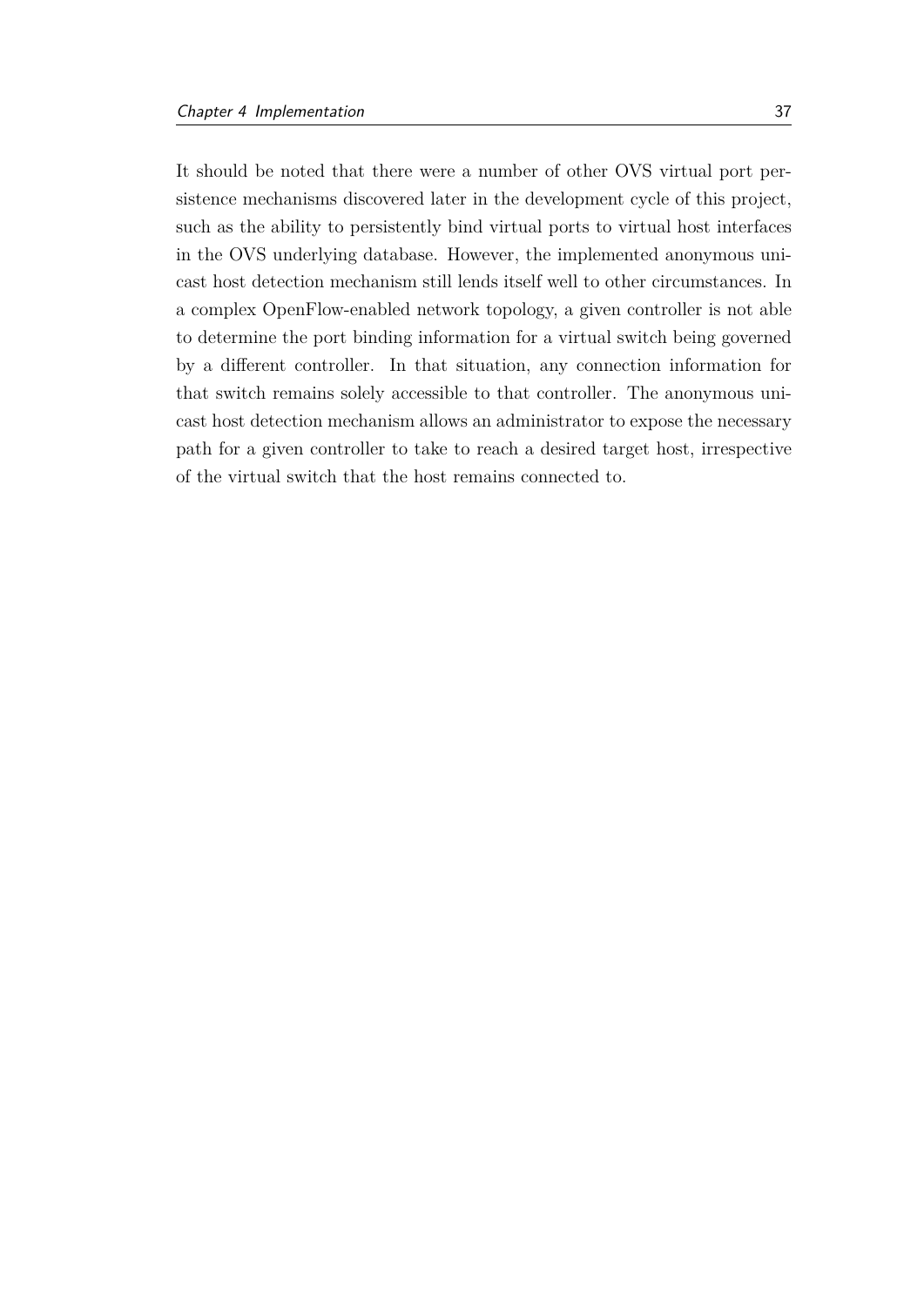It should be noted that there were a number of other OVS virtual port persistence mechanisms discovered later in the development cycle of this project, such as the ability to persistently bind virtual ports to virtual host interfaces in the OVS underlying database. However, the implemented anonymous unicast host detection mechanism still lends itself well to other circumstances. In a complex OpenFlow-enabled network topology, a given controller is not able to determine the port binding information for a virtual switch being governed by a different controller. In that situation, any connection information for that switch remains solely accessible to that controller. The anonymous unicast host detection mechanism allows an administrator to expose the necessary path for a given controller to take to reach a desired target host, irrespective of the virtual switch that the host remains connected to.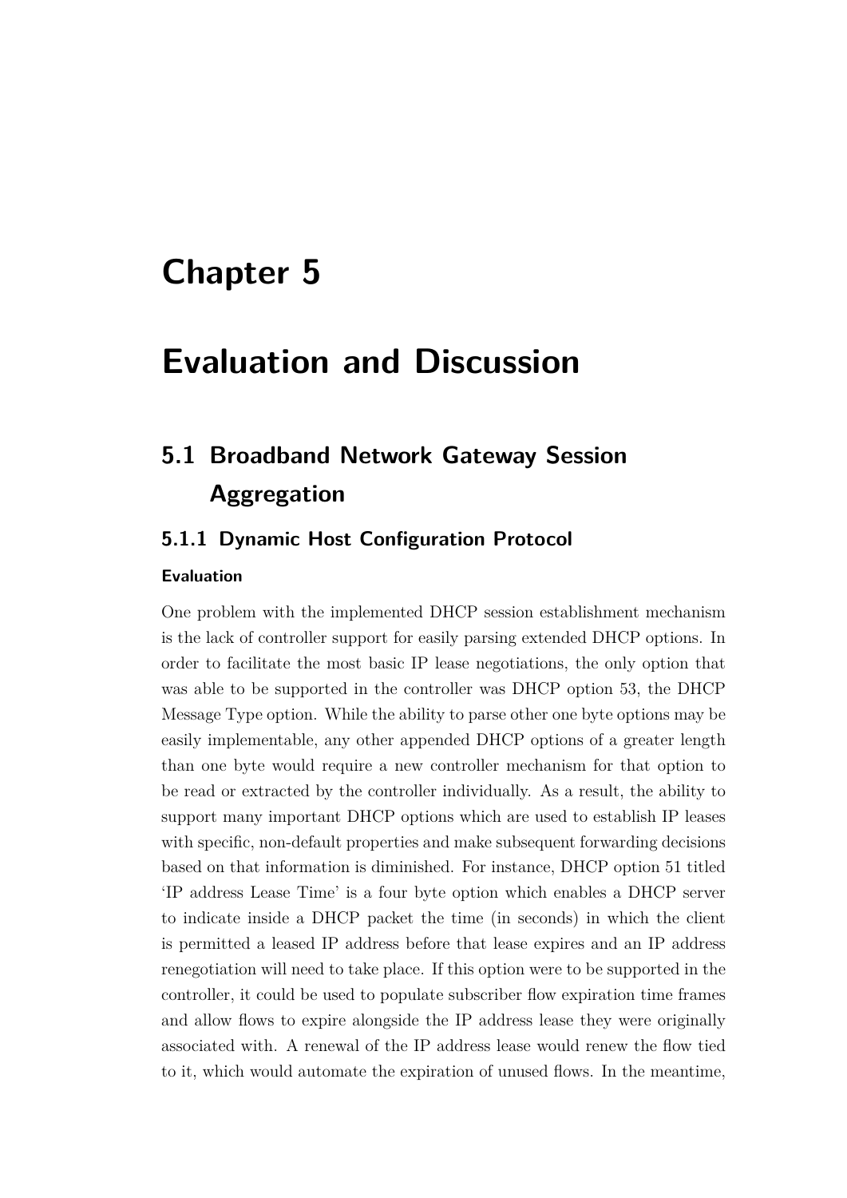# Chapter 5

# Evaluation and Discussion

## 5.1 Broadband Network Gateway Session Aggregation

### 5.1.1 Dynamic Host Configuration Protocol

#### Evaluation

One problem with the implemented DHCP session establishment mechanism is the lack of controller support for easily parsing extended DHCP options. In order to facilitate the most basic IP lease negotiations, the only option that was able to be supported in the controller was DHCP option 53, the DHCP Message Type option. While the ability to parse other one byte options may be easily implementable, any other appended DHCP options of a greater length than one byte would require a new controller mechanism for that option to be read or extracted by the controller individually. As a result, the ability to support many important DHCP options which are used to establish IP leases with specific, non-default properties and make subsequent forwarding decisions based on that information is diminished. For instance, DHCP option 51 titled 'IP address Lease Time' is a four byte option which enables a DHCP server to indicate inside a DHCP packet the time (in seconds) in which the client is permitted a leased IP address before that lease expires and an IP address renegotiation will need to take place. If this option were to be supported in the controller, it could be used to populate subscriber flow expiration time frames and allow flows to expire alongside the IP address lease they were originally associated with. A renewal of the IP address lease would renew the flow tied to it, which would automate the expiration of unused flows. In the meantime,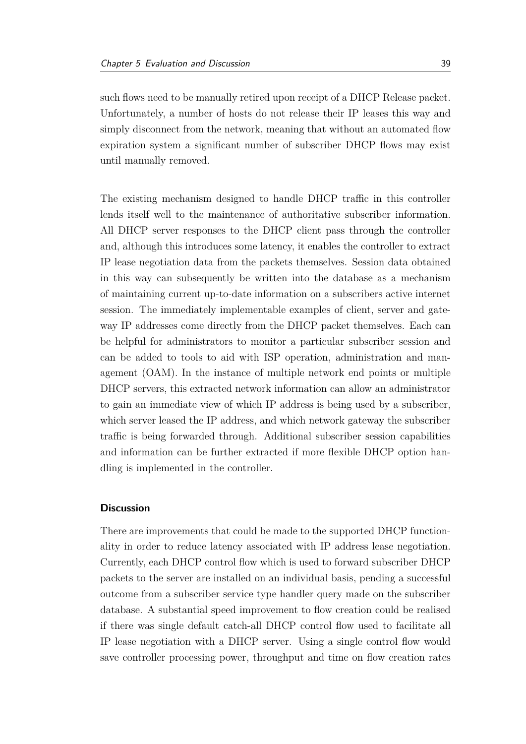such flows need to be manually retired upon receipt of a DHCP Release packet. Unfortunately, a number of hosts do not release their IP leases this way and simply disconnect from the network, meaning that without an automated flow expiration system a significant number of subscriber DHCP flows may exist until manually removed.

The existing mechanism designed to handle DHCP traffic in this controller lends itself well to the maintenance of authoritative subscriber information. All DHCP server responses to the DHCP client pass through the controller and, although this introduces some latency, it enables the controller to extract IP lease negotiation data from the packets themselves. Session data obtained in this way can subsequently be written into the database as a mechanism of maintaining current up-to-date information on a subscribers active internet session. The immediately implementable examples of client, server and gateway IP addresses come directly from the DHCP packet themselves. Each can be helpful for administrators to monitor a particular subscriber session and can be added to tools to aid with ISP operation, administration and management (OAM). In the instance of multiple network end points or multiple DHCP servers, this extracted network information can allow an administrator to gain an immediate view of which IP address is being used by a subscriber, which server leased the IP address, and which network gateway the subscriber traffic is being forwarded through. Additional subscriber session capabilities and information can be further extracted if more flexible DHCP option handling is implemented in the controller.

#### Discussion

There are improvements that could be made to the supported DHCP functionality in order to reduce latency associated with IP address lease negotiation. Currently, each DHCP control flow which is used to forward subscriber DHCP packets to the server are installed on an individual basis, pending a successful outcome from a subscriber service type handler query made on the subscriber database. A substantial speed improvement to flow creation could be realised if there was single default catch-all DHCP control flow used to facilitate all IP lease negotiation with a DHCP server. Using a single control flow would save controller processing power, throughput and time on flow creation rates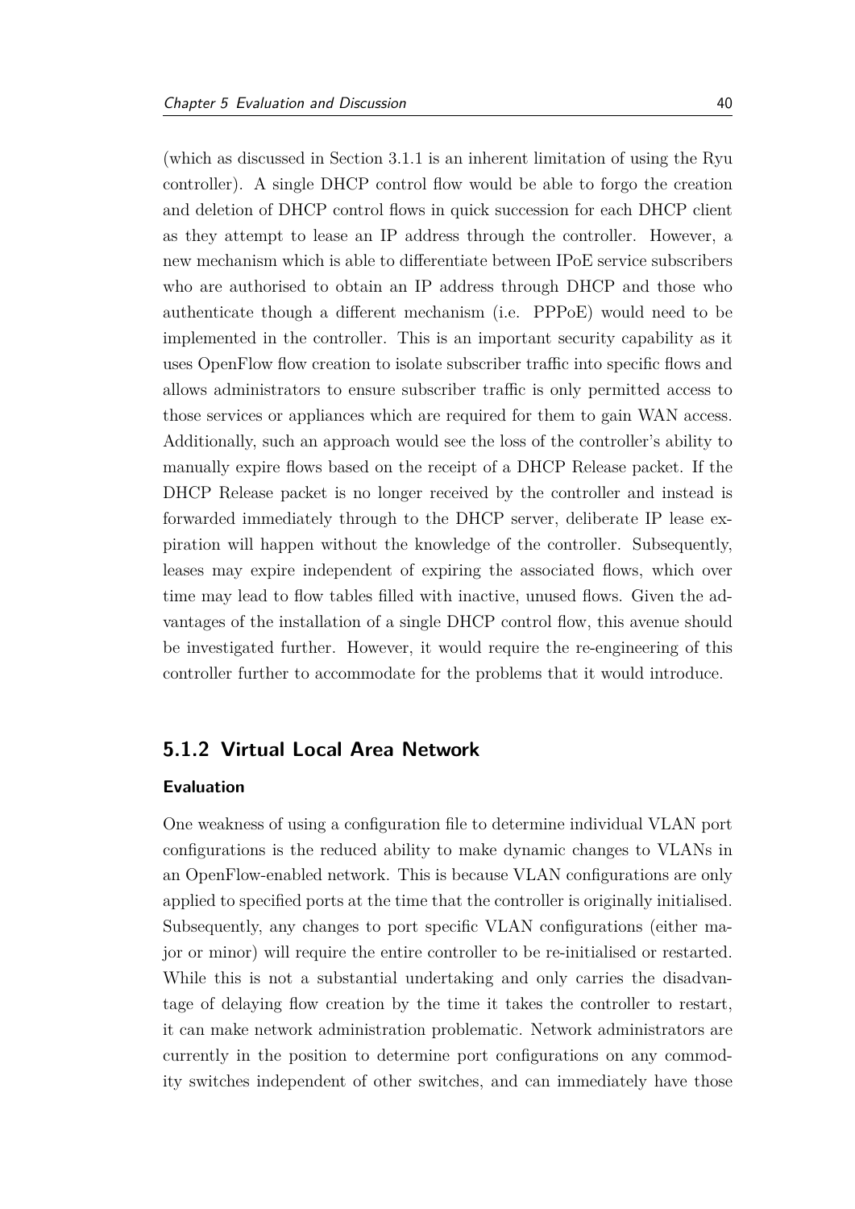(which as discussed in Section 3.1.1 is an inherent limitation of using the Ryu controller). A single DHCP control flow would be able to forgo the creation and deletion of DHCP control flows in quick succession for each DHCP client as they attempt to lease an IP address through the controller. However, a new mechanism which is able to differentiate between IPoE service subscribers who are authorised to obtain an IP address through DHCP and those who authenticate though a different mechanism (i.e. PPPoE) would need to be implemented in the controller. This is an important security capability as it uses OpenFlow flow creation to isolate subscriber traffic into specific flows and allows administrators to ensure subscriber traffic is only permitted access to those services or appliances which are required for them to gain WAN access. Additionally, such an approach would see the loss of the controller's ability to manually expire flows based on the receipt of a DHCP Release packet. If the DHCP Release packet is no longer received by the controller and instead is forwarded immediately through to the DHCP server, deliberate IP lease expiration will happen without the knowledge of the controller. Subsequently, leases may expire independent of expiring the associated flows, which over time may lead to flow tables filled with inactive, unused flows. Given the advantages of the installation of a single DHCP control flow, this avenue should be investigated further. However, it would require the re-engineering of this controller further to accommodate for the problems that it would introduce.

### 5.1.2 Virtual Local Area Network

#### Evaluation

One weakness of using a configuration file to determine individual VLAN port configurations is the reduced ability to make dynamic changes to VLANs in an OpenFlow-enabled network. This is because VLAN configurations are only applied to specified ports at the time that the controller is originally initialised. Subsequently, any changes to port specific VLAN configurations (either major or minor) will require the entire controller to be re-initialised or restarted. While this is not a substantial undertaking and only carries the disadvantage of delaying flow creation by the time it takes the controller to restart, it can make network administration problematic. Network administrators are currently in the position to determine port configurations on any commodity switches independent of other switches, and can immediately have those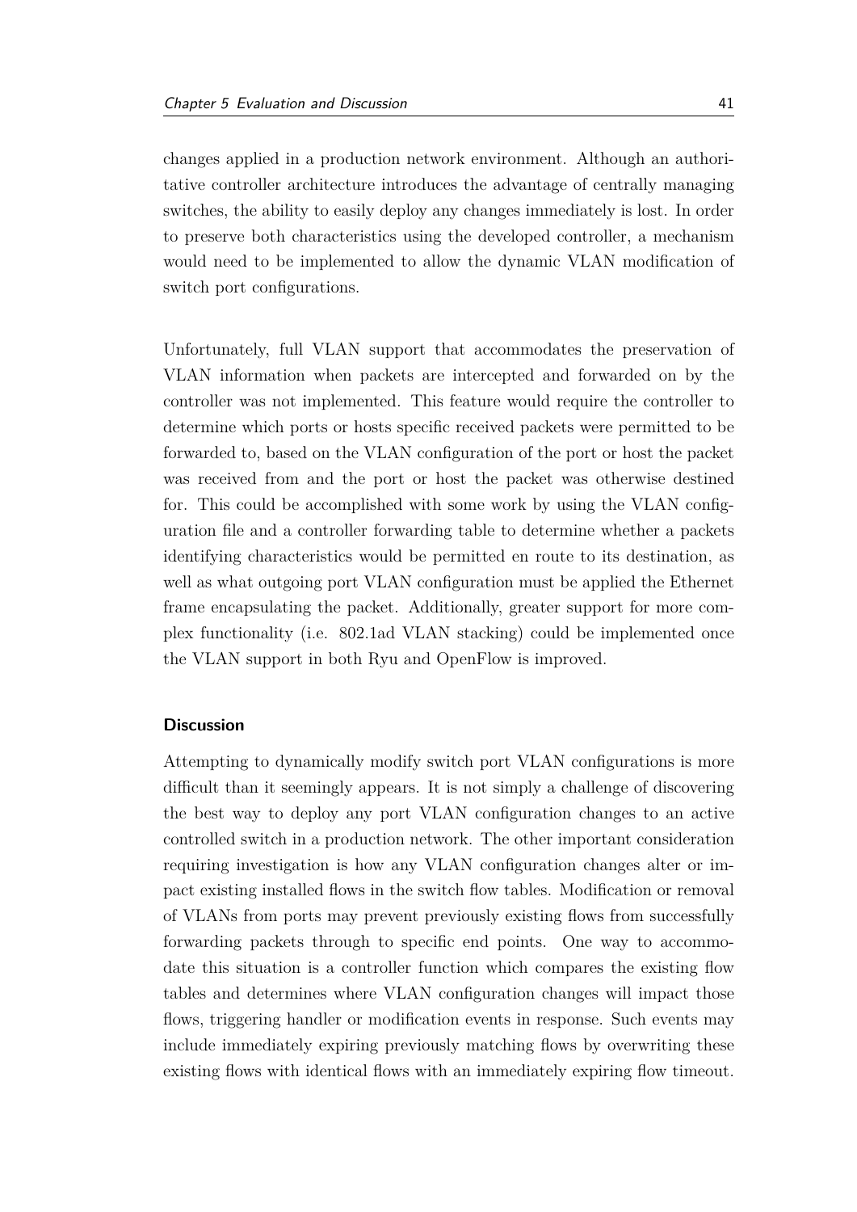changes applied in a production network environment. Although an authoritative controller architecture introduces the advantage of centrally managing switches, the ability to easily deploy any changes immediately is lost. In order to preserve both characteristics using the developed controller, a mechanism would need to be implemented to allow the dynamic VLAN modification of switch port configurations.

Unfortunately, full VLAN support that accommodates the preservation of VLAN information when packets are intercepted and forwarded on by the controller was not implemented. This feature would require the controller to determine which ports or hosts specific received packets were permitted to be forwarded to, based on the VLAN configuration of the port or host the packet was received from and the port or host the packet was otherwise destined for. This could be accomplished with some work by using the VLAN configuration file and a controller forwarding table to determine whether a packets identifying characteristics would be permitted en route to its destination, as well as what outgoing port VLAN configuration must be applied the Ethernet frame encapsulating the packet. Additionally, greater support for more complex functionality (i.e. 802.1ad VLAN stacking) could be implemented once the VLAN support in both Ryu and OpenFlow is improved.

#### Discussion

Attempting to dynamically modify switch port VLAN configurations is more difficult than it seemingly appears. It is not simply a challenge of discovering the best way to deploy any port VLAN configuration changes to an active controlled switch in a production network. The other important consideration requiring investigation is how any VLAN configuration changes alter or impact existing installed flows in the switch flow tables. Modification or removal of VLANs from ports may prevent previously existing flows from successfully forwarding packets through to specific end points. One way to accommodate this situation is a controller function which compares the existing flow tables and determines where VLAN configuration changes will impact those flows, triggering handler or modification events in response. Such events may include immediately expiring previously matching flows by overwriting these existing flows with identical flows with an immediately expiring flow timeout.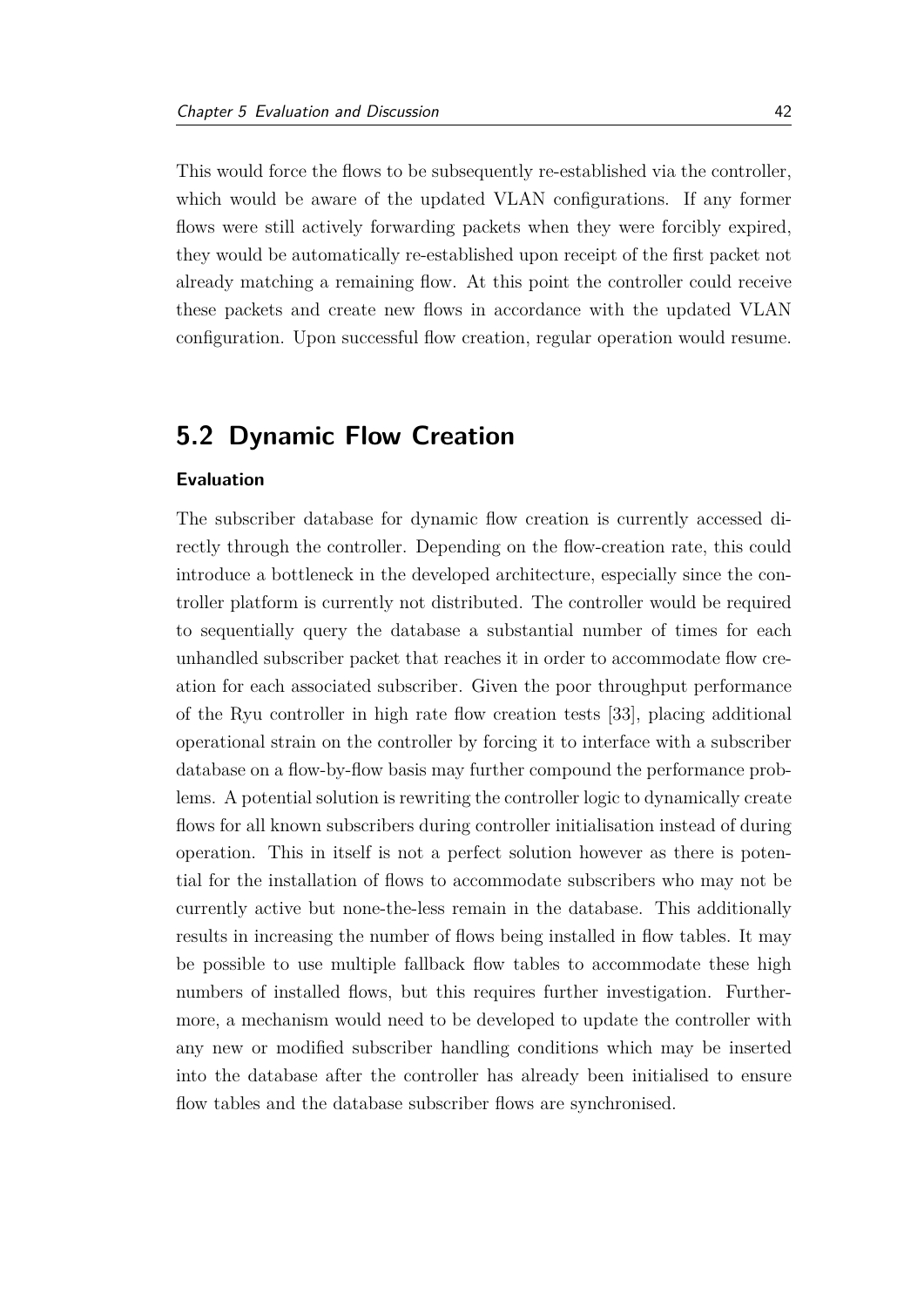This would force the flows to be subsequently re-established via the controller, which would be aware of the updated VLAN configurations. If any former flows were still actively forwarding packets when they were forcibly expired, they would be automatically re-established upon receipt of the first packet not already matching a remaining flow. At this point the controller could receive these packets and create new flows in accordance with the updated VLAN configuration. Upon successful flow creation, regular operation would resume.

## 5.2 Dynamic Flow Creation

#### Evaluation

The subscriber database for dynamic flow creation is currently accessed directly through the controller. Depending on the flow-creation rate, this could introduce a bottleneck in the developed architecture, especially since the controller platform is currently not distributed. The controller would be required to sequentially query the database a substantial number of times for each unhandled subscriber packet that reaches it in order to accommodate flow creation for each associated subscriber. Given the poor throughput performance of the Ryu controller in high rate flow creation tests [33], placing additional operational strain on the controller by forcing it to interface with a subscriber database on a flow-by-flow basis may further compound the performance problems. A potential solution is rewriting the controller logic to dynamically create flows for all known subscribers during controller initialisation instead of during operation. This in itself is not a perfect solution however as there is potential for the installation of flows to accommodate subscribers who may not be currently active but none-the-less remain in the database. This additionally results in increasing the number of flows being installed in flow tables. It may be possible to use multiple fallback flow tables to accommodate these high numbers of installed flows, but this requires further investigation. Furthermore, a mechanism would need to be developed to update the controller with any new or modified subscriber handling conditions which may be inserted into the database after the controller has already been initialised to ensure flow tables and the database subscriber flows are synchronised.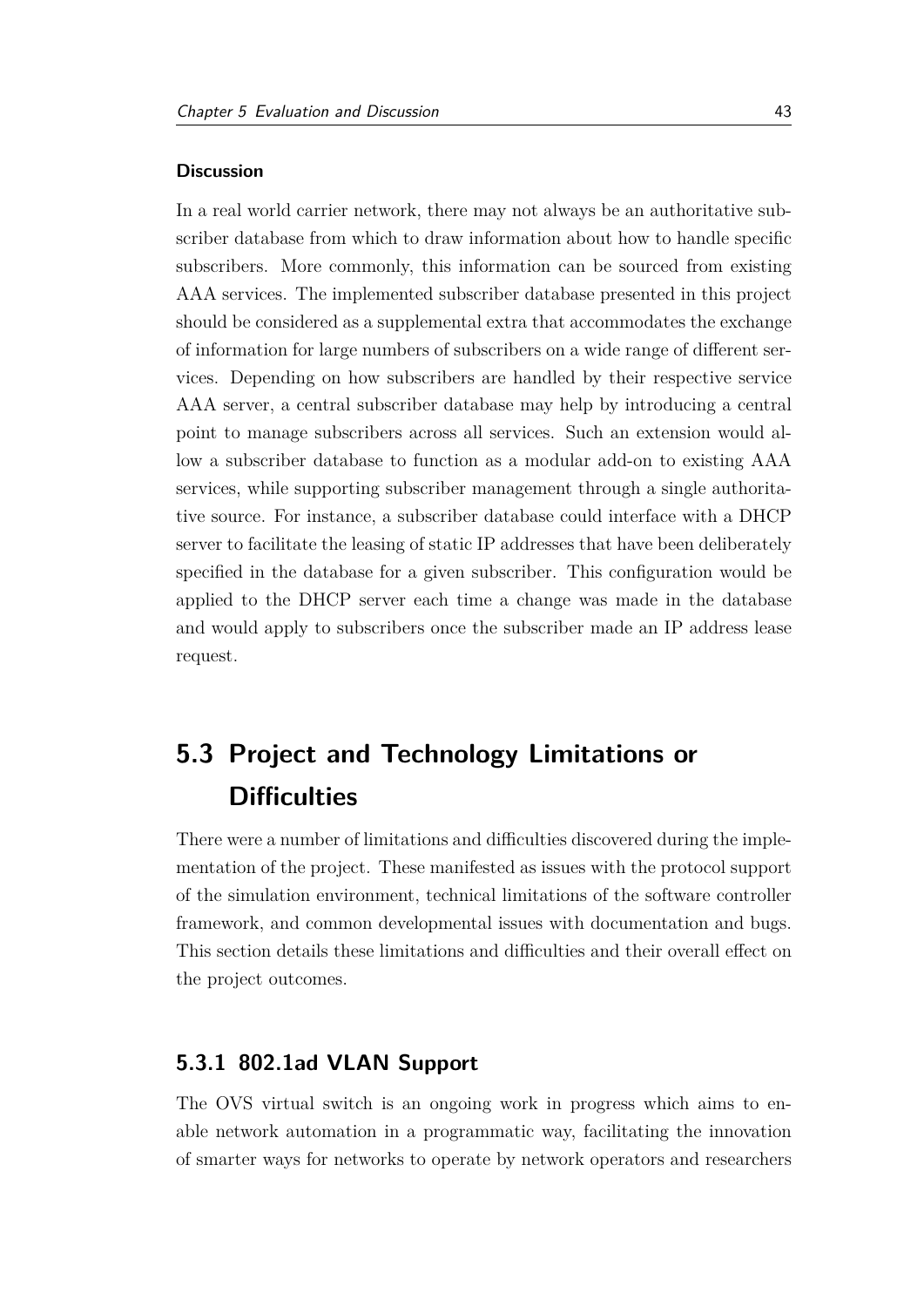#### Discussion

In a real world carrier network, there may not always be an authoritative subscriber database from which to draw information about how to handle specific subscribers. More commonly, this information can be sourced from existing AAA services. The implemented subscriber database presented in this project should be considered as a supplemental extra that accommodates the exchange of information for large numbers of subscribers on a wide range of different services. Depending on how subscribers are handled by their respective service AAA server, a central subscriber database may help by introducing a central point to manage subscribers across all services. Such an extension would allow a subscriber database to function as a modular add-on to existing AAA services, while supporting subscriber management through a single authoritative source. For instance, a subscriber database could interface with a DHCP server to facilitate the leasing of static IP addresses that have been deliberately specified in the database for a given subscriber. This configuration would be applied to the DHCP server each time a change was made in the database and would apply to subscribers once the subscriber made an IP address lease request.

## 5.3 Project and Technology Limitations or Difficulties

There were a number of limitations and difficulties discovered during the implementation of the project. These manifested as issues with the protocol support of the simulation environment, technical limitations of the software controller framework, and common developmental issues with documentation and bugs. This section details these limitations and difficulties and their overall effect on the project outcomes.

### 5.3.1 802.1ad VLAN Support

The OVS virtual switch is an ongoing work in progress which aims to enable network automation in a programmatic way, facilitating the innovation of smarter ways for networks to operate by network operators and researchers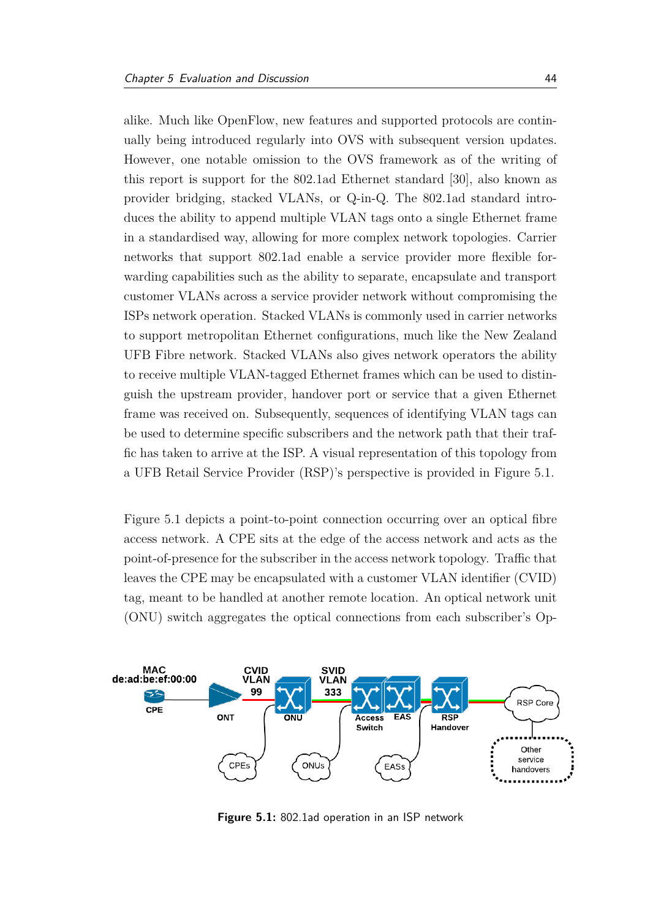alike. Much like OpenFlow, new features and supported protocols are continually being introduced regularly into OVS with subsequent version updates. However, one notable omission to the OVS framework as of the writing of this report is support for the 802.1ad Ethernet standard [30], also known as provider bridging, stacked VLANs, or Q-in-Q. The 802.1ad standard introduces the ability to append multiple VLAN tags onto a single Ethernet frame in a standardised way, allowing for more complex network topologies. Carrier networks that support 802.1ad enable a service provider more flexible forwarding capabilities such as the ability to separate, encapsulate and transport customer VLANs across a service provider network without compromising the ISPs network operation. Stacked VLANs is commonly used in carrier networks to support metropolitan Ethernet configurations, much like the New Zealand UFB Fibre network. Stacked VLANs also gives network operators the ability to receive multiple VLAN-tagged Ethernet frames which can be used to distinguish the upstream provider, handover port or service that a given Ethernet frame was received on. Subsequently, sequences of identifying VLAN tags can be used to determine specific subscribers and the network path that their traffic has taken to arrive at the ISP. A visual representation of this topology from a UFB Retail Service Provider (RSP)'s perspective is provided in Figure 5.1.

Figure 5.1 depicts a point-to-point connection occurring over an optical fibre access network. A CPE sits at the edge of the access network and acts as the point-of-presence for the subscriber in the access network topology. Traffic that leaves the CPE may be encapsulated with a customer VLAN identifier (CVID) tag, meant to be handled at another remote location. An optical network unit (ONU) switch aggregates the optical connections from each subscriber's Op-

**Figure 5.1:** 802.1ad operation in an ISP network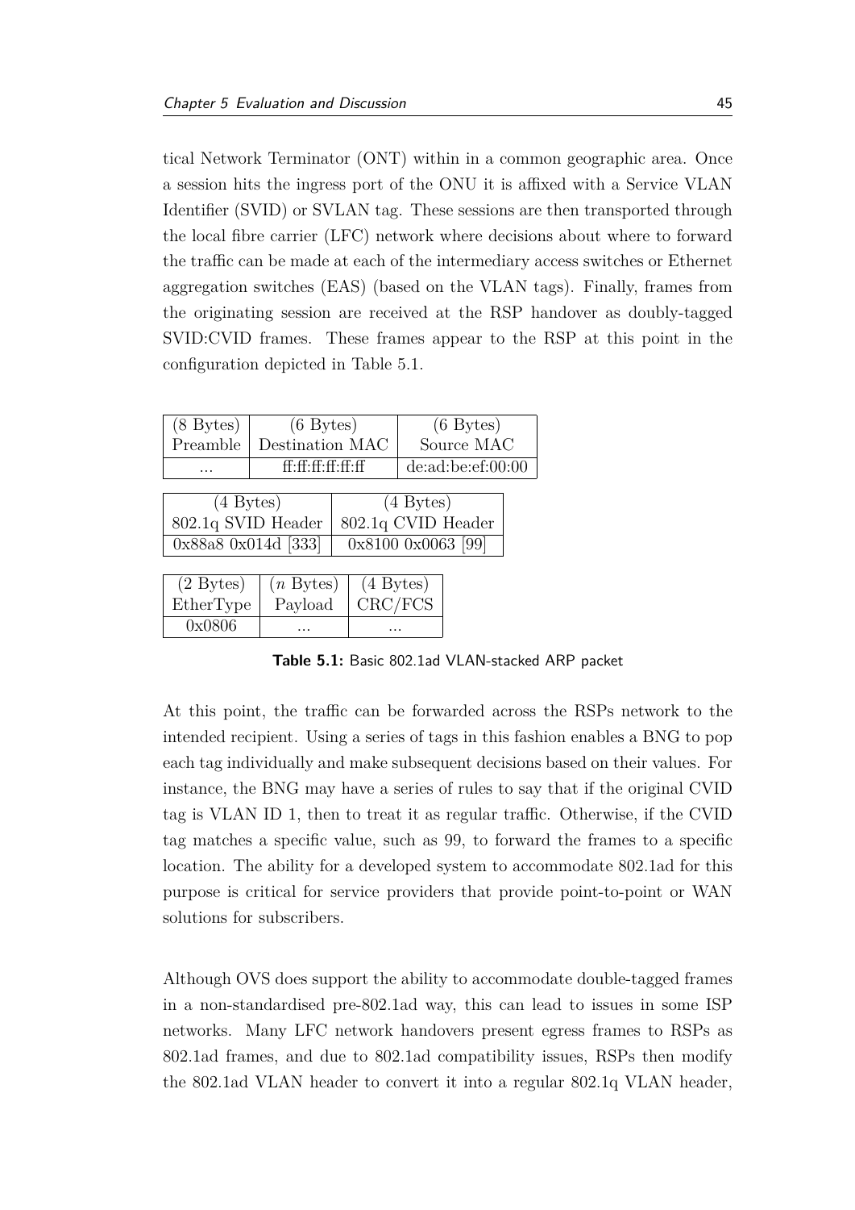tical Network Terminator (ONT) within in a common geographic area. Once a session hits the ingress port of the ONU it is affixed with a Service VLAN Identifier (SVID) or SVLAN tag. These sessions are then transported through the local fibre carrier (LFC) network where decisions about where to forward the traffic can be made at each of the intermediary access switches or Ethernet aggregation switches (EAS) (based on the VLAN tags). Finally, frames from the originating session are received at the RSP handover as doubly-tagged SVID:CVID frames. These frames appear to the RSP at this point in the configuration depicted in Table 5.1.

| (8 Bytes) | (6 Bytes) | (6 Bytes) |
|---|---|---|
| Preamble | Destination MAC | Source MAC |
| ... | ff:ff:ff:ff:ff:ff | de:ad:be:ef:00:00 |

| (4 Bytes) | (4 Bytes) |
|---|---|
| 802.1q SVID Header | 802.1q CVID Header |
| 0x88a8 0x014d [333] | 0x8100 0x0063 [99] |

| (2 Bytes) | ($n$ Bytes) | (4 Bytes) |
|---|---|---|
| EtherType | Payload | CRC/FCS |
| 0x0806 | ... | ... |

**Table 5.1:** Basic 802.1ad VLAN-stacked ARP packet

At this point, the traffic can be forwarded across the RSPs network to the intended recipient. Using a series of tags in this fashion enables a BNG to pop each tag individually and make subsequent decisions based on their values. For instance, the BNG may have a series of rules to say that if the original CVID tag is VLAN ID 1, then to treat it as regular traffic. Otherwise, if the CVID tag matches a specific value, such as 99, to forward the frames to a specific location. The ability for a developed system to accommodate 802.1ad for this purpose is critical for service providers that provide point-to-point or WAN solutions for subscribers.

Although OVS does support the ability to accommodate double-tagged frames in a non-standardised pre-802.1ad way, this can lead to issues in some ISP networks. Many LFC network handovers present egress frames to RSPs as 802.1ad frames, and due to 802.1ad compatibility issues, RSPs then modify the 802.1ad VLAN header to convert it into a regular 802.1q VLAN header,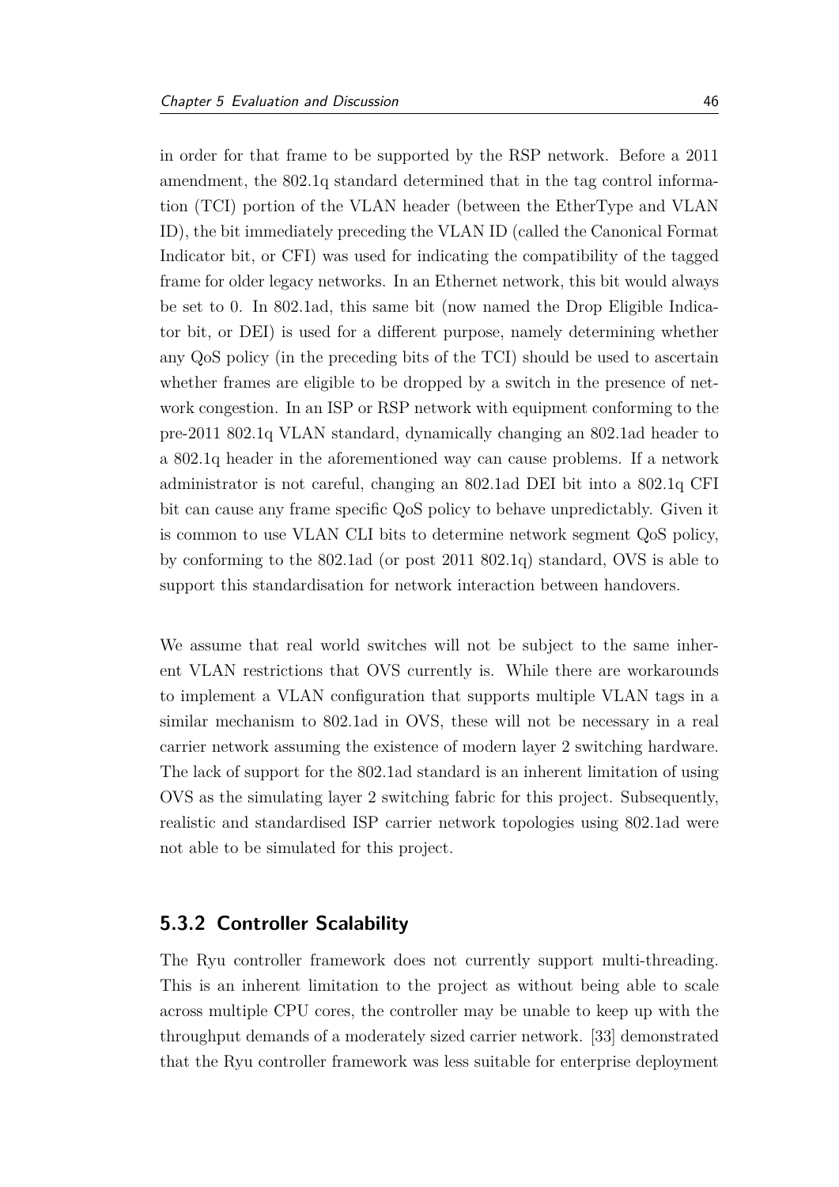in order for that frame to be supported by the RSP network. Before a 2011 amendment, the 802.1q standard determined that in the tag control information (TCI) portion of the VLAN header (between the EtherType and VLAN ID), the bit immediately preceding the VLAN ID (called the Canonical Format Indicator bit, or CFI) was used for indicating the compatibility of the tagged frame for older legacy networks. In an Ethernet network, this bit would always be set to 0. In 802.1ad, this same bit (now named the Drop Eligible Indicator bit, or DEI) is used for a different purpose, namely determining whether any QoS policy (in the preceding bits of the TCI) should be used to ascertain whether frames are eligible to be dropped by a switch in the presence of network congestion. In an ISP or RSP network with equipment conforming to the pre-2011 802.1q VLAN standard, dynamically changing an 802.1ad header to a 802.1q header in the aforementioned way can cause problems. If a network administrator is not careful, changing an 802.1ad DEI bit into a 802.1q CFI bit can cause any frame specific QoS policy to behave unpredictably. Given it is common to use VLAN CLI bits to determine network segment QoS policy, by conforming to the 802.1ad (or post 2011 802.1q) standard, OVS is able to support this standardisation for network interaction between handovers.

We assume that real world switches will not be subject to the same inherent VLAN restrictions that OVS currently is. While there are workarounds to implement a VLAN configuration that supports multiple VLAN tags in a similar mechanism to 802.1ad in OVS, these will not be necessary in a real carrier network assuming the existence of modern layer 2 switching hardware. The lack of support for the 802.1ad standard is an inherent limitation of using OVS as the simulating layer 2 switching fabric for this project. Subsequently, realistic and standardised ISP carrier network topologies using 802.1ad were not able to be simulated for this project.

### 5.3.2 Controller Scalability

The Ryu controller framework does not currently support multi-threading. This is an inherent limitation to the project as without being able to scale across multiple CPU cores, the controller may be unable to keep up with the throughput demands of a moderately sized carrier network. [33] demonstrated that the Ryu controller framework was less suitable for enterprise deployment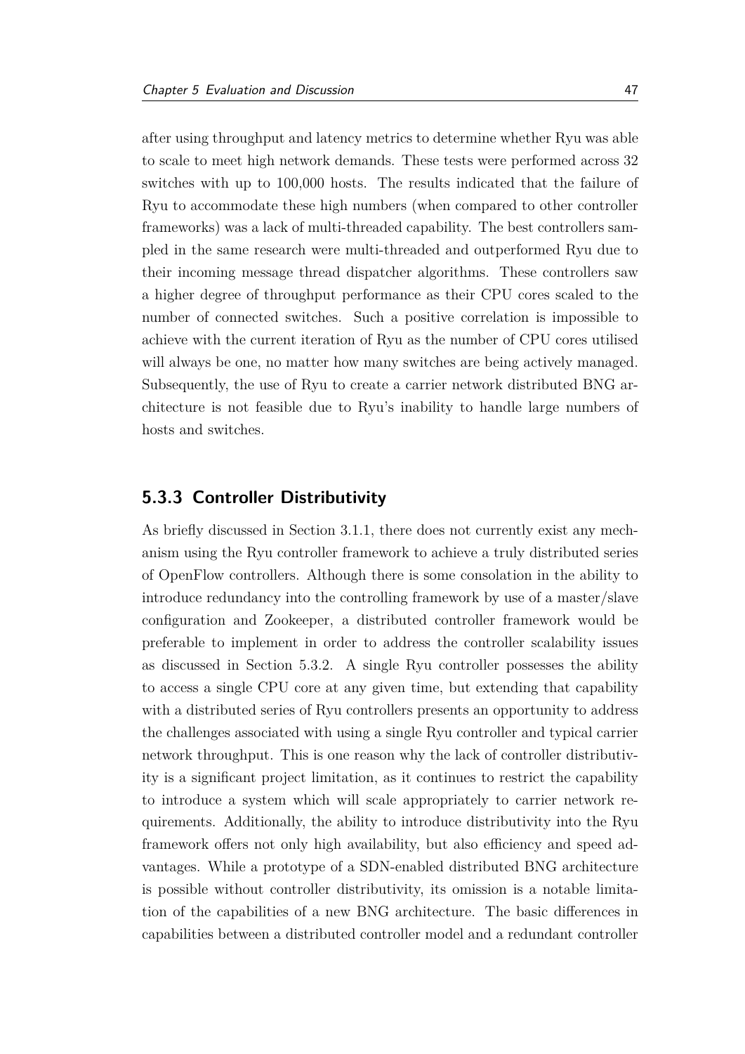after using throughput and latency metrics to determine whether Ryu was able to scale to meet high network demands. These tests were performed across 32 switches with up to 100,000 hosts. The results indicated that the failure of Ryu to accommodate these high numbers (when compared to other controller frameworks) was a lack of multi-threaded capability. The best controllers sampled in the same research were multi-threaded and outperformed Ryu due to their incoming message thread dispatcher algorithms. These controllers saw a higher degree of throughput performance as their CPU cores scaled to the number of connected switches. Such a positive correlation is impossible to achieve with the current iteration of Ryu as the number of CPU cores utilised will always be one, no matter how many switches are being actively managed. Subsequently, the use of Ryu to create a carrier network distributed BNG architecture is not feasible due to Ryu's inability to handle large numbers of hosts and switches.

### 5.3.3 Controller Distributivity

As briefly discussed in Section 3.1.1, there does not currently exist any mechanism using the Ryu controller framework to achieve a truly distributed series of OpenFlow controllers. Although there is some consolation in the ability to introduce redundancy into the controlling framework by use of a master/slave configuration and Zookeeper, a distributed controller framework would be preferable to implement in order to address the controller scalability issues as discussed in Section 5.3.2. A single Ryu controller possesses the ability to access a single CPU core at any given time, but extending that capability with a distributed series of Ryu controllers presents an opportunity to address the challenges associated with using a single Ryu controller and typical carrier network throughput. This is one reason why the lack of controller distributivity is a significant project limitation, as it continues to restrict the capability to introduce a system which will scale appropriately to carrier network requirements. Additionally, the ability to introduce distributivity into the Ryu framework offers not only high availability, but also efficiency and speed advantages. While a prototype of a SDN-enabled distributed BNG architecture is possible without controller distributivity, its omission is a notable limitation of the capabilities of a new BNG architecture. The basic differences in capabilities between a distributed controller model and a redundant controller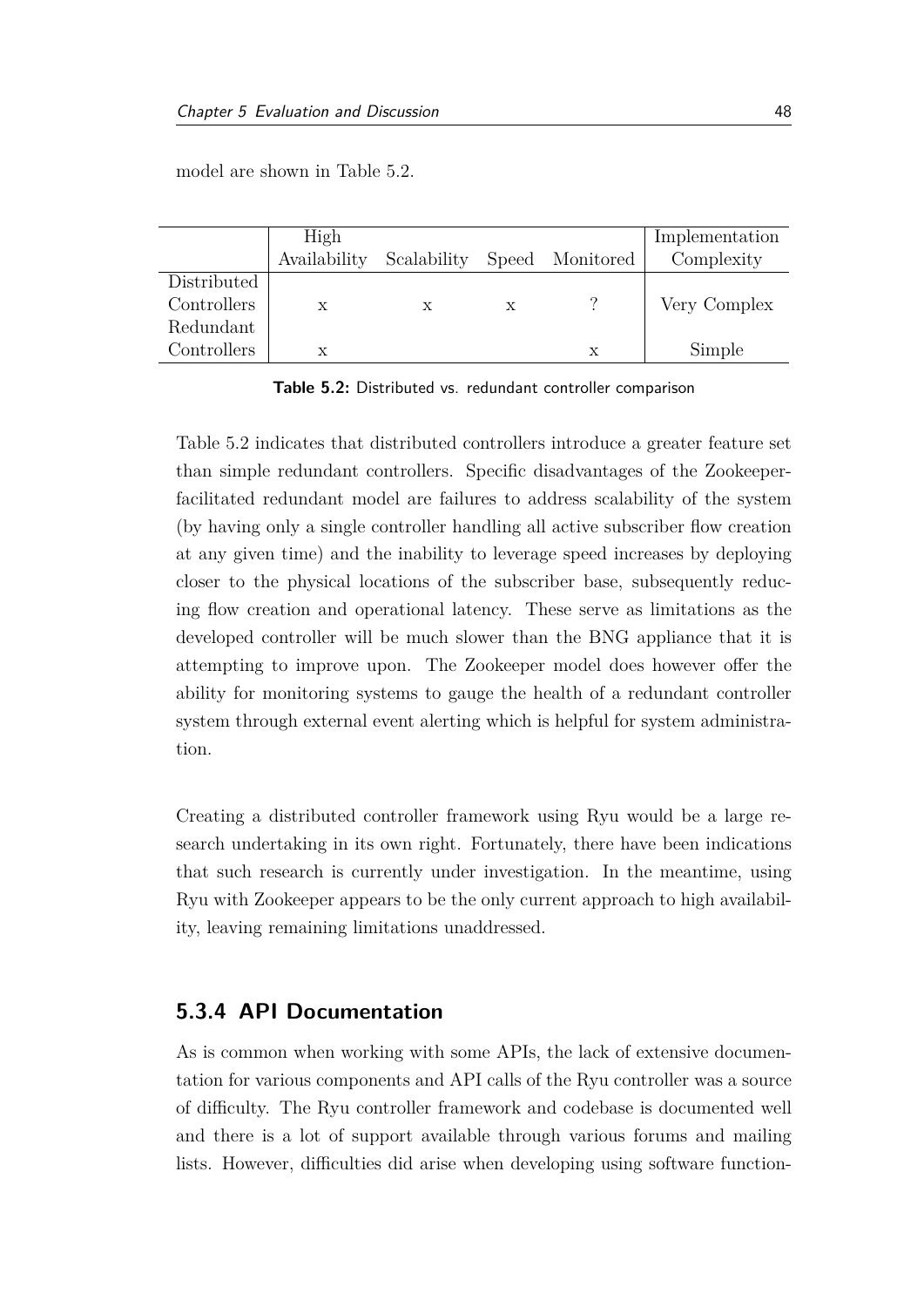model are shown in Table 5.2.

| | High Availability | Scalability | Speed | Monitored | Implementation Complexity |
|---|---|---|---|---|---|
| Distributed Controllers | x | x | x | ? | Very Complex |
| Redundant Controllers | x | | | x | Simple |

**Table 5.2:** Distributed vs. redundant controller comparison

Table 5.2 indicates that distributed controllers introduce a greater feature set than simple redundant controllers. Specific disadvantages of the Zookeeper-facilitated redundant model are failures to address scalability of the system (by having only a single controller handling all active subscriber flow creation at any given time) and the inability to leverage speed increases by deploying closer to the physical locations of the subscriber base, subsequently reducing flow creation and operational latency. These serve as limitations as the developed controller will be much slower than the BNG appliance that it is attempting to improve upon. The Zookeeper model does however offer the ability for monitoring systems to gauge the health of a redundant controller system through external event alerting which is helpful for system administration.

Creating a distributed controller framework using Ryu would be a large research undertaking in its own right. Fortunately, there have been indications that such research is currently under investigation. In the meantime, using Ryu with Zookeeper appears to be the only current approach to high availability, leaving remaining limitations unaddressed.

### 5.3.4 API Documentation

As is common when working with some APIs, the lack of extensive documentation for various components and API calls of the Ryu controller was a source of difficulty. The Ryu controller framework and codebase is documented well and there is a lot of support available through various forums and mailing lists. However, difficulties did arise when developing using software function-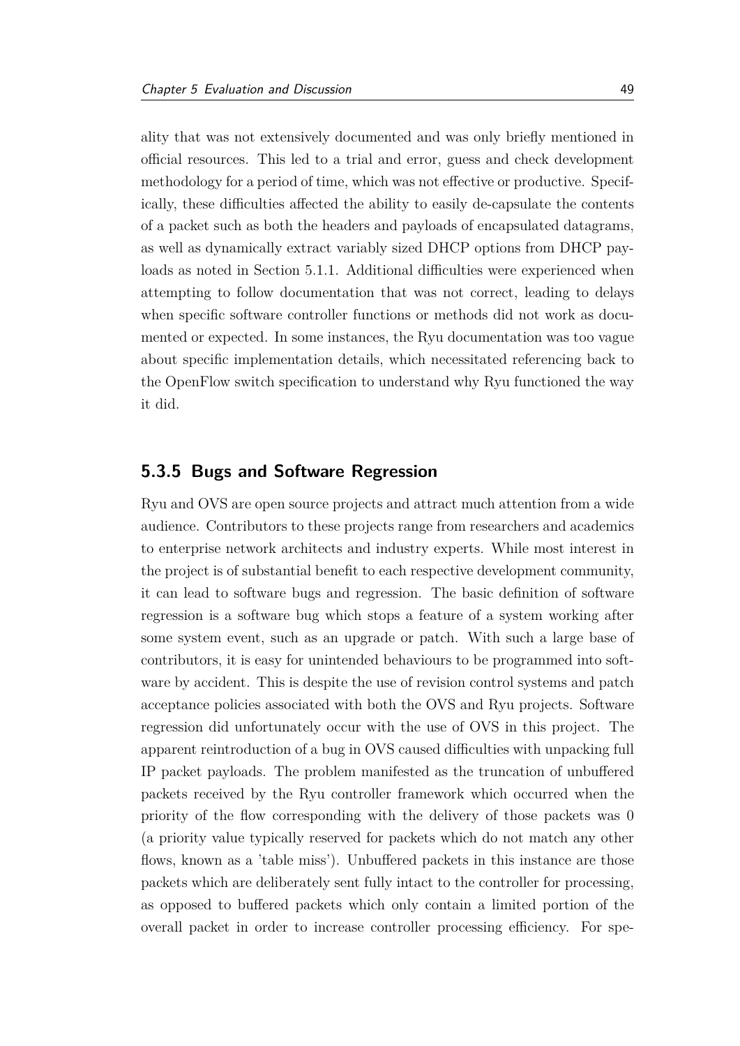ality that was not extensively documented and was only briefly mentioned in official resources. This led to a trial and error, guess and check development methodology for a period of time, which was not effective or productive. Specifically, these difficulties affected the ability to easily de-capsulate the contents of a packet such as both the headers and payloads of encapsulated datagrams, as well as dynamically extract variably sized DHCP options from DHCP payloads as noted in Section 5.1.1. Additional difficulties were experienced when attempting to follow documentation that was not correct, leading to delays when specific software controller functions or methods did not work as documented or expected. In some instances, the Ryu documentation was too vague about specific implementation details, which necessitated referencing back to the OpenFlow switch specification to understand why Ryu functioned the way it did.

### 5.3.5 Bugs and Software Regression

Ryu and OVS are open source projects and attract much attention from a wide audience. Contributors to these projects range from researchers and academics to enterprise network architects and industry experts. While most interest in the project is of substantial benefit to each respective development community, it can lead to software bugs and regression. The basic definition of software regression is a software bug which stops a feature of a system working after some system event, such as an upgrade or patch. With such a large base of contributors, it is easy for unintended behaviours to be programmed into software by accident. This is despite the use of revision control systems and patch acceptance policies associated with both the OVS and Ryu projects. Software regression did unfortunately occur with the use of OVS in this project. The apparent reintroduction of a bug in OVS caused difficulties with unpacking full IP packet payloads. The problem manifested as the truncation of unbuffered packets received by the Ryu controller framework which occurred when the priority of the flow corresponding with the delivery of those packets was 0 (a priority value typically reserved for packets which do not match any other flows, known as a 'table miss'). Unbuffered packets in this instance are those packets which are deliberately sent fully intact to the controller for processing, as opposed to buffered packets which only contain a limited portion of the overall packet in order to increase controller processing efficiency. For spe-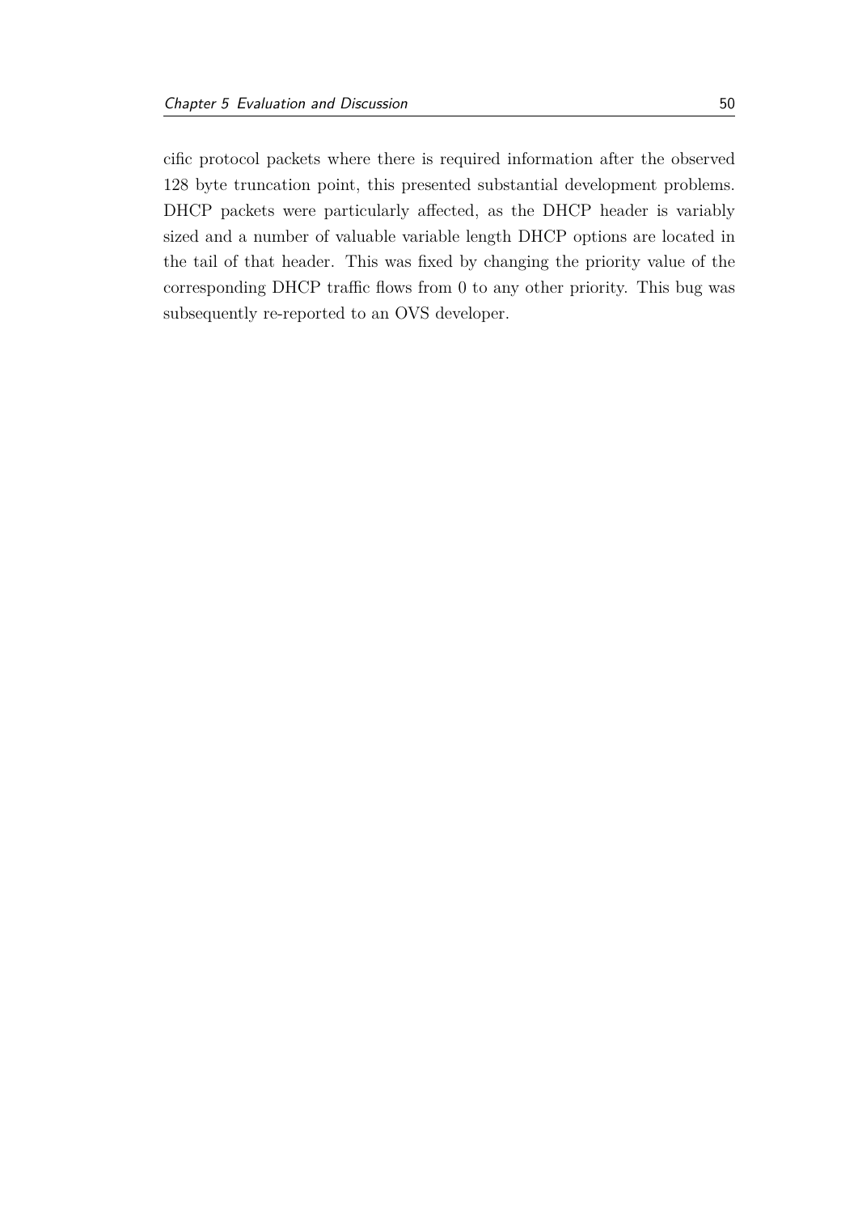cific protocol packets where there is required information after the observed 128 byte truncation point, this presented substantial development problems. DHCP packets were particularly affected, as the DHCP header is variably sized and a number of valuable variable length DHCP options are located in the tail of that header. This was fixed by changing the priority value of the corresponding DHCP traffic flows from 0 to any other priority. This bug was subsequently re-reported to an OVS developer.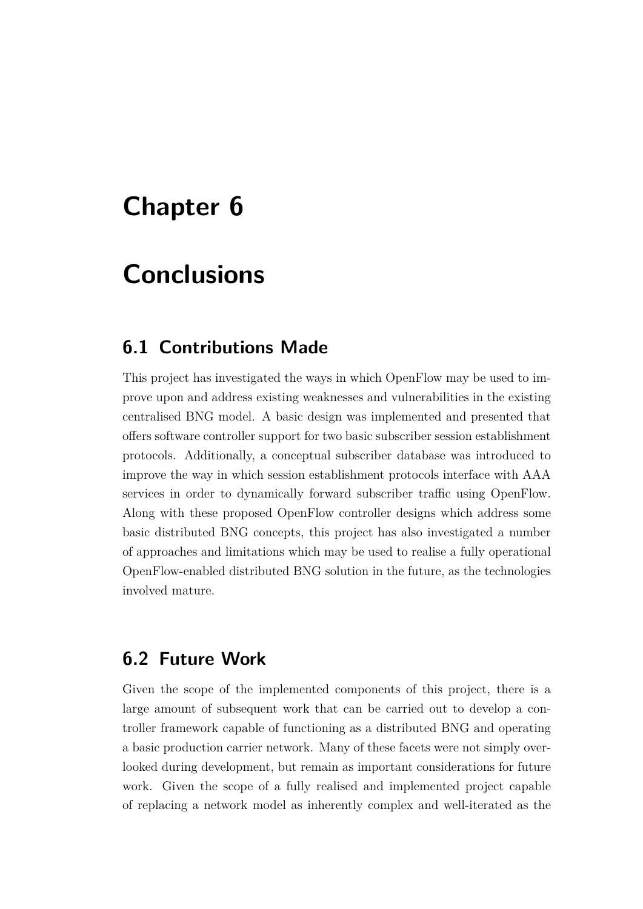# Chapter 6

# Conclusions

## 6.1 Contributions Made

This project has investigated the ways in which OpenFlow may be used to improve upon and address existing weaknesses and vulnerabilities in the existing centralised BNG model. A basic design was implemented and presented that offers software controller support for two basic subscriber session establishment protocols. Additionally, a conceptual subscriber database was introduced to improve the way in which session establishment protocols interface with AAA services in order to dynamically forward subscriber traffic using OpenFlow. Along with these proposed OpenFlow controller designs which address some basic distributed BNG concepts, this project has also investigated a number of approaches and limitations which may be used to realise a fully operational OpenFlow-enabled distributed BNG solution in the future, as the technologies involved mature.

## 6.2 Future Work

Given the scope of the implemented components of this project, there is a large amount of subsequent work that can be carried out to develop a controller framework capable of functioning as a distributed BNG and operating a basic production carrier network. Many of these facets were not simply overlooked during development, but remain as important considerations for future work. Given the scope of a fully realised and implemented project capable of replacing a network model as inherently complex and well-iterated as the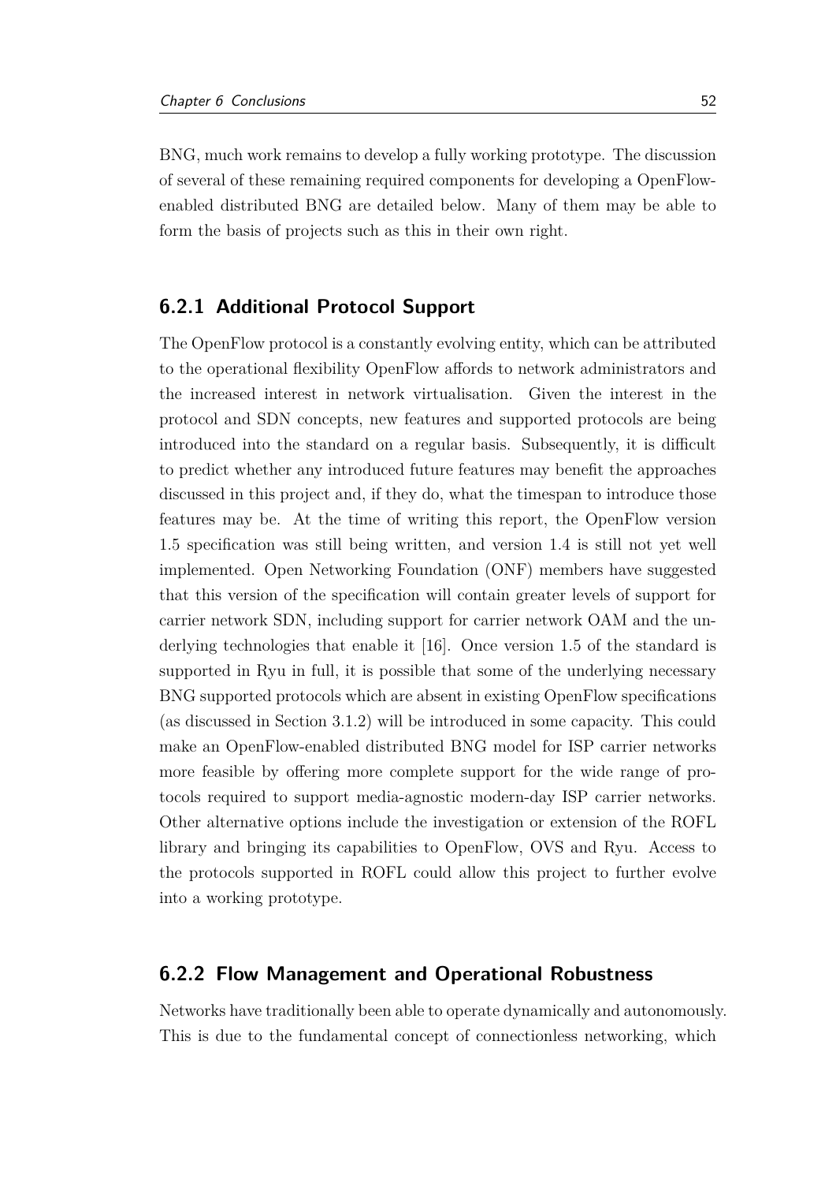BNG, much work remains to develop a fully working prototype. The discussion of several of these remaining required components for developing a OpenFlow-enabled distributed BNG are detailed below. Many of them may be able to form the basis of projects such as this in their own right.

### 6.2.1 Additional Protocol Support

The OpenFlow protocol is a constantly evolving entity, which can be attributed to the operational flexibility OpenFlow affords to network administrators and the increased interest in network virtualisation. Given the interest in the protocol and SDN concepts, new features and supported protocols are being introduced into the standard on a regular basis. Subsequently, it is difficult to predict whether any introduced future features may benefit the approaches discussed in this project and, if they do, what the timespan to introduce those features may be. At the time of writing this report, the OpenFlow version 1.5 specification was still being written, and version 1.4 is still not yet well implemented. Open Networking Foundation (ONF) members have suggested that this version of the specification will contain greater levels of support for carrier network SDN, including support for carrier network OAM and the underlying technologies that enable it [16]. Once version 1.5 of the standard is supported in Ryu in full, it is possible that some of the underlying necessary BNG supported protocols which are absent in existing OpenFlow specifications (as discussed in Section 3.1.2) will be introduced in some capacity. This could make an OpenFlow-enabled distributed BNG model for ISP carrier networks more feasible by offering more complete support for the wide range of protocols required to support media-agnostic modern-day ISP carrier networks. Other alternative options include the investigation or extension of the ROFL library and bringing its capabilities to OpenFlow, OVS and Ryu. Access to the protocols supported in ROFL could allow this project to further evolve into a working prototype.

### 6.2.2 Flow Management and Operational Robustness

Networks have traditionally been able to operate dynamically and autonomously. This is due to the fundamental concept of connectionless networking, which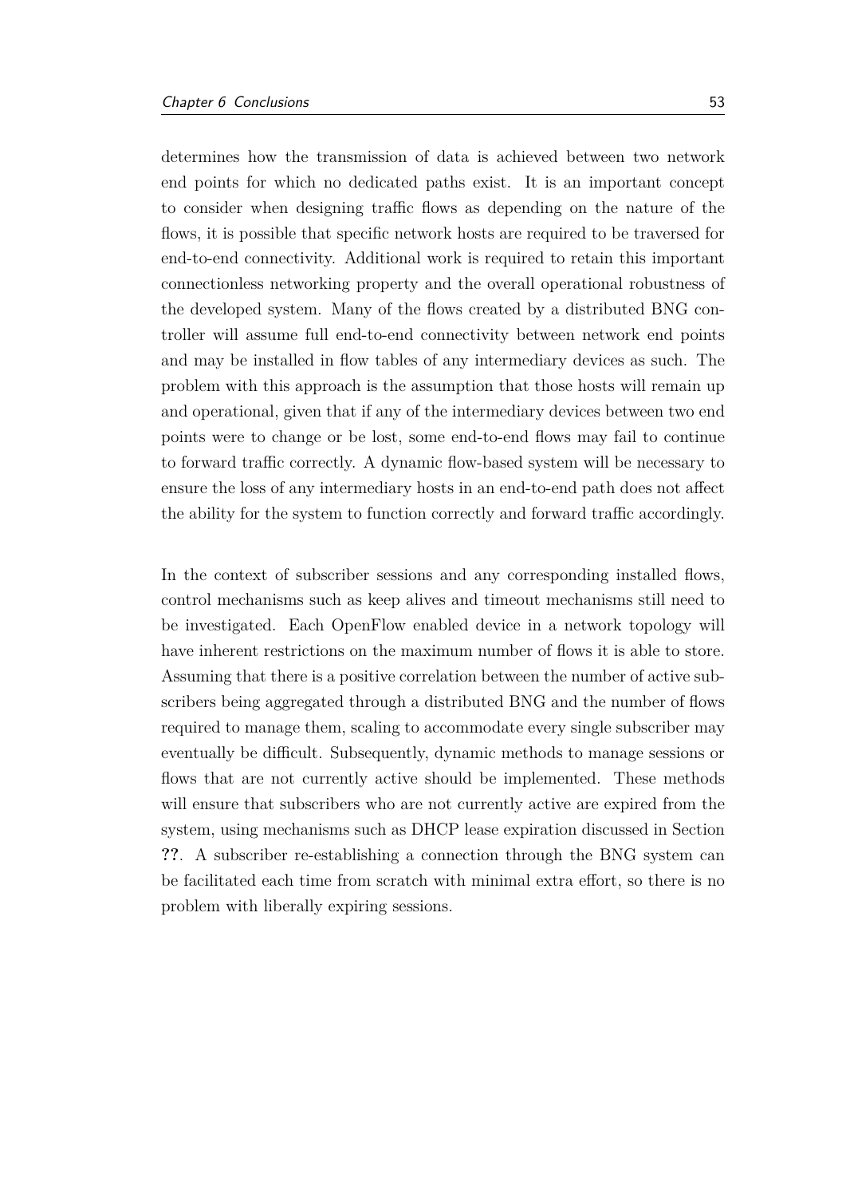determines how the transmission of data is achieved between two network end points for which no dedicated paths exist. It is an important concept to consider when designing traffic flows as depending on the nature of the flows, it is possible that specific network hosts are required to be traversed for end-to-end connectivity. Additional work is required to retain this important connectionless networking property and the overall operational robustness of the developed system. Many of the flows created by a distributed BNG controller will assume full end-to-end connectivity between network end points and may be installed in flow tables of any intermediary devices as such. The problem with this approach is the assumption that those hosts will remain up and operational, given that if any of the intermediary devices between two end points were to change or be lost, some end-to-end flows may fail to continue to forward traffic correctly. A dynamic flow-based system will be necessary to ensure the loss of any intermediary hosts in an end-to-end path does not affect the ability for the system to function correctly and forward traffic accordingly.

In the context of subscriber sessions and any corresponding installed flows, control mechanisms such as keep alives and timeout mechanisms still need to be investigated. Each OpenFlow enabled device in a network topology will have inherent restrictions on the maximum number of flows it is able to store. Assuming that there is a positive correlation between the number of active subscribers being aggregated through a distributed BNG and the number of flows required to manage them, scaling to accommodate every single subscriber may eventually be difficult. Subsequently, dynamic methods to manage sessions or flows that are not currently active should be implemented. These methods will ensure that subscribers who are not currently active are expired from the system, using mechanisms such as DHCP lease expiration discussed in Section **??**. A subscriber re-establishing a connection through the BNG system can be facilitated each time from scratch with minimal extra effort, so there is no problem with liberally expiring sessions.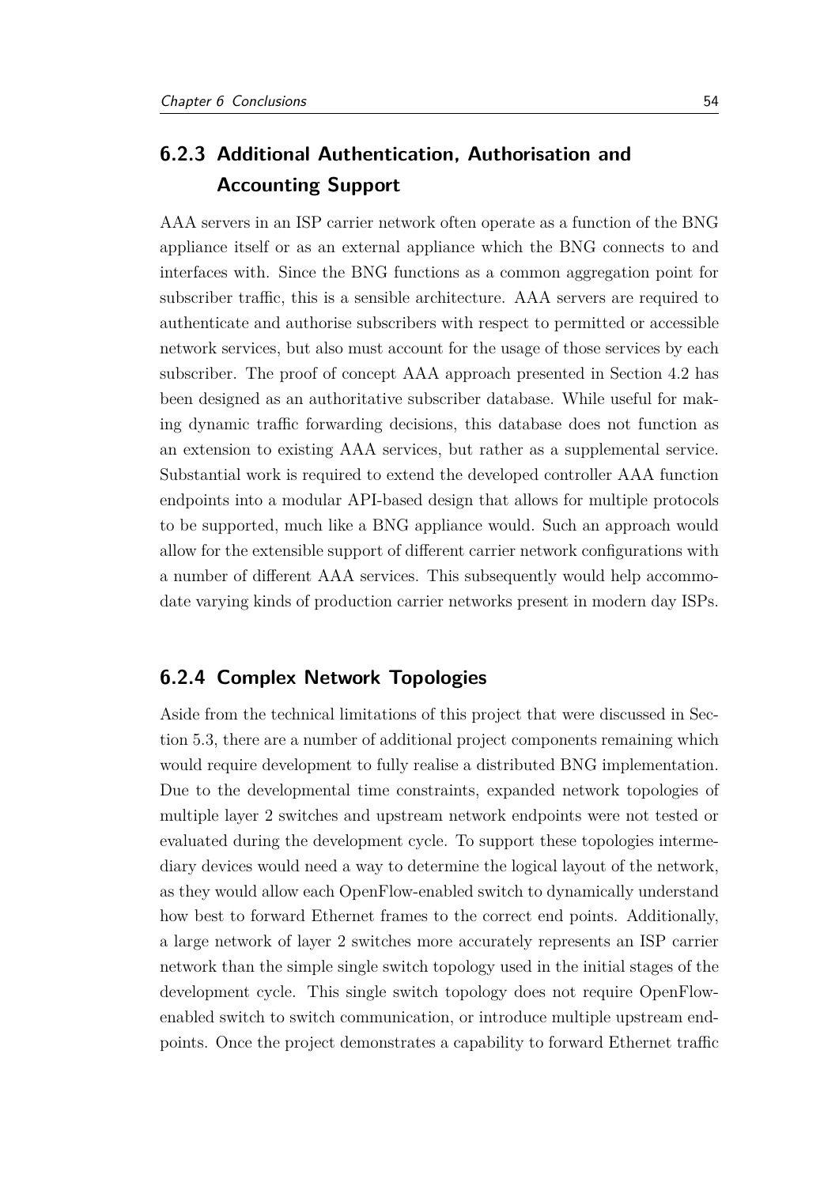### 6.2.3 Additional Authentication, Authorisation and Accounting Support

AAA servers in an ISP carrier network often operate as a function of the BNG appliance itself or as an external appliance which the BNG connects to and interfaces with. Since the BNG functions as a common aggregation point for subscriber traffic, this is a sensible architecture. AAA servers are required to authenticate and authorise subscribers with respect to permitted or accessible network services, but also must account for the usage of those services by each subscriber. The proof of concept AAA approach presented in Section 4.2 has been designed as an authoritative subscriber database. While useful for making dynamic traffic forwarding decisions, this database does not function as an extension to existing AAA services, but rather as a supplemental service. Substantial work is required to extend the developed controller AAA function endpoints into a modular API-based design that allows for multiple protocols to be supported, much like a BNG appliance would. Such an approach would allow for the extensible support of different carrier network configurations with a number of different AAA services. This subsequently would help accommodate varying kinds of production carrier networks present in modern day ISPs.

### 6.2.4 Complex Network Topologies

Aside from the technical limitations of this project that were discussed in Section 5.3, there are a number of additional project components remaining which would require development to fully realise a distributed BNG implementation. Due to the developmental time constraints, expanded network topologies of multiple layer 2 switches and upstream network endpoints were not tested or evaluated during the development cycle. To support these topologies intermediary devices would need a way to determine the logical layout of the network, as they would allow each OpenFlow-enabled switch to dynamically understand how best to forward Ethernet frames to the correct end points. Additionally, a large network of layer 2 switches more accurately represents an ISP carrier network than the simple single switch topology used in the initial stages of the development cycle. This single switch topology does not require OpenFlow-enabled switch to switch communication, or introduce multiple upstream endpoints. Once the project demonstrates a capability to forward Ethernet traffic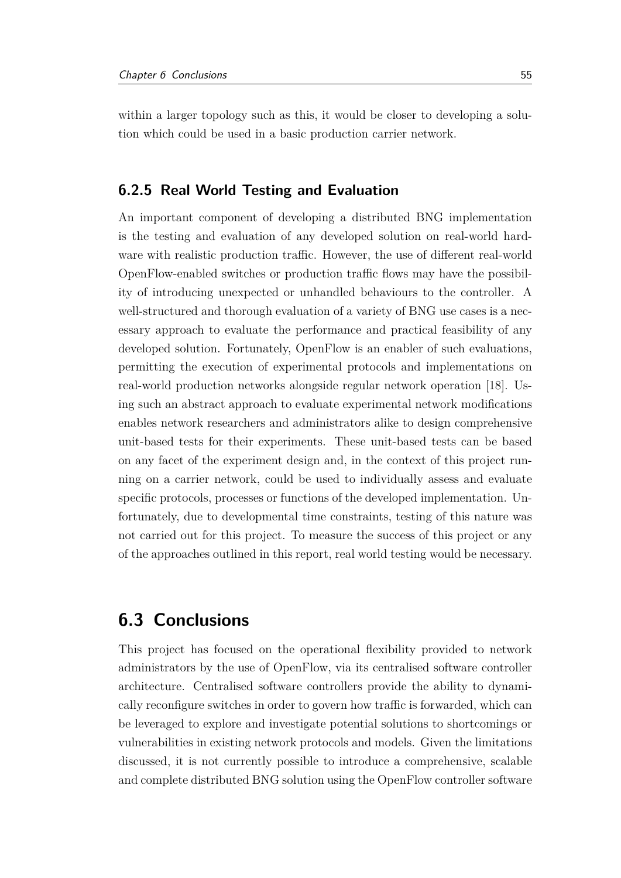within a larger topology such as this, it would be closer to developing a solution which could be used in a basic production carrier network.

### 6.2.5 Real World Testing and Evaluation

An important component of developing a distributed BNG implementation is the testing and evaluation of any developed solution on real-world hardware with realistic production traffic. However, the use of different real-world OpenFlow-enabled switches or production traffic flows may have the possibility of introducing unexpected or unhandled behaviours to the controller. A well-structured and thorough evaluation of a variety of BNG use cases is a necessary approach to evaluate the performance and practical feasibility of any developed solution. Fortunately, OpenFlow is an enabler of such evaluations, permitting the execution of experimental protocols and implementations on real-world production networks alongside regular network operation [18]. Using such an abstract approach to evaluate experimental network modifications enables network researchers and administrators alike to design comprehensive unit-based tests for their experiments. These unit-based tests can be based on any facet of the experiment design and, in the context of this project running on a carrier network, could be used to individually assess and evaluate specific protocols, processes or functions of the developed implementation. Unfortunately, due to developmental time constraints, testing of this nature was not carried out for this project. To measure the success of this project or any of the approaches outlined in this report, real world testing would be necessary.

## 6.3 Conclusions

This project has focused on the operational flexibility provided to network administrators by the use of OpenFlow, via its centralised software controller architecture. Centralised software controllers provide the ability to dynamically reconfigure switches in order to govern how traffic is forwarded, which can be leveraged to explore and investigate potential solutions to shortcomings or vulnerabilities in existing network protocols and models. Given the limitations discussed, it is not currently possible to introduce a comprehensive, scalable and complete distributed BNG solution using the OpenFlow controller software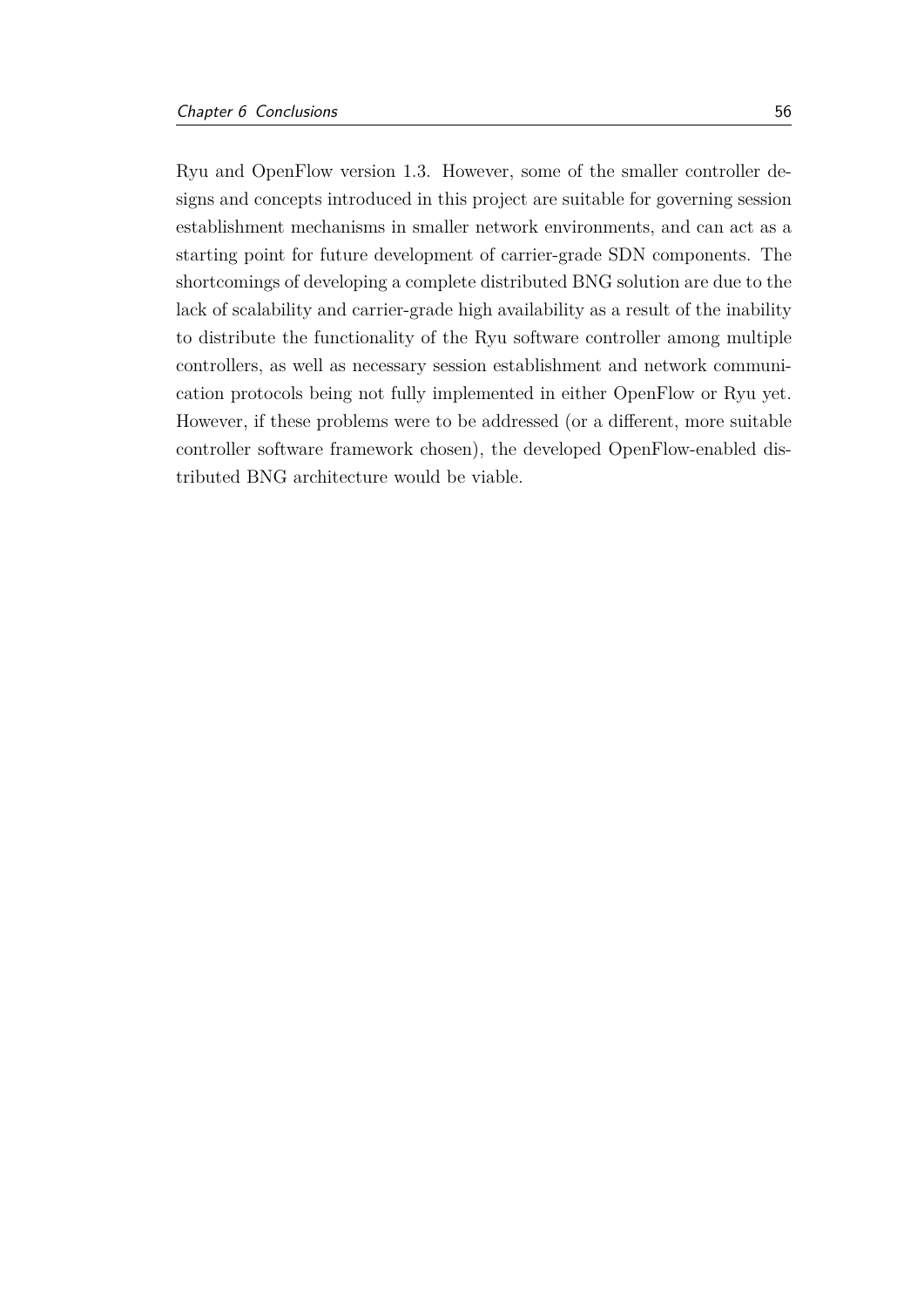Ryu and OpenFlow version 1.3. However, some of the smaller controller designs and concepts introduced in this project are suitable for governing session establishment mechanisms in smaller network environments, and can act as a starting point for future development of carrier-grade SDN components. The shortcomings of developing a complete distributed BNG solution are due to the lack of scalability and carrier-grade high availability as a result of the inability to distribute the functionality of the Ryu software controller among multiple controllers, as well as necessary session establishment and network communication protocols being not fully implemented in either OpenFlow or Ryu yet. However, if these problems were to be addressed (or a different, more suitable controller software framework chosen), the developed OpenFlow-enabled distributed BNG architecture would be viable.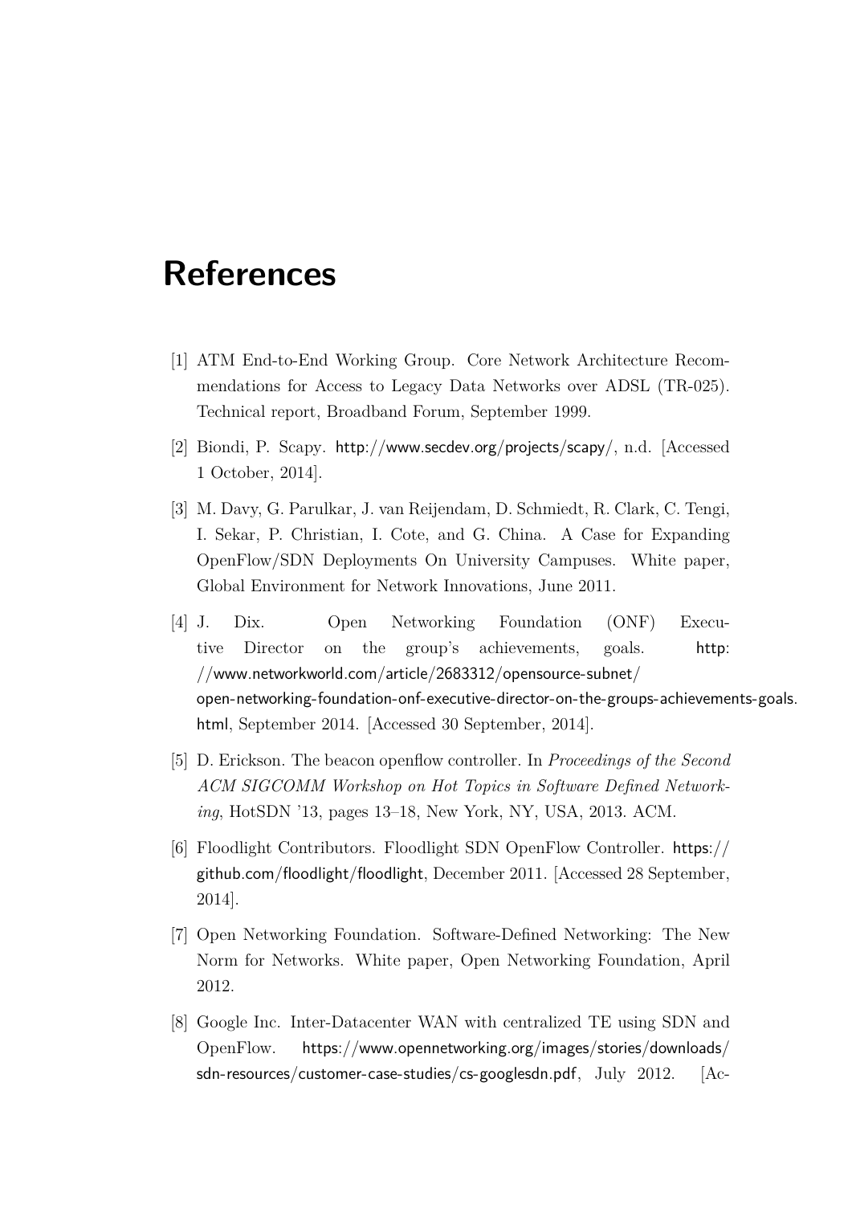# References

[1] ATM End-to-End Working Group. Core Network Architecture Recommendations for Access to Legacy Data Networks over ADSL (TR-025). Technical report, Broadband Forum, September 1999.

[2] Biondi, P. Scapy. http://www.secdev.org/projects/scapy/, n.d. [Accessed 1 October, 2014].

[3] M. Davy, G. Parulkar, J. van Reijendam, D. Schmiedt, R. Clark, C. Tengi, I. Sekar, P. Christian, I. Cote, and G. China. A Case for Expanding OpenFlow/SDN Deployments On University Campuses. White paper, Global Environment for Network Innovations, June 2011.

[4] J. Dix. Open Networking Foundation (ONF) Executive Director on the group's achievements, goals. http://www.networkworld.com/article/2683312/opensource-subnet/open-networking-foundation-onf-executive-director-on-the-groups-achievements-goals.html, September 2014. [Accessed 30 September, 2014].

[5] D. Erickson. The beacon openflow controller. In *Proceedings of the Second ACM SIGCOMM Workshop on Hot Topics in Software Defined Networking*, HotSDN '13, pages 13–18, New York, NY, USA, 2013. ACM.

[6] Floodlight Contributors. Floodlight SDN OpenFlow Controller. https://github.com/floodlight/floodlight, December 2011. [Accessed 28 September, 2014].

[7] Open Networking Foundation. Software-Defined Networking: The New Norm for Networks. White paper, Open Networking Foundation, April 2012.

[8] Google Inc. Inter-Datacenter WAN with centralized TE using SDN and OpenFlow. https://www.opennetworking.org/images/stories/downloads/sdn-resources/customer-case-studies/cs-googlesdn.pdf, July 2012. [Ac-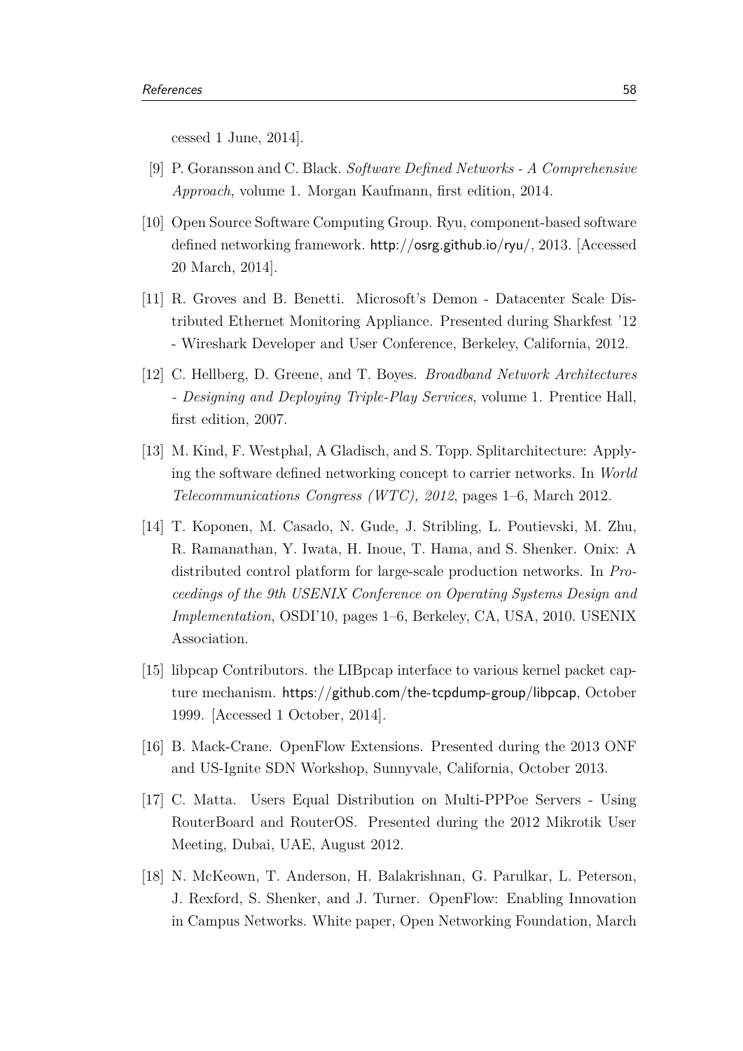cessed 1 June, 2014].

[9] P. Goransson and C. Black. *Software Defined Networks - A Comprehensive Approach*, volume 1. Morgan Kaufmann, first edition, 2014.

[10] Open Source Software Computing Group. Ryu, component-based software defined networking framework. http://osrg.github.io/ryu/, 2013. [Accessed 20 March, 2014].

[11] R. Groves and B. Benetti. Microsoft's Demon - Datacenter Scale Distributed Ethernet Monitoring Appliance. Presented during Sharkfest '12 - Wireshark Developer and User Conference, Berkeley, California, 2012.

[12] C. Hellberg, D. Greene, and T. Boyes. *Broadband Network Architectures - Designing and Deploying Triple-Play Services*, volume 1. Prentice Hall, first edition, 2007.

[13] M. Kind, F. Westphal, A Gladisch, and S. Topp. Splitarchitecture: Applying the software defined networking concept to carrier networks. In *World Telecommunications Congress (WTC), 2012*, pages 1–6, March 2012.

[14] T. Koponen, M. Casado, N. Gude, J. Stribling, L. Poutievski, M. Zhu, R. Ramanathan, Y. Iwata, H. Inoue, T. Hama, and S. Shenker. Onix: A distributed control platform for large-scale production networks. In *Proceedings of the 9th USENIX Conference on Operating Systems Design and Implementation*, OSDI'10, pages 1–6, Berkeley, CA, USA, 2010. USENIX Association.

[15] libpcap Contributors. the LIBpcap interface to various kernel packet capture mechanism. https://github.com/the-tcpdump-group/libpcap, October 1999. [Accessed 1 October, 2014].

[16] B. Mack-Crane. OpenFlow Extensions. Presented during the 2013 ONF and US-Ignite SDN Workshop, Sunnyvale, California, October 2013.

[17] C. Matta. Users Equal Distribution on Multi-PPPoe Servers - Using RouterBoard and RouterOS. Presented during the 2012 Mikrotik User Meeting, Dubai, UAE, August 2012.

[18] N. McKeown, T. Anderson, H. Balakrishnan, G. Parulkar, L. Peterson, J. Rexford, S. Shenker, and J. Turner. OpenFlow: Enabling Innovation in Campus Networks. White paper, Open Networking Foundation, March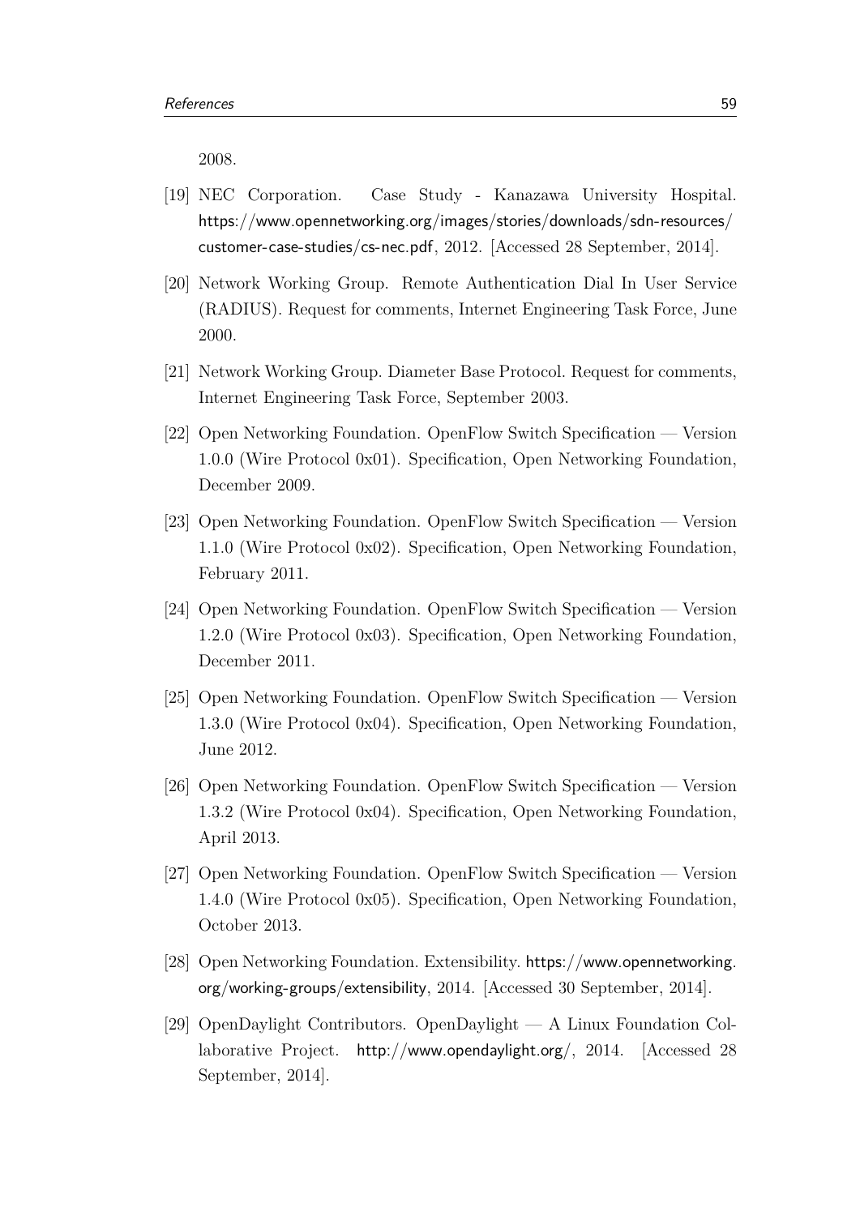2008.

[19] NEC Corporation. Case Study - Kanazawa University Hospital. https://www.opennetworking.org/images/stories/downloads/sdn-resources/customer-case-studies/cs-nec.pdf, 2012. [Accessed 28 September, 2014].

[20] Network Working Group. Remote Authentication Dial In User Service (RADIUS). Request for comments, Internet Engineering Task Force, June 2000.

[21] Network Working Group. Diameter Base Protocol. Request for comments, Internet Engineering Task Force, September 2003.

[22] Open Networking Foundation. OpenFlow Switch Specification — Version 1.0.0 (Wire Protocol 0x01). Specification, Open Networking Foundation, December 2009.

[23] Open Networking Foundation. OpenFlow Switch Specification — Version 1.1.0 (Wire Protocol 0x02). Specification, Open Networking Foundation, February 2011.

[24] Open Networking Foundation. OpenFlow Switch Specification — Version 1.2.0 (Wire Protocol 0x03). Specification, Open Networking Foundation, December 2011.

[25] Open Networking Foundation. OpenFlow Switch Specification — Version 1.3.0 (Wire Protocol 0x04). Specification, Open Networking Foundation, June 2012.

[26] Open Networking Foundation. OpenFlow Switch Specification — Version 1.3.2 (Wire Protocol 0x04). Specification, Open Networking Foundation, April 2013.

[27] Open Networking Foundation. OpenFlow Switch Specification — Version 1.4.0 (Wire Protocol 0x05). Specification, Open Networking Foundation, October 2013.

[28] Open Networking Foundation. Extensibility. https://www.opennetworking.org/working-groups/extensibility, 2014. [Accessed 30 September, 2014].

[29] OpenDaylight Contributors. OpenDaylight — A Linux Foundation Collaborative Project. http://www.opendaylight.org/, 2014. [Accessed 28 September, 2014].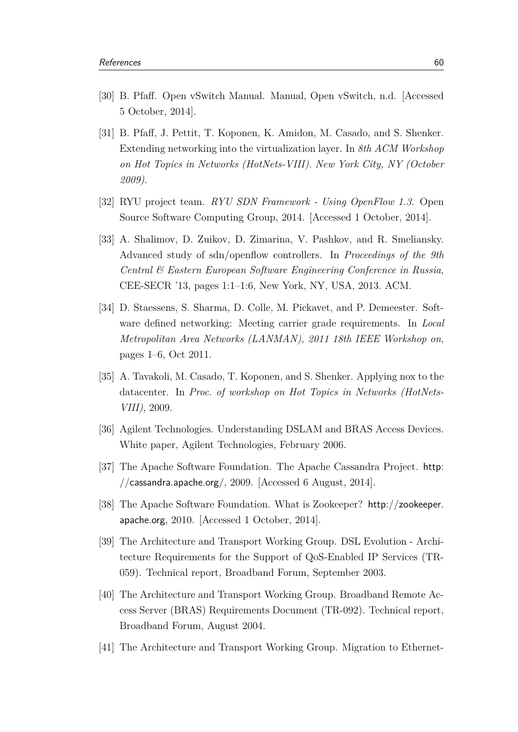[30] B. Pfaff. Open vSwitch Manual. Manual, Open vSwitch, n.d. [Accessed 5 October, 2014].

[31] B. Pfaff, J. Pettit, T. Koponen, K. Amidon, M. Casado, and S. Shenker. Extending networking into the virtualization layer. In *8th ACM Workshop on Hot Topics in Networks (HotNets-VIII). New York City, NY (October 2009)*.

[32] RYU project team. *RYU SDN Framework - Using OpenFlow 1.3*. Open Source Software Computing Group, 2014. [Accessed 1 October, 2014].

[33] A. Shalimov, D. Zuikov, D. Zimarina, V. Pashkov, and R. Smeliansky. Advanced study of sdn/openflow controllers. In *Proceedings of the 9th Central & Eastern European Software Engineering Conference in Russia*, CEE-SECR '13, pages 1:1–1:6, New York, NY, USA, 2013. ACM.

[34] D. Staessens, S. Sharma, D. Colle, M. Pickavet, and P. Demeester. Software defined networking: Meeting carrier grade requirements. In *Local Metropolitan Area Networks (LANMAN), 2011 18th IEEE Workshop on*, pages 1–6, Oct 2011.

[35] A. Tavakoli, M. Casado, T. Koponen, and S. Shenker. Applying nox to the datacenter. In *Proc. of workshop on Hot Topics in Networks (HotNets-VIII)*, 2009.

[36] Agilent Technologies. Understanding DSLAM and BRAS Access Devices. White paper, Agilent Technologies, February 2006.

[37] The Apache Software Foundation. The Apache Cassandra Project. http://cassandra.apache.org/, 2009. [Accessed 6 August, 2014].

[38] The Apache Software Foundation. What is Zookeeper? http://zookeeper.apache.org, 2010. [Accessed 1 October, 2014].

[39] The Architecture and Transport Working Group. DSL Evolution - Architecture Requirements for the Support of QoS-Enabled IP Services (TR-059). Technical report, Broadband Forum, September 2003.

[40] The Architecture and Transport Working Group. Broadband Remote Access Server (BRAS) Requirements Document (TR-092). Technical report, Broadband Forum, August 2004.

[41] The Architecture and Transport Working Group. Migration to Ethernet-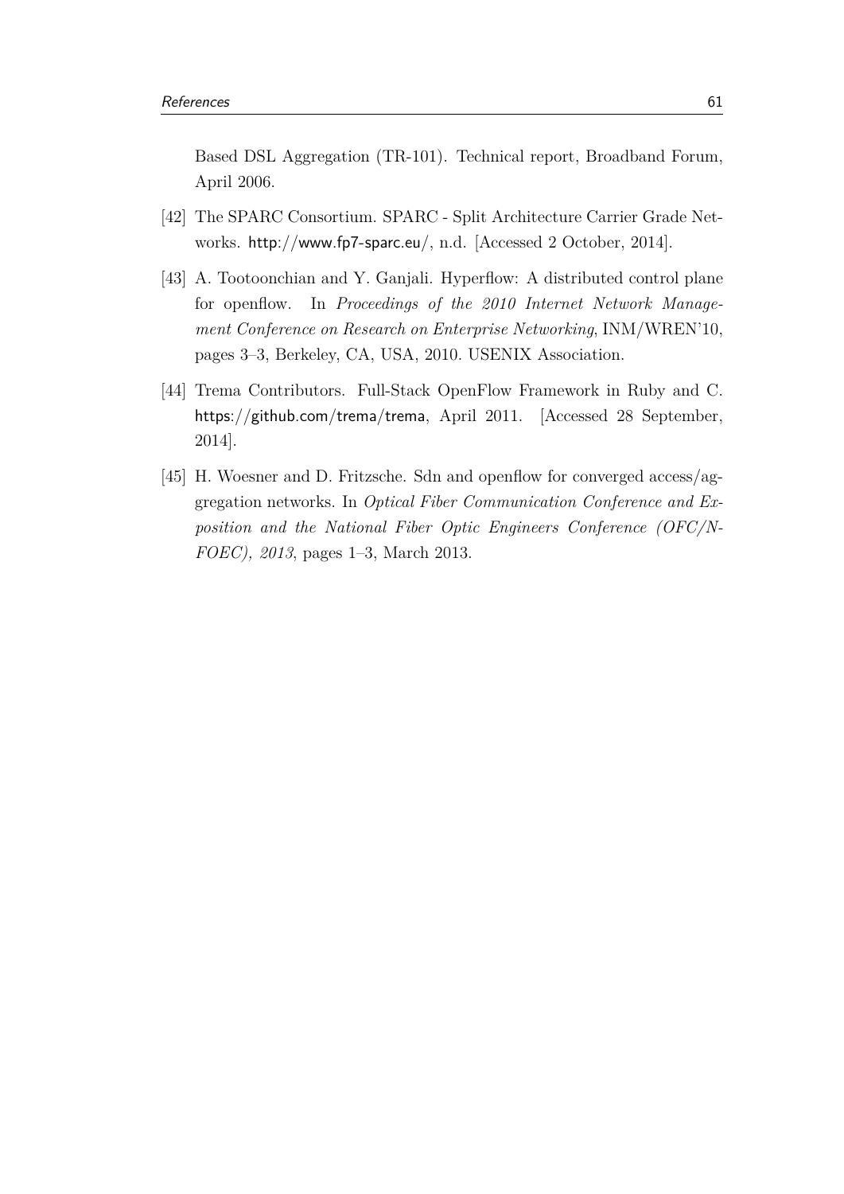Based DSL Aggregation (TR-101). Technical report, Broadband Forum, April 2006.

[42] The SPARC Consortium. SPARC - Split Architecture Carrier Grade Networks. http://www.fp7-sparc.eu/, n.d. [Accessed 2 October, 2014].

[43] A. Tootoonchian and Y. Ganjali. Hyperflow: A distributed control plane for openflow. In *Proceedings of the 2010 Internet Network Management Conference on Research on Enterprise Networking*, INM/WREN'10, pages 3–3, Berkeley, CA, USA, 2010. USENIX Association.

[44] Trema Contributors. Full-Stack OpenFlow Framework in Ruby and C. https://github.com/trema/trema, April 2011. [Accessed 28 September, 2014].

[45] H. Woesner and D. Fritzsche. Sdn and openflow for converged access/aggregation networks. In *Optical Fiber Communication Conference and Exposition and the National Fiber Optic Engineers Conference (OFC/NFOEC), 2013*, pages 1–3, March 2013.